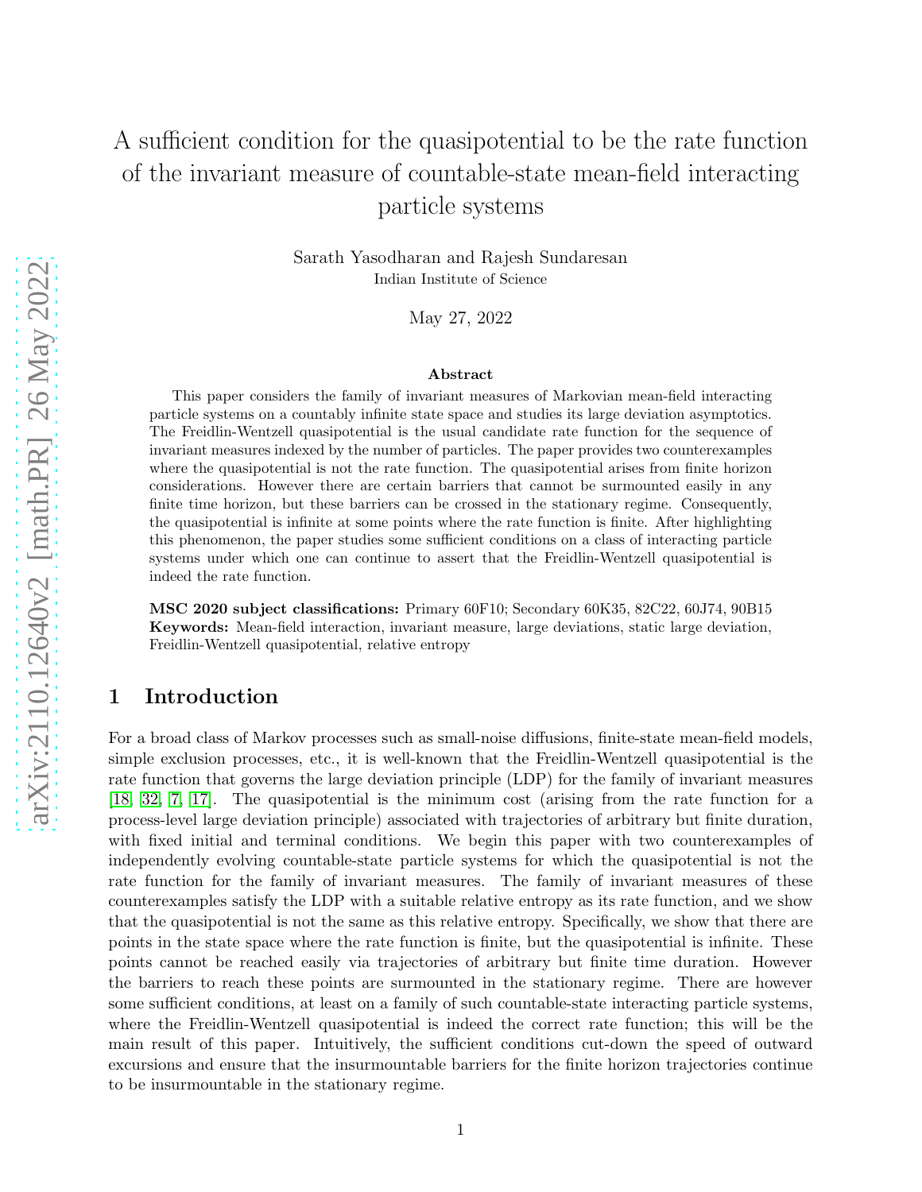# A sufficient condition for the quasipotential to be the rate function of the invariant measure of countable-state mean-field interacting particle systems

Sarath Yasodharan and Rajesh Sundaresan
Indian Institute of Science

May 27, 2022

### Abstract

This paper considers the family of invariant measures of Markovian mean-field interacting particle systems on a countably infinite state space and studies its large deviation asymptotics. The Freidlin-Wentzell quasipotential is the usual candidate rate function for the sequence of invariant measures indexed by the number of particles. The paper provides two counterexamples where the quasipotential is not the rate function. The quasipotential arises from finite horizon considerations. However there are certain barriers that cannot be surmounted easily in any finite time horizon, but these barriers can be crossed in the stationary regime. Consequently, the quasipotential is infinite at some points where the rate function is finite. After highlighting this phenomenon, the paper studies some sufficient conditions on a class of interacting particle systems under which one can continue to assert that the Freidlin-Wentzell quasipotential is indeed the rate function.

**MSC 2020 subject classifications:** Primary 60F10; Secondary 60K35, 82C22, 60J74, 90B15
**Keywords:** Mean-field interaction, invariant measure, large deviations, static large deviation, Freidlin-Wentzell quasipotential, relative entropy

## 1 Introduction

For a broad class of Markov processes such as small-noise diffusions, finite-state mean-field models, simple exclusion processes, etc., it is well-known that the Freidlin-Wentzell quasipotential is the rate function that governs the large deviation principle (LDP) for the family of invariant measures [18, 32, 7, 17]. The quasipotential is the minimum cost (arising from the rate function for a process-level large deviation principle) associated with trajectories of arbitrary but finite duration, with fixed initial and terminal conditions. We begin this paper with two counterexamples of independently evolving countable-state particle systems for which the quasipotential is not the rate function for the family of invariant measures. The family of invariant measures of these counterexamples satisfy the LDP with a suitable relative entropy as its rate function, and we show that the quasipotential is not the same as this relative entropy. Specifically, we show that there are points in the state space where the rate function is finite, but the quasipotential is infinite. These points cannot be reached easily via trajectories of arbitrary but finite time duration. However the barriers to reach these points are surmounted in the stationary regime. There are however some sufficient conditions, at least on a family of such countable-state interacting particle systems, where the Freidlin-Wentzell quasipotential is indeed the correct rate function; this will be the main result of this paper. Intuitively, the sufficient conditions cut-down the speed of outward excursions and ensure that the insurmountable barriers for the finite horizon trajectories continue to be insurmountable in the stationary regime.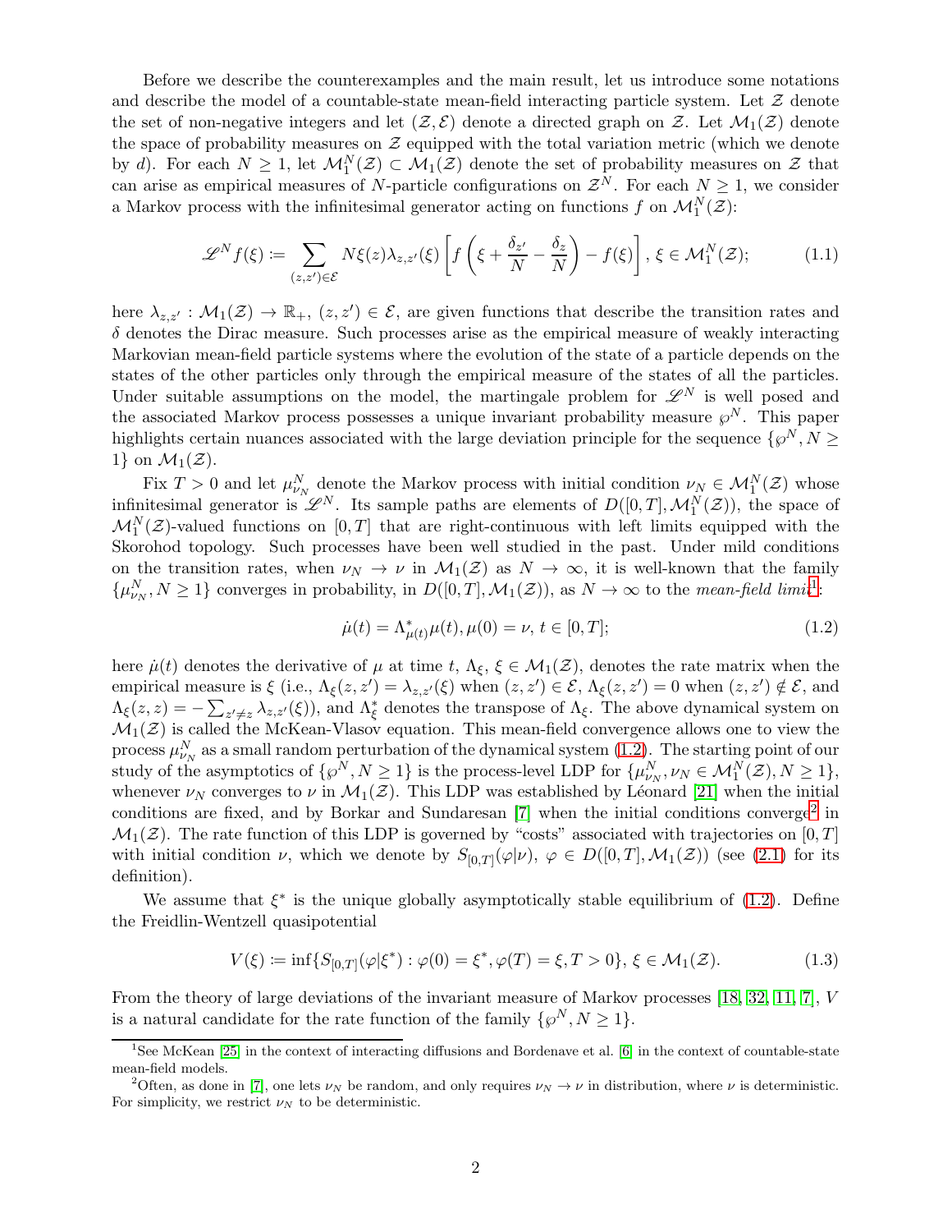Before we describe the counterexamples and the main result, let us introduce some notations and describe the model of a countable-state mean-field interacting particle system. Let $\mathcal{Z}$ denote the set of non-negative integers and let $(\mathcal{Z}, \mathcal{E})$ denote a directed graph on $\mathcal{Z}$. Let $\mathcal{M}_1(\mathcal{Z})$ denote the space of probability measures on $\mathcal{Z}$ equipped with the total variation metric (which we denote by $d$). For each $N \geq 1$, let $\mathcal{M}_1^N(\mathcal{Z}) \subset \mathcal{M}_1(\mathcal{Z})$ denote the set of probability measures on $\mathcal{Z}$ that can arise as empirical measures of $N$-particle configurations on $\mathcal{Z}^N$. For each $N \geq 1$, we consider a Markov process with the infinitesimal generator acting on functions $f$ on $\mathcal{M}_1^N(\mathcal{Z})$:

$$\mathscr{L}^N f(\xi) := \sum_{(z,z') \in \mathcal{E}} N\xi(z)\lambda_{z,z'}(\xi) \left[ f\left(\xi + \frac{\delta_{z'}}{N} - \frac{\delta_z}{N}\right) - f(\xi) \right], \; \xi \in \mathcal{M}_1^N(\mathcal{Z}); \tag{1.1}$$

here $\lambda_{z,z'} : \mathcal{M}_1(\mathcal{Z}) \to \mathbb{R}_+$, $(z,z') \in \mathcal{E}$, are given functions that describe the transition rates and $\delta$ denotes the Dirac measure. Such processes arise as the empirical measure of weakly interacting Markovian mean-field particle systems where the evolution of the state of a particle depends on the states of the other particles only through the empirical measure of the states of all the particles. Under suitable assumptions on the model, the martingale problem for $\mathscr{L}^N$ is well posed and the associated Markov process possesses a unique invariant probability measure $\wp^N$. This paper highlights certain nuances associated with the large deviation principle for the sequence $\{\wp^N, N \geq 1\}$ on $\mathcal{M}_1(\mathcal{Z})$.

Fix $T > 0$ and let $\mu_{\nu_N}^N$ denote the Markov process with initial condition $\nu_N \in \mathcal{M}_1^N(\mathcal{Z})$ whose infinitesimal generator is $\mathscr{L}^N$. Its sample paths are elements of $D([0,T], \mathcal{M}_1^N(\mathcal{Z}))$, the space of $\mathcal{M}_1^N(\mathcal{Z})$-valued functions on $[0,T]$ that are right-continuous with left limits equipped with the Skorohod topology. Such processes have been well studied in the past. Under mild conditions on the transition rates, when $\nu_N \to \nu$ in $\mathcal{M}_1(\mathcal{Z})$ as $N \to \infty$, it is well-known that the family $\{\mu_{\nu_N}^N, N \geq 1\}$ converges in probability, in $D([0,T], \mathcal{M}_1(\mathcal{Z}))$, as $N \to \infty$ to the *mean-field limit*[1]:

$$\dot{\mu}(t) = \Lambda_{\mu(t)}^* \mu(t), \mu(0) = \nu, \; t \in [0,T]; \tag{1.2}$$

here $\dot{\mu}(t)$ denotes the derivative of $\mu$ at time $t$, $\Lambda_\xi$, $\xi \in \mathcal{M}_1(\mathcal{Z})$, denotes the rate matrix when the empirical measure is $\xi$ (i.e., $\Lambda_\xi(z,z') = \lambda_{z,z'}(\xi)$ when $(z,z') \in \mathcal{E}$, $\Lambda_\xi(z,z') = 0$ when $(z,z') \notin \mathcal{E}$, and $\Lambda_\xi(z,z) = -\sum_{z' \neq z} \lambda_{z,z'}(\xi)$), and $\Lambda_\xi^*$ denotes the transpose of $\Lambda_\xi$. The above dynamical system on $\mathcal{M}_1(\mathcal{Z})$ is called the McKean-Vlasov equation. This mean-field convergence allows one to view the process $\mu_{\nu_N}^N$ as a small random perturbation of the dynamical system (1.2). The starting point of our study of the asymptotics of $\{\wp^N, N \geq 1\}$ is the process-level LDP for $\{\mu_{\nu_N}^N, \nu_N \in \mathcal{M}_1^N(\mathcal{Z}), N \geq 1\}$, whenever $\nu_N$ converges to $\nu$ in $\mathcal{M}_1(\mathcal{Z})$. This LDP was established by Léonard [21] when the initial conditions are fixed, and by Borkar and Sundaresan [7] when the initial conditions converge[2] in $\mathcal{M}_1(\mathcal{Z})$. The rate function of this LDP is governed by "costs" associated with trajectories on $[0,T]$ with initial condition $\nu$, which we denote by $S_{[0,T]}(\varphi|\nu)$, $\varphi \in D([0,T], \mathcal{M}_1(\mathcal{Z}))$ (see (2.1) for its definition).

We assume that $\xi^*$ is the unique globally asymptotically stable equilibrium of (1.2). Define the Freidlin-Wentzell quasipotential

$$V(\xi) := \inf\{S_{[0,T]}(\varphi|\xi^*) : \varphi(0) = \xi^*, \varphi(T) = \xi, T > 0\}, \; \xi \in \mathcal{M}_1(\mathcal{Z}). \tag{1.3}$$

From the theory of large deviations of the invariant measure of Markov processes [18, 32, 11, 7], $V$ is a natural candidate for the rate function of the family $\{\wp^N, N \geq 1\}$.

[1] See McKean [25] in the context of interacting diffusions and Bordenave et al. [6] in the context of countable-state mean-field models.

[2] Often, as done in [7], one lets $\nu_N$ be random, and only requires $\nu_N \to \nu$ in distribution, where $\nu$ is deterministic. For simplicity, we restrict $\nu_N$ to be deterministic.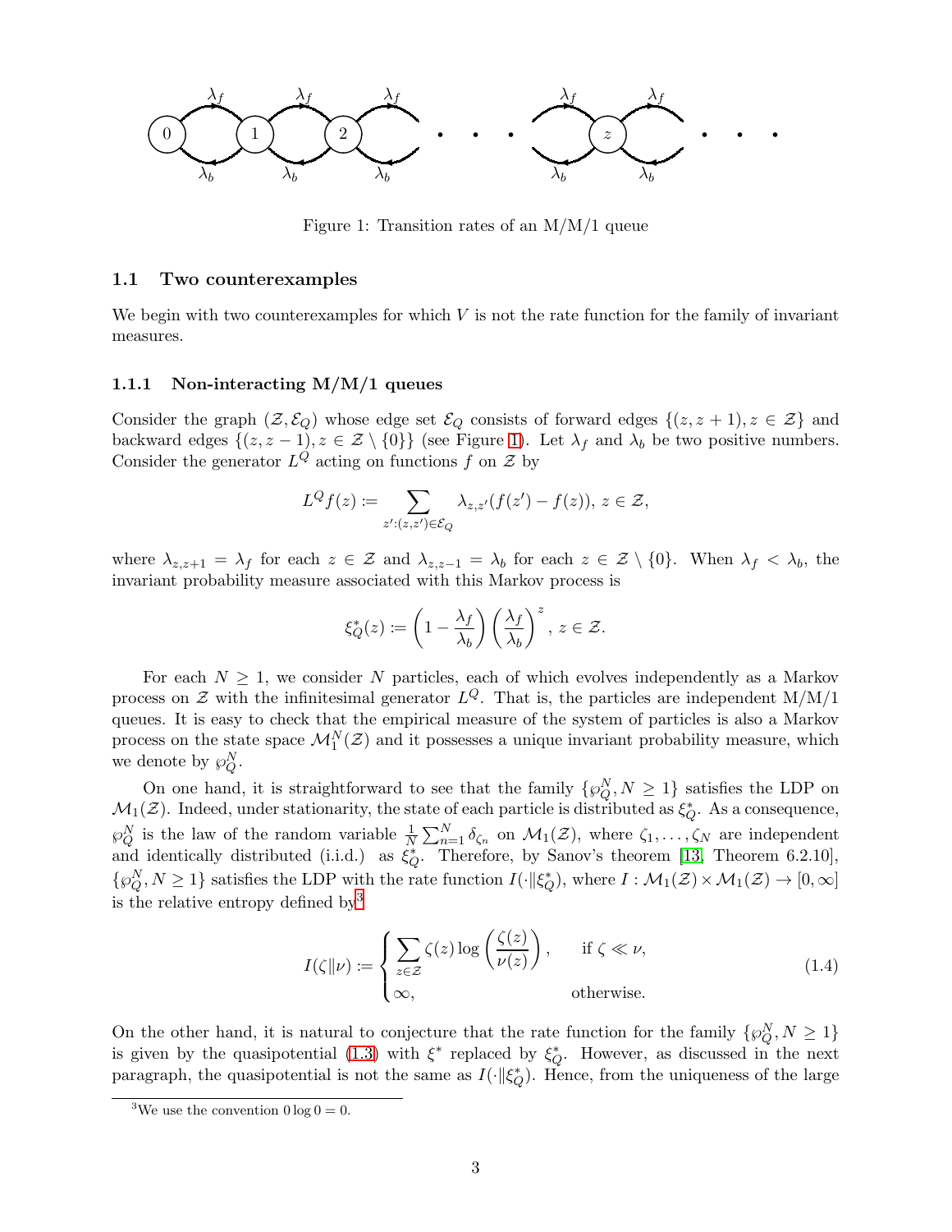Figure 1: Transition rates of an M/M/1 queue

### 1.1 Two counterexamples

We begin with two counterexamples for which $V$ is not the rate function for the family of invariant measures.

#### 1.1.1 Non-interacting M/M/1 queues

Consider the graph $(\mathcal{Z}, \mathcal{E}_Q)$ whose edge set $\mathcal{E}_Q$ consists of forward edges $\{(z, z+1), z \in \mathcal{Z}\}$ and backward edges $\{(z, z-1), z \in \mathcal{Z} \setminus \{0\}\}$ (see Figure 1). Let $\lambda_f$ and $\lambda_b$ be two positive numbers. Consider the generator $L^Q$ acting on functions $f$ on $\mathcal{Z}$ by

$$L^Q f(z) \coloneqq \sum_{z':(z,z') \in \mathcal{E}_Q} \lambda_{z,z'}(f(z') - f(z)),\ z \in \mathcal{Z},$$

where $\lambda_{z,z+1} = \lambda_f$ for each $z \in \mathcal{Z}$ and $\lambda_{z,z-1} = \lambda_b$ for each $z \in \mathcal{Z} \setminus \{0\}$. When $\lambda_f < \lambda_b$, the invariant probability measure associated with this Markov process is

$$\xi_Q^*(z) \coloneqq \left(1 - \frac{\lambda_f}{\lambda_b}\right)\left(\frac{\lambda_f}{\lambda_b}\right)^z,\ z \in \mathcal{Z}.$$

For each $N \geq 1$, we consider $N$ particles, each of which evolves independently as a Markov process on $\mathcal{Z}$ with the infinitesimal generator $L^Q$. That is, the particles are independent M/M/1 queues. It is easy to check that the empirical measure of the system of particles is also a Markov process on the state space $\mathcal{M}_1^N(\mathcal{Z})$ and it possesses a unique invariant probability measure, which we denote by $\wp_Q^N$.

On one hand, it is straightforward to see that the family $\{\wp_Q^N, N \geq 1\}$ satisfies the LDP on $\mathcal{M}_1(\mathcal{Z})$. Indeed, under stationarity, the state of each particle is distributed as $\xi_Q^*$. As a consequence, $\wp_Q^N$ is the law of the random variable $\frac{1}{N}\sum_{n=1}^N \delta_{\zeta_n}$ on $\mathcal{M}_1(\mathcal{Z})$, where $\zeta_1, \ldots, \zeta_N$ are independent and identically distributed (i.i.d.) as $\xi_Q^*$. Therefore, by Sanov's theorem [13, Theorem 6.2.10], $\{\wp_Q^N, N \geq 1\}$ satisfies the LDP with the rate function $I(\cdot \| \xi_Q^*)$, where $I : \mathcal{M}_1(\mathcal{Z}) \times \mathcal{M}_1(\mathcal{Z}) \to [0, \infty]$ is the relative entropy defined by[3]

$$I(\zeta \| \nu) \coloneqq \begin{cases} \displaystyle\sum_{z \in \mathcal{Z}} \zeta(z) \log\left(\frac{\zeta(z)}{\nu(z)}\right), & \text{if } \zeta \ll \nu, \\ \infty, & \text{otherwise.} \end{cases} \tag{1.4}$$

On the other hand, it is natural to conjecture that the rate function for the family $\{\wp_Q^N, N \geq 1\}$ is given by the quasipotential (1.3) with $\xi^*$ replaced by $\xi_Q^*$. However, as discussed in the next paragraph, the quasipotential is not the same as $I(\cdot \| \xi_Q^*)$. Hence, from the uniqueness of the large

[3] We use the convention $0 \log 0 = 0$.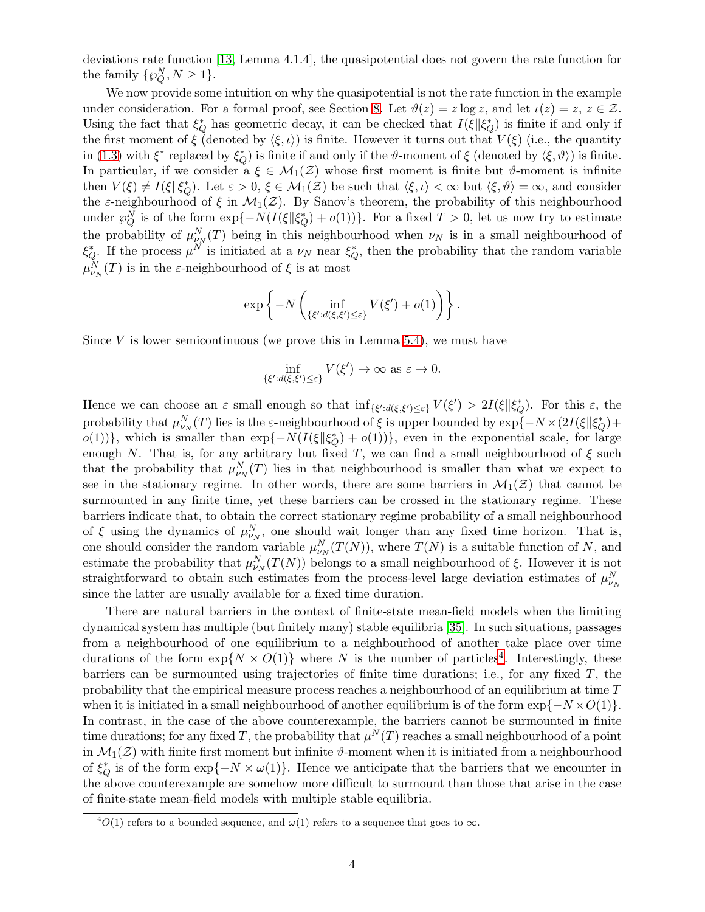deviations rate function [13, Lemma 4.1.4], the quasipotential does not govern the rate function for the family $\{\wp_Q^N, N \geq 1\}$.

We now provide some intuition on why the quasipotential is not the rate function in the example under consideration. For a formal proof, see Section 8. Let $\vartheta(z) = z \log z$, and let $\iota(z) = z$, $z \in \mathcal{Z}$. Using the fact that $\xi_Q^*$ has geometric decay, it can be checked that $I(\xi \| \xi_Q^*)$ is finite if and only if the first moment of $\xi$ (denoted by $\langle \xi, \iota \rangle$) is finite. However it turns out that $V(\xi)$ (i.e., the quantity in (1.3) with $\xi^*$ replaced by $\xi_Q^*$) is finite if and only if the $\vartheta$-moment of $\xi$ (denoted by $\langle \xi, \vartheta \rangle$) is finite. In particular, if we consider a $\xi \in \mathcal{M}_1(\mathcal{Z})$ whose first moment is finite but $\vartheta$-moment is infinite then $V(\xi) \neq I(\xi \| \xi_Q^*)$. Let $\varepsilon > 0$, $\xi \in \mathcal{M}_1(\mathcal{Z})$ be such that $\langle \xi, \iota \rangle < \infty$ but $\langle \xi, \vartheta \rangle = \infty$, and consider the $\varepsilon$-neighbourhood of $\xi$ in $\mathcal{M}_1(\mathcal{Z})$. By Sanov's theorem, the probability of this neighbourhood under $\wp_Q^N$ is of the form $\exp\{-N(I(\xi \| \xi_Q^*) + o(1))\}$. For a fixed $T > 0$, let us now try to estimate the probability of $\mu_{\nu_N}^N(T)$ being in this neighbourhood when $\nu_N$ is in a small neighbourhood of $\xi_Q^*$. If the process $\mu^N$ is initiated at a $\nu_N$ near $\xi_Q^*$, then the probability that the random variable $\mu_{\nu_N}^N(T)$ is in the $\varepsilon$-neighbourhood of $\xi$ is at most

$$\exp\left\{-N\left(\inf_{\{\xi' : d(\xi, \xi') \leq \varepsilon\}} V(\xi') + o(1)\right)\right\}.$$

Since $V$ is lower semicontinuous (we prove this in Lemma 5.4), we must have

$$\inf_{\{\xi' : d(\xi, \xi') \leq \varepsilon\}} V(\xi') \to \infty \text{ as } \varepsilon \to 0.$$

Hence we can choose an $\varepsilon$ small enough so that $\inf_{\{\xi' : d(\xi, \xi') \leq \varepsilon\}} V(\xi') > 2I(\xi \| \xi_Q^*)$. For this $\varepsilon$, the probability that $\mu_{\nu_N}^N(T)$ lies is the $\varepsilon$-neighbourhood of $\xi$ is upper bounded by $\exp\{-N \times (2I(\xi \| \xi_Q^*) + o(1))\}$, which is smaller than $\exp\{-N(I(\xi \| \xi_Q^*) + o(1))\}$, even in the exponential scale, for large enough $N$. That is, for any arbitrary but fixed $T$, we can find a small neighbourhood of $\xi$ such that the probability that $\mu_{\nu_N}^N(T)$ lies in that neighbourhood is smaller than what we expect to see in the stationary regime. In other words, there are some barriers in $\mathcal{M}_1(\mathcal{Z})$ that cannot be surmounted in any finite time, yet these barriers can be crossed in the stationary regime. These barriers indicate that, to obtain the correct stationary regime probability of a small neighbourhood of $\xi$ using the dynamics of $\mu_{\nu_N}^N$, one should wait longer than any fixed time horizon. That is, one should consider the random variable $\mu_{\nu_N}^N(T(N))$, where $T(N)$ is a suitable function of $N$, and estimate the probability that $\mu_{\nu_N}^N(T(N))$ belongs to a small neighbourhood of $\xi$. However it is not straightforward to obtain such estimates from the process-level large deviation estimates of $\mu_{\nu_N}^N$ since the latter are usually available for a fixed time duration.

There are natural barriers in the context of finite-state mean-field models when the limiting dynamical system has multiple (but finitely many) stable equilibria [35]. In such situations, passages from a neighbourhood of one equilibrium to a neighbourhood of another take place over time durations of the form $\exp\{N \times O(1)\}$ where $N$ is the number of particles[4]. Interestingly, these barriers can be surmounted using trajectories of finite time durations; i.e., for any fixed $T$, the probability that the empirical measure process reaches a neighbourhood of an equilibrium at time $T$ when it is initiated in a small neighbourhood of another equilibrium is of the form $\exp\{-N \times O(1)\}$. In contrast, in the case of the above counterexample, the barriers cannot be surmounted in finite time durations; for any fixed $T$, the probability that $\mu^N(T)$ reaches a small neighbourhood of a point in $\mathcal{M}_1(\mathcal{Z})$ with finite first moment but infinite $\vartheta$-moment when it is initiated from a neighbourhood of $\xi_Q^*$ is of the form $\exp\{-N \times \omega(1)\}$. Hence we anticipate that the barriers that we encounter in the above counterexample are somehow more difficult to surmount than those that arise in the case of finite-state mean-field models with multiple stable equilibria.

[4] $O(1)$ refers to a bounded sequence, and $\omega(1)$ refers to a sequence that goes to $\infty$.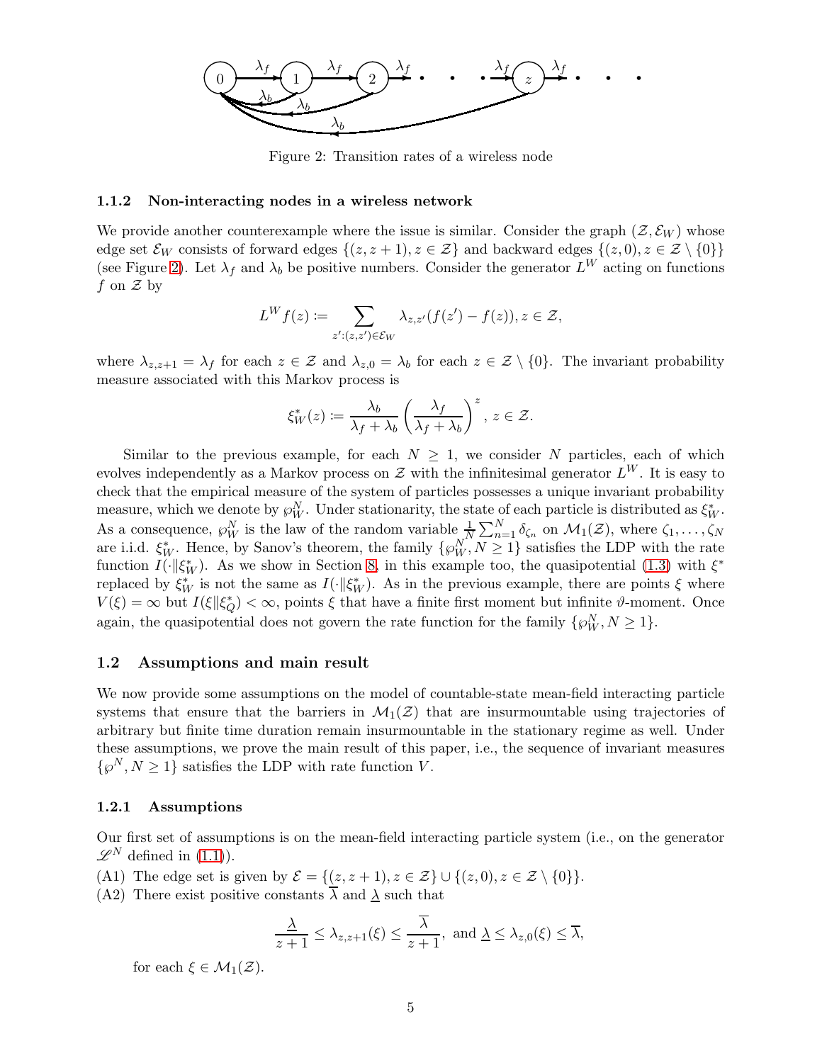Figure 2: Transition rates of a wireless node

### 1.1.2 Non-interacting nodes in a wireless network

We provide another counterexample where the issue is similar. Consider the graph $(\mathcal{Z}, \mathcal{E}_W)$ whose edge set $\mathcal{E}_W$ consists of forward edges $\{(z, z+1), z \in \mathcal{Z}\}$ and backward edges $\{(z, 0), z \in \mathcal{Z} \setminus \{0\}\}$ (see Figure 2). Let $\lambda_f$ and $\lambda_b$ be positive numbers. Consider the generator $L^W$ acting on functions $f$ on $\mathcal{Z}$ by

$$L^W f(z) \coloneqq \sum_{z':(z,z') \in \mathcal{E}_W} \lambda_{z,z'}(f(z') - f(z)), z \in \mathcal{Z},$$

where $\lambda_{z,z+1} = \lambda_f$ for each $z \in \mathcal{Z}$ and $\lambda_{z,0} = \lambda_b$ for each $z \in \mathcal{Z} \setminus \{0\}$. The invariant probability measure associated with this Markov process is

$$\xi_W^*(z) \coloneqq \frac{\lambda_b}{\lambda_f + \lambda_b} \left( \frac{\lambda_f}{\lambda_f + \lambda_b} \right)^z, z \in \mathcal{Z}.$$

Similar to the previous example, for each $N \geq 1$, we consider $N$ particles, each of which evolves independently as a Markov process on $\mathcal{Z}$ with the infinitesimal generator $L^W$. It is easy to check that the empirical measure of the system of particles possesses a unique invariant probability measure, which we denote by $\wp_W^N$. Under stationarity, the state of each particle is distributed as $\xi_W^*$. As a consequence, $\wp_W^N$ is the law of the random variable $\frac{1}{N}\sum_{n=1}^N \delta_{\zeta_n}$ on $\mathcal{M}_1(\mathcal{Z})$, where $\zeta_1, \ldots, \zeta_N$ are i.i.d. $\xi_W^*$. Hence, by Sanov's theorem, the family $\{\wp_W^N, N \geq 1\}$ satisfies the LDP with the rate function $I(\cdot \| \xi_W^*)$. As we show in Section 8, in this example too, the quasipotential (1.3) with $\xi^*$ replaced by $\xi_W^*$ is not the same as $I(\cdot \| \xi_W^*)$. As in the previous example, there are points $\xi$ where $V(\xi) = \infty$ but $I(\xi \| \xi_Q^*) < \infty$, points $\xi$ that have a finite first moment but infinite $\vartheta$-moment. Once again, the quasipotential does not govern the rate function for the family $\{\wp_W^N, N \geq 1\}$.

## 1.2 Assumptions and main result

We now provide some assumptions on the model of countable-state mean-field interacting particle systems that ensure that the barriers in $\mathcal{M}_1(\mathcal{Z})$ that are insurmountable using trajectories of arbitrary but finite time duration remain insurmountable in the stationary regime as well. Under these assumptions, we prove the main result of this paper, i.e., the sequence of invariant measures $\{\wp^N, N \geq 1\}$ satisfies the LDP with rate function $V$.

### 1.2.1 Assumptions

Our first set of assumptions is on the mean-field interacting particle system (i.e., on the generator $\mathscr{L}^N$ defined in (1.1)).

(A1) The edge set is given by $\mathcal{E} = \{(z, z+1), z \in \mathcal{Z}\} \cup \{(z, 0), z \in \mathcal{Z} \setminus \{0\}\}$.

(A2) There exist positive constants $\overline{\lambda}$ and $\underline{\lambda}$ such that

$$\frac{\underline{\lambda}}{z+1} \leq \lambda_{z,z+1}(\xi) \leq \frac{\overline{\lambda}}{z+1}, \text{ and } \underline{\lambda} \leq \lambda_{z,0}(\xi) \leq \overline{\lambda},$$

for each $\xi \in \mathcal{M}_1(\mathcal{Z})$.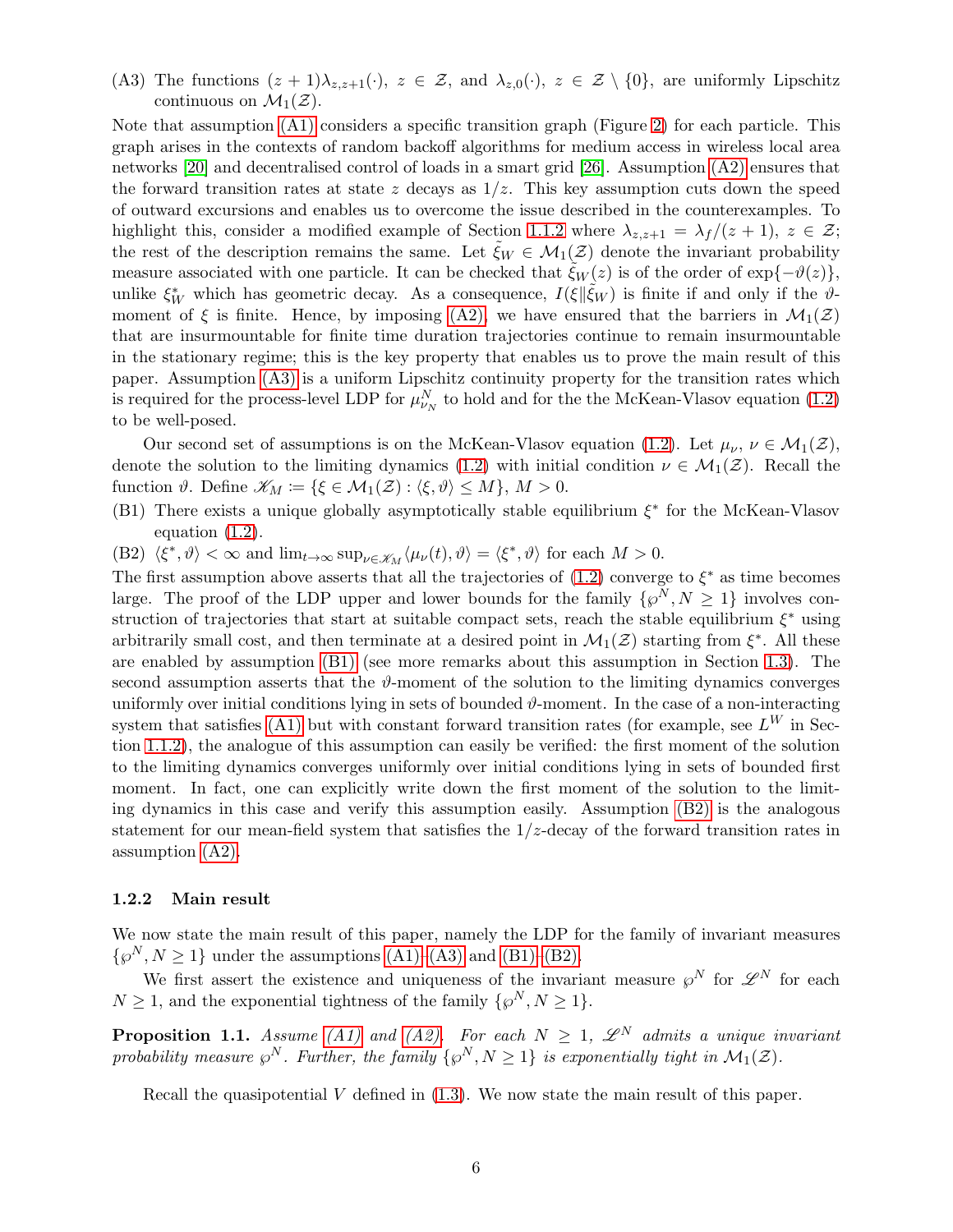(A3) The functions $(z+1)\lambda_{z,z+1}(\cdot)$, $z \in \mathcal{Z}$, and $\lambda_{z,0}(\cdot)$, $z \in \mathcal{Z} \setminus \{0\}$, are uniformly Lipschitz continuous on $\mathcal{M}_1(\mathcal{Z})$.

Note that assumption (A1) considers a specific transition graph (Figure 2) for each particle. This graph arises in the contexts of random backoff algorithms for medium access in wireless local area networks [20] and decentralised control of loads in a smart grid [26]. Assumption (A2) ensures that the forward transition rates at state $z$ decays as $1/z$. This key assumption cuts down the speed of outward excursions and enables us to overcome the issue described in the counterexamples. To highlight this, consider a modified example of Section 1.1.2 where $\lambda_{z,z+1} = \lambda_f/(z+1)$, $z \in \mathcal{Z}$; the rest of the description remains the same. Let $\tilde{\xi}_W \in \mathcal{M}_1(\mathcal{Z})$ denote the invariant probability measure associated with one particle. It can be checked that $\tilde{\xi}_W(z)$ is of the order of $\exp\{-\vartheta(z)\}$, unlike $\xi^*_W$ which has geometric decay. As a consequence, $I(\xi \| \tilde{\xi}_W)$ is finite if and only if the $\vartheta$-moment of $\xi$ is finite. Hence, by imposing (A2), we have ensured that the barriers in $\mathcal{M}_1(\mathcal{Z})$ that are insurmountable for finite time duration trajectories continue to remain insurmountable in the stationary regime; this is the key property that enables us to prove the main result of this paper. Assumption (A3) is a uniform Lipschitz continuity property for the transition rates which is required for the process-level LDP for $\mu^N_{\nu_N}$ to hold and for the the McKean-Vlasov equation (1.2) to be well-posed.

Our second set of assumptions is on the McKean-Vlasov equation (1.2). Let $\mu_\nu$, $\nu \in \mathcal{M}_1(\mathcal{Z})$, denote the solution to the limiting dynamics (1.2) with initial condition $\nu \in \mathcal{M}_1(\mathcal{Z})$. Recall the function $\vartheta$. Define $\mathscr{K}_M \coloneqq \{\xi \in \mathcal{M}_1(\mathcal{Z}) : \langle \xi, \vartheta \rangle \le M\}$, $M > 0$.

(B1) There exists a unique globally asymptotically stable equilibrium $\xi^*$ for the McKean-Vlasov equation (1.2).

(B2) $\langle \xi^*, \vartheta \rangle < \infty$ and $\lim_{t\to\infty} \sup_{\nu \in \mathscr{K}_M} \langle \mu_\nu(t), \vartheta \rangle = \langle \xi^*, \vartheta \rangle$ for each $M > 0$.

The first assumption above asserts that all the trajectories of (1.2) converge to $\xi^*$ as time becomes large. The proof of the LDP upper and lower bounds for the family $\{\wp^N, N \ge 1\}$ involves construction of trajectories that start at suitable compact sets, reach the stable equilibrium $\xi^*$ using arbitrarily small cost, and then terminate at a desired point in $\mathcal{M}_1(\mathcal{Z})$ starting from $\xi^*$. All these are enabled by assumption (B1) (see more remarks about this assumption in Section 1.3). The second assumption asserts that the $\vartheta$-moment of the solution to the limiting dynamics converges uniformly over initial conditions lying in sets of bounded $\vartheta$-moment. In the case of a non-interacting system that satisfies (A1) but with constant forward transition rates (for example, see $L^W$ in Section 1.1.2), the analogue of this assumption can easily be verified: the first moment of the solution to the limiting dynamics converges uniformly over initial conditions lying in sets of bounded first moment. In fact, one can explicitly write down the first moment of the solution to the limiting dynamics in this case and verify this assumption easily. Assumption (B2) is the analogous statement for our mean-field system that satisfies the $1/z$-decay of the forward transition rates in assumption (A2).

### 1.2.2 Main result

We now state the main result of this paper, namely the LDP for the family of invariant measures $\{\wp^N, N \ge 1\}$ under the assumptions (A1)–(A3) and (B1)–(B2).

We first assert the existence and uniqueness of the invariant measure $\wp^N$ for $\mathscr{L}^N$ for each $N \ge 1$, and the exponential tightness of the family $\{\wp^N, N \ge 1\}$.

**Proposition 1.1.** *Assume (A1) and (A2). For each $N \ge 1$, $\mathscr{L}^N$ admits a unique invariant probability measure $\wp^N$. Further, the family $\{\wp^N, N \ge 1\}$ is exponentially tight in $\mathcal{M}_1(\mathcal{Z})$.*

Recall the quasipotential $V$ defined in (1.3). We now state the main result of this paper.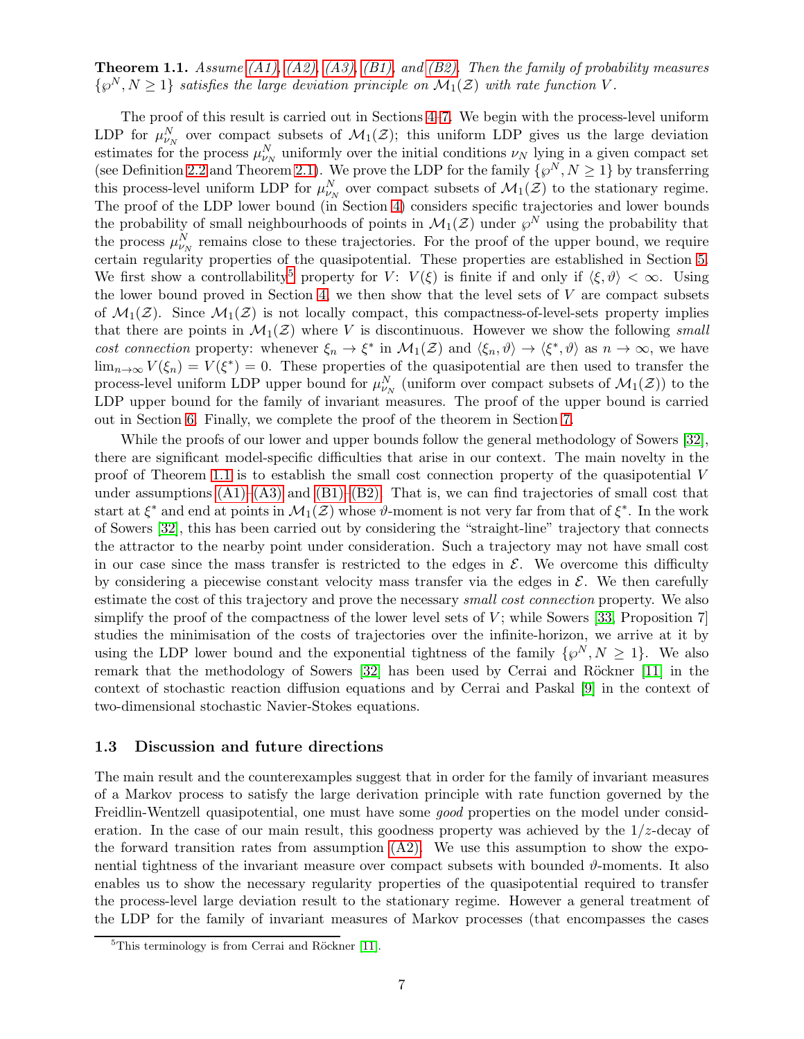**Theorem 1.1.** *Assume (A1), (A2), (A3), (B1), and (B2). Then the family of probability measures $\{\wp^N, N \geq 1\}$ satisfies the large deviation principle on $\mathcal{M}_1(\mathcal{Z})$ with rate function $V$.*

The proof of this result is carried out in Sections 4–7. We begin with the process-level uniform LDP for $\mu^N_{\nu_N}$ over compact subsets of $\mathcal{M}_1(\mathcal{Z})$; this uniform LDP gives us the large deviation estimates for the process $\mu^N_{\nu_N}$ uniformly over the initial conditions $\nu_N$ lying in a given compact set (see Definition 2.2 and Theorem 2.1). We prove the LDP for the family $\{\wp^N, N \geq 1\}$ by transferring this process-level uniform LDP for $\mu^N_{\nu_N}$ over compact subsets of $\mathcal{M}_1(\mathcal{Z})$ to the stationary regime. The proof of the LDP lower bound (in Section 4) considers specific trajectories and lower bounds the probability of small neighbourhoods of points in $\mathcal{M}_1(\mathcal{Z})$ under $\wp^N$ using the probability that the process $\mu^N_{\nu_N}$ remains close to these trajectories. For the proof of the upper bound, we require certain regularity properties of the quasipotential. These properties are established in Section 5. We first show a controllability[5] property for $V$: $V(\xi)$ is finite if and only if $\langle \xi, \vartheta \rangle < \infty$. Using the lower bound proved in Section 4, we then show that the level sets of $V$ are compact subsets of $\mathcal{M}_1(\mathcal{Z})$. Since $\mathcal{M}_1(\mathcal{Z})$ is not locally compact, this compactness-of-level-sets property implies that there are points in $\mathcal{M}_1(\mathcal{Z})$ where $V$ is discontinuous. However we show the following *small cost connection* property: whenever $\xi_n \to \xi^*$ in $\mathcal{M}_1(\mathcal{Z})$ and $\langle \xi_n, \vartheta \rangle \to \langle \xi^*, \vartheta \rangle$ as $n \to \infty$, we have $\lim_{n\to\infty} V(\xi_n) = V(\xi^*) = 0$. These properties of the quasipotential are then used to transfer the process-level uniform LDP upper bound for $\mu^N_{\nu_N}$ (uniform over compact subsets of $\mathcal{M}_1(\mathcal{Z})$) to the LDP upper bound for the family of invariant measures. The proof of the upper bound is carried out in Section 6. Finally, we complete the proof of the theorem in Section 7.

While the proofs of our lower and upper bounds follow the general methodology of Sowers [32], there are significant model-specific difficulties that arise in our context. The main novelty in the proof of Theorem 1.1 is to establish the small cost connection property of the quasipotential $V$ under assumptions (A1)–(A3) and (B1)–(B2). That is, we can find trajectories of small cost that start at $\xi^*$ and end at points in $\mathcal{M}_1(\mathcal{Z})$ whose $\vartheta$-moment is not very far from that of $\xi^*$. In the work of Sowers [32], this has been carried out by considering the "straight-line" trajectory that connects the attractor to the nearby point under consideration. Such a trajectory may not have small cost in our case since the mass transfer is restricted to the edges in $\mathcal{E}$. We overcome this difficulty by considering a piecewise constant velocity mass transfer via the edges in $\mathcal{E}$. We then carefully estimate the cost of this trajectory and prove the necessary *small cost connection* property. We also simplify the proof of the compactness of the lower level sets of $V$; while Sowers [33, Proposition 7] studies the minimisation of the costs of trajectories over the infinite-horizon, we arrive at it by using the LDP lower bound and the exponential tightness of the family $\{\wp^N, N \geq 1\}$. We also remark that the methodology of Sowers [32] has been used by Cerrai and Röckner [11] in the context of stochastic reaction diffusion equations and by Cerrai and Paskal [9] in the context of two-dimensional stochastic Navier-Stokes equations.

### 1.3 Discussion and future directions

The main result and the counterexamples suggest that in order for the family of invariant measures of a Markov process to satisfy the large derivation principle with rate function governed by the Freidlin-Wentzell quasipotential, one must have some *good* properties on the model under consideration. In the case of our main result, this goodness property was achieved by the $1/z$-decay of the forward transition rates from assumption (A2). We use this assumption to show the exponential tightness of the invariant measure over compact subsets with bounded $\vartheta$-moments. It also enables us to show the necessary regularity properties of the quasipotential required to transfer the process-level large deviation result to the stationary regime. However a general treatment of the LDP for the family of invariant measures of Markov processes (that encompasses the cases

[5] This terminology is from Cerrai and Röckner [11].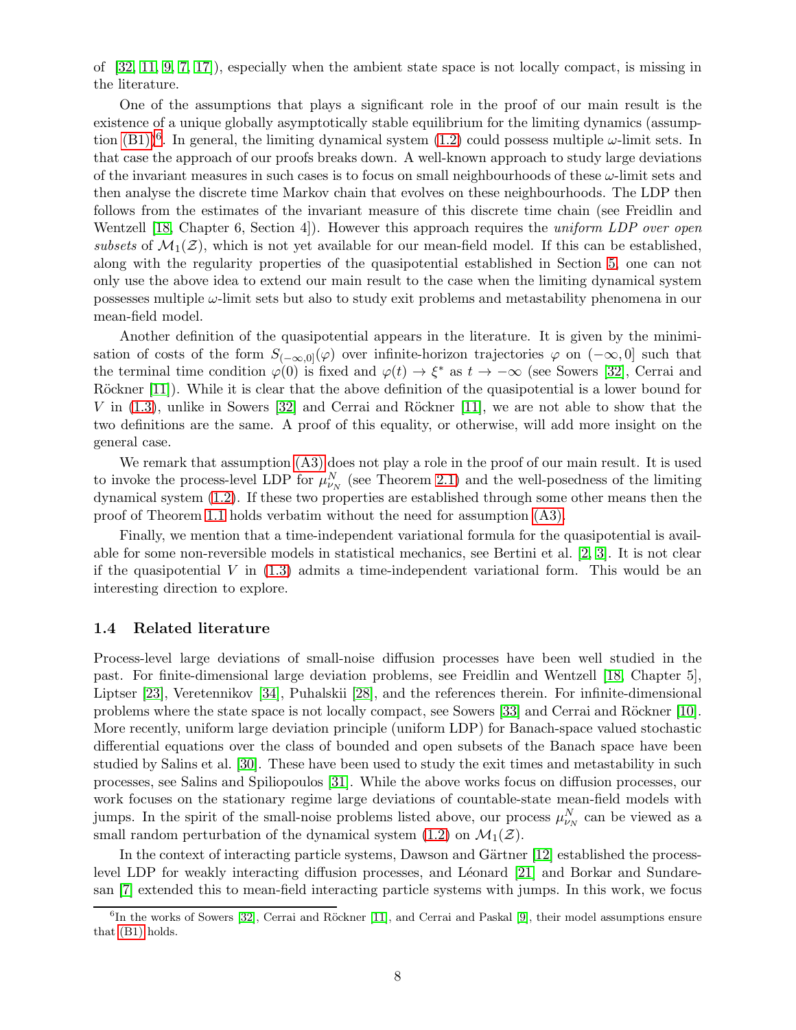of [32, 11, 9, 7, 17]), especially when the ambient state space is not locally compact, is missing in the literature.

One of the assumptions that plays a significant role in the proof of our main result is the existence of a unique globally asymptotically stable equilibrium for the limiting dynamics (assumption (B1))[6]. In general, the limiting dynamical system (1.2) could possess multiple $\omega$-limit sets. In that case the approach of our proofs breaks down. A well-known approach to study large deviations of the invariant measures in such cases is to focus on small neighbourhoods of these $\omega$-limit sets and then analyse the discrete time Markov chain that evolves on these neighbourhoods. The LDP then follows from the estimates of the invariant measure of this discrete time chain (see Freidlin and Wentzell [18, Chapter 6, Section 4]). However this approach requires the *uniform LDP over open subsets* of $\mathcal{M}_1(\mathcal{Z})$, which is not yet available for our mean-field model. If this can be established, along with the regularity properties of the quasipotential established in Section 5, one can not only use the above idea to extend our main result to the case when the limiting dynamical system possesses multiple $\omega$-limit sets but also to study exit problems and metastability phenomena in our mean-field model.

Another definition of the quasipotential appears in the literature. It is given by the minimisation of costs of the form $S_{(-\infty,0]}(\varphi)$ over infinite-horizon trajectories $\varphi$ on $(-\infty, 0]$ such that the terminal time condition $\varphi(0)$ is fixed and $\varphi(t) \to \xi^*$ as $t \to -\infty$ (see Sowers [32], Cerrai and Röckner [11]). While it is clear that the above definition of the quasipotential is a lower bound for $V$ in (1.3), unlike in Sowers [32] and Cerrai and Röckner [11], we are not able to show that the two definitions are the same. A proof of this equality, or otherwise, will add more insight on the general case.

We remark that assumption (A3) does not play a role in the proof of our main result. It is used to invoke the process-level LDP for $\mu^N_{\nu_N}$ (see Theorem 2.1) and the well-posedness of the limiting dynamical system (1.2). If these two properties are established through some other means then the proof of Theorem 1.1 holds verbatim without the need for assumption (A3).

Finally, we mention that a time-independent variational formula for the quasipotential is available for some non-reversible models in statistical mechanics, see Bertini et al. [2, 3]. It is not clear if the quasipotential $V$ in (1.3) admits a time-independent variational form. This would be an interesting direction to explore.

### 1.4 Related literature

Process-level large deviations of small-noise diffusion processes have been well studied in the past. For finite-dimensional large deviation problems, see Freidlin and Wentzell [18, Chapter 5], Liptser [23], Veretennikov [34], Puhalskii [28], and the references therein. For infinite-dimensional problems where the state space is not locally compact, see Sowers [33] and Cerrai and Röckner [10]. More recently, uniform large deviation principle (uniform LDP) for Banach-space valued stochastic differential equations over the class of bounded and open subsets of the Banach space have been studied by Salins et al. [30]. These have been used to study the exit times and metastability in such processes, see Salins and Spiliopoulos [31]. While the above works focus on diffusion processes, our work focuses on the stationary regime large deviations of countable-state mean-field models with jumps. In the spirit of the small-noise problems listed above, our process $\mu^N_{\nu_N}$ can be viewed as a small random perturbation of the dynamical system (1.2) on $\mathcal{M}_1(\mathcal{Z})$.

In the context of interacting particle systems, Dawson and Gärtner [12] established the process-level LDP for weakly interacting diffusion processes, and Léonard [21] and Borkar and Sundaresan [7] extended this to mean-field interacting particle systems with jumps. In this work, we focus

[6] In the works of Sowers [32], Cerrai and Röckner [11], and Cerrai and Paskal [9], their model assumptions ensure that (B1) holds.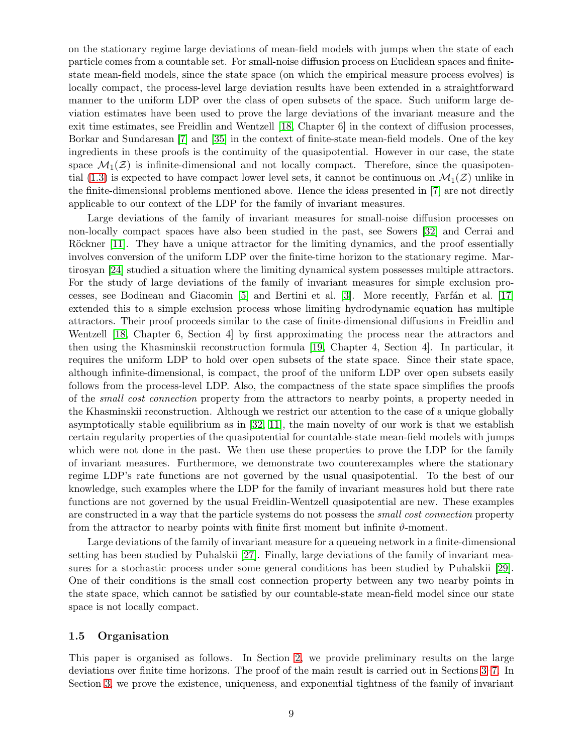on the stationary regime large deviations of mean-field models with jumps when the state of each particle comes from a countable set. For small-noise diffusion process on Euclidean spaces and finite-state mean-field models, since the state space (on which the empirical measure process evolves) is locally compact, the process-level large deviation results have been extended in a straightforward manner to the uniform LDP over the class of open subsets of the space. Such uniform large deviation estimates have been used to prove the large deviations of the invariant measure and the exit time estimates, see Freidlin and Wentzell [18, Chapter 6] in the context of diffusion processes, Borkar and Sundaresan [7] and [35] in the context of finite-state mean-field models. One of the key ingredients in these proofs is the continuity of the quasipotential. However in our case, the state space $\mathcal{M}_1(\mathcal{Z})$ is infinite-dimensional and not locally compact. Therefore, since the quasipotential (1.3) is expected to have compact lower level sets, it cannot be continuous on $\mathcal{M}_1(\mathcal{Z})$ unlike in the finite-dimensional problems mentioned above. Hence the ideas presented in [7] are not directly applicable to our context of the LDP for the family of invariant measures.

Large deviations of the family of invariant measures for small-noise diffusion processes on non-locally compact spaces have also been studied in the past, see Sowers [32] and Cerrai and Röckner [11]. They have a unique attractor for the limiting dynamics, and the proof essentially involves conversion of the uniform LDP over the finite-time horizon to the stationary regime. Martirosyan [24] studied a situation where the limiting dynamical system possesses multiple attractors. For the study of large deviations of the family of invariant measures for simple exclusion processes, see Bodineau and Giacomin [5] and Bertini et al. [3]. More recently, Farfán et al. [17] extended this to a simple exclusion process whose limiting hydrodynamic equation has multiple attractors. Their proof proceeds similar to the case of finite-dimensional diffusions in Freidlin and Wentzell [18, Chapter 6, Section 4] by first approximating the process near the attractors and then using the Khasminskii reconstruction formula [19, Chapter 4, Section 4]. In particular, it requires the uniform LDP to hold over open subsets of the state space. Since their state space, although infinite-dimensional, is compact, the proof of the uniform LDP over open subsets easily follows from the process-level LDP. Also, the compactness of the state space simplifies the proofs of the *small cost connection* property from the attractors to nearby points, a property needed in the Khasminskii reconstruction. Although we restrict our attention to the case of a unique globally asymptotically stable equilibrium as in [32, 11], the main novelty of our work is that we establish certain regularity properties of the quasipotential for countable-state mean-field models with jumps which were not done in the past. We then use these properties to prove the LDP for the family of invariant measures. Furthermore, we demonstrate two counterexamples where the stationary regime LDP's rate functions are not governed by the usual quasipotential. To the best of our knowledge, such examples where the LDP for the family of invariant measures hold but there rate functions are not governed by the usual Freidlin-Wentzell quasipotential are new. These examples are constructed in a way that the particle systems do not possess the *small cost connection* property from the attractor to nearby points with finite first moment but infinite $\vartheta$-moment.

Large deviations of the family of invariant measure for a queueing network in a finite-dimensional setting has been studied by Puhalskii [27]. Finally, large deviations of the family of invariant measures for a stochastic process under some general conditions has been studied by Puhalskii [29]. One of their conditions is the small cost connection property between any two nearby points in the state space, which cannot be satisfied by our countable-state mean-field model since our state space is not locally compact.

### 1.5 Organisation

This paper is organised as follows. In Section 2, we provide preliminary results on the large deviations over finite time horizons. The proof of the main result is carried out in Sections 3–7. In Section 3, we prove the existence, uniqueness, and exponential tightness of the family of invariant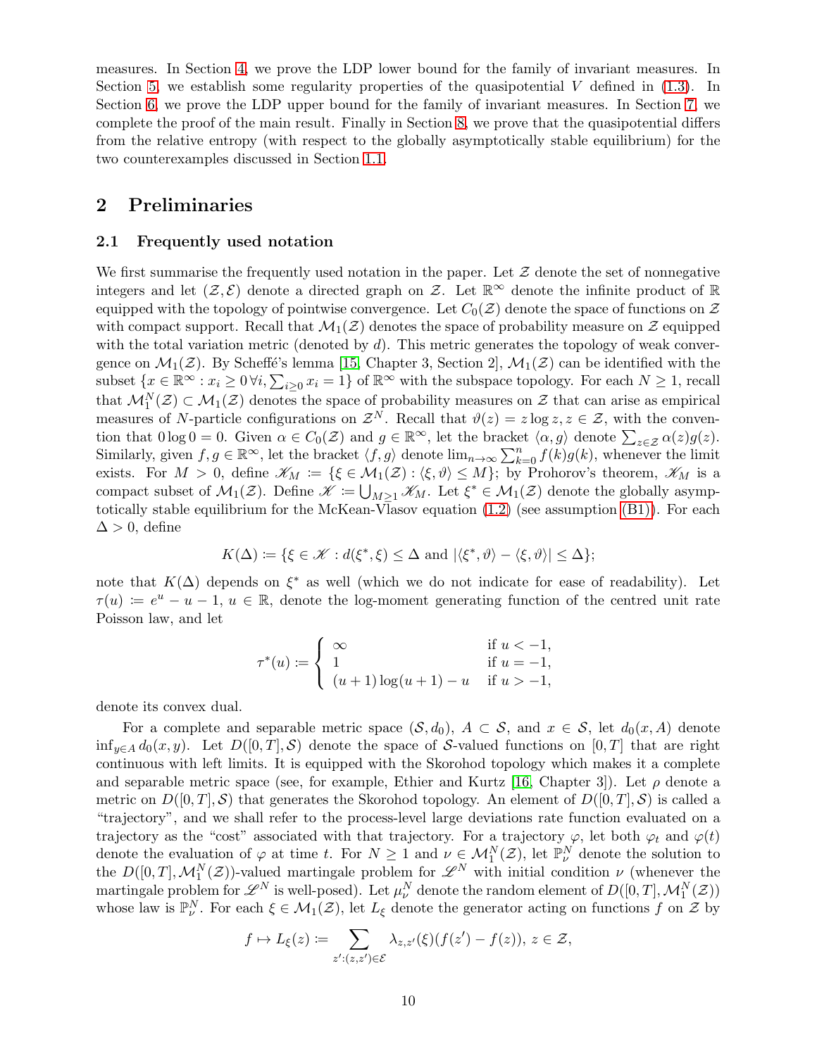measures. In Section 4, we prove the LDP lower bound for the family of invariant measures. In Section 5, we establish some regularity properties of the quasipotential $V$ defined in (1.3). In Section 6, we prove the LDP upper bound for the family of invariant measures. In Section 7, we complete the proof of the main result. Finally in Section 8, we prove that the quasipotential differs from the relative entropy (with respect to the globally asymptotically stable equilibrium) for the two counterexamples discussed in Section 1.1.

# 2 Preliminaries

## 2.1 Frequently used notation

We first summarise the frequently used notation in the paper. Let $\mathcal{Z}$ denote the set of nonnegative integers and let $(\mathcal{Z}, \mathcal{E})$ denote a directed graph on $\mathcal{Z}$. Let $\mathbb{R}^\infty$ denote the infinite product of $\mathbb{R}$ equipped with the topology of pointwise convergence. Let $C_0(\mathcal{Z})$ denote the space of functions on $\mathcal{Z}$ with compact support. Recall that $\mathcal{M}_1(\mathcal{Z})$ denotes the space of probability measure on $\mathcal{Z}$ equipped with the total variation metric (denoted by $d$). This metric generates the topology of weak convergence on $\mathcal{M}_1(\mathcal{Z})$. By Scheffé's lemma [15, Chapter 3, Section 2], $\mathcal{M}_1(\mathcal{Z})$ can be identified with the subset $\{x \in \mathbb{R}^\infty : x_i \geq 0 \, \forall i, \sum_{i \geq 0} x_i = 1\}$ of $\mathbb{R}^\infty$ with the subspace topology. For each $N \geq 1$, recall that $\mathcal{M}_1^N(\mathcal{Z}) \subset \mathcal{M}_1(\mathcal{Z})$ denotes the space of probability measures on $\mathcal{Z}$ that can arise as empirical measures of $N$-particle configurations on $\mathcal{Z}^N$. Recall that $\vartheta(z) = z \log z, z \in \mathcal{Z}$, with the convention that $0 \log 0 = 0$. Given $\alpha \in C_0(\mathcal{Z})$ and $g \in \mathbb{R}^\infty$, let the bracket $\langle \alpha, g \rangle$ denote $\sum_{z \in \mathcal{Z}} \alpha(z) g(z)$. Similarly, given $f, g \in \mathbb{R}^\infty$, let the bracket $\langle f, g \rangle$ denote $\lim_{n \to \infty} \sum_{k=0}^n f(k) g(k)$, whenever the limit exists. For $M > 0$, define $\mathscr{K}_M := \{\xi \in \mathcal{M}_1(\mathcal{Z}) : \langle \xi, \vartheta \rangle \leq M\}$; by Prohorov's theorem, $\mathscr{K}_M$ is a compact subset of $\mathcal{M}_1(\mathcal{Z})$. Define $\mathscr{K} := \bigcup_{M \geq 1} \mathscr{K}_M$. Let $\xi^* \in \mathcal{M}_1(\mathcal{Z})$ denote the globally asymptotically stable equilibrium for the McKean-Vlasov equation (1.2) (see assumption (B1)). For each $\Delta > 0$, define

$$K(\Delta) := \{\xi \in \mathscr{K} : d(\xi^*, \xi) \leq \Delta \text{ and } |\langle \xi^*, \vartheta \rangle - \langle \xi, \vartheta \rangle| \leq \Delta\};$$

note that $K(\Delta)$ depends on $\xi^*$ as well (which we do not indicate for ease of readability). Let $\tau(u) := e^u - u - 1$, $u \in \mathbb{R}$, denote the log-moment generating function of the centred unit rate Poisson law, and let

$$\tau^*(u) := \begin{cases} \infty & \text{if } u < -1, \\ 1 & \text{if } u = -1, \\ (u+1)\log(u+1) - u & \text{if } u > -1, \end{cases}$$

denote its convex dual.

For a complete and separable metric space $(\mathcal{S}, d_0)$, $A \subset \mathcal{S}$, and $x \in \mathcal{S}$, let $d_0(x, A)$ denote $\inf_{y \in A} d_0(x, y)$. Let $D([0,T], \mathcal{S})$ denote the space of $\mathcal{S}$-valued functions on $[0,T]$ that are right continuous with left limits. It is equipped with the Skorohod topology which makes it a complete and separable metric space (see, for example, Ethier and Kurtz [16, Chapter 3]). Let $\rho$ denote a metric on $D([0,T], \mathcal{S})$ that generates the Skorohod topology. An element of $D([0,T], \mathcal{S})$ is called a "trajectory", and we shall refer to the process-level large deviations rate function evaluated on a trajectory as the "cost" associated with that trajectory. For a trajectory $\varphi$, let both $\varphi_t$ and $\varphi(t)$ denote the evaluation of $\varphi$ at time $t$. For $N \geq 1$ and $\nu \in \mathcal{M}_1^N(\mathcal{Z})$, let $\mathbb{P}_\nu^N$ denote the solution to the $D([0,T], \mathcal{M}_1^N(\mathcal{Z}))$-valued martingale problem for $\mathscr{L}^N$ with initial condition $\nu$ (whenever the martingale problem for $\mathscr{L}^N$ is well-posed). Let $\mu_\nu^N$ denote the random element of $D([0,T], \mathcal{M}_1^N(\mathcal{Z}))$ whose law is $\mathbb{P}_\nu^N$. For each $\xi \in \mathcal{M}_1(\mathcal{Z})$, let $L_\xi$ denote the generator acting on functions $f$ on $\mathcal{Z}$ by

$$f \mapsto L_\xi(z) := \sum_{z' : (z,z') \in \mathcal{E}} \lambda_{z,z'}(\xi)(f(z') - f(z)), \, z \in \mathcal{Z},$$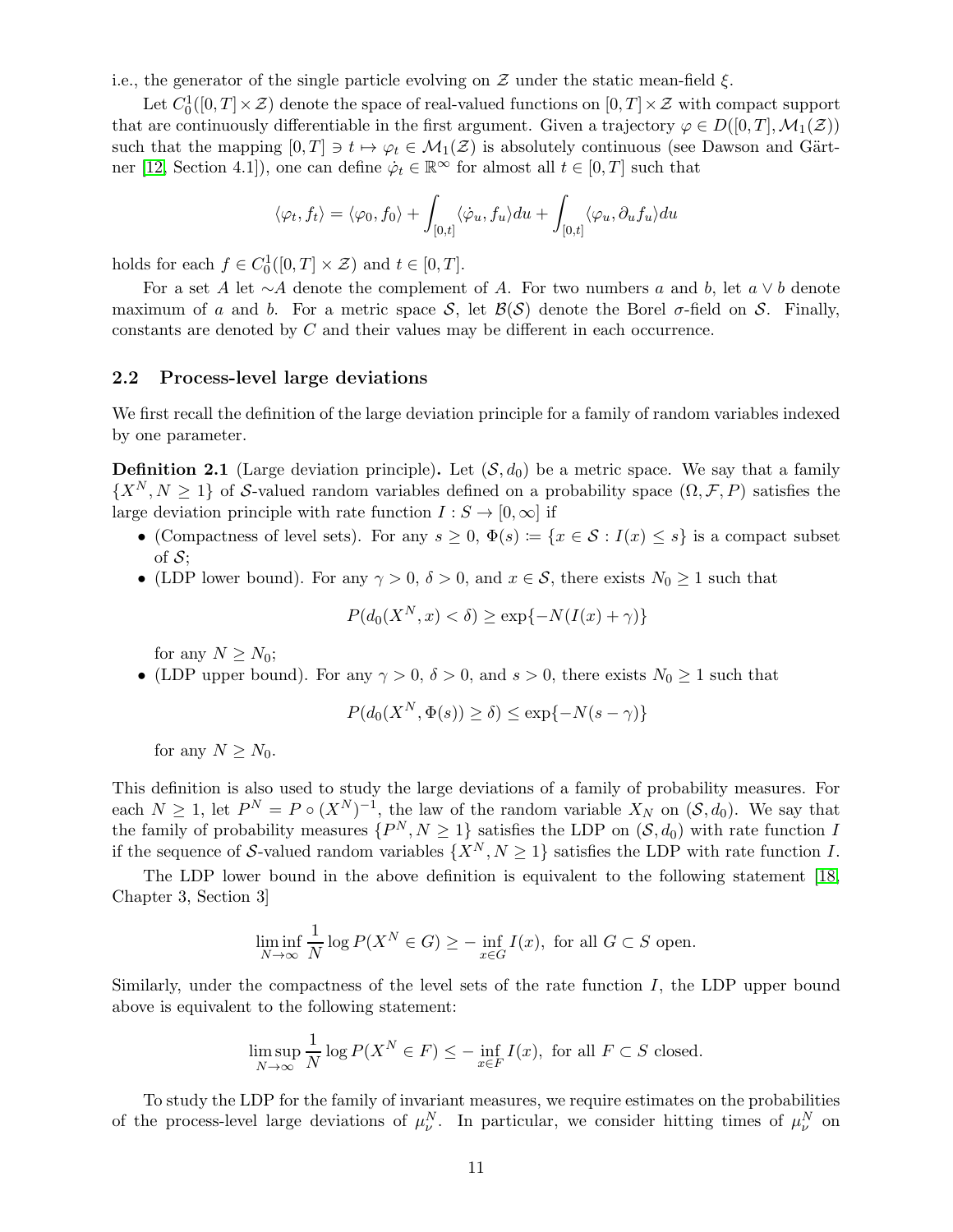i.e., the generator of the single particle evolving on $\mathcal{Z}$ under the static mean-field $\xi$.

Let $C_0^1([0,T]\times\mathcal{Z})$ denote the space of real-valued functions on $[0,T]\times\mathcal{Z}$ with compact support that are continuously differentiable in the first argument. Given a trajectory $\varphi\in D([0,T],\mathcal{M}_1(\mathcal{Z}))$ such that the mapping $[0,T]\ni t\mapsto\varphi_t\in\mathcal{M}_1(\mathcal{Z})$ is absolutely continuous (see Dawson and Gärtner [12, Section 4.1]), one can define $\dot{\varphi}_t\in\mathbb{R}^\infty$ for almost all $t\in[0,T]$ such that

$$
\langle\varphi_t,f_t\rangle=\langle\varphi_0,f_0\rangle+\int_{[0,t]}\langle\dot{\varphi}_u,f_u\rangle du+\int_{[0,t]}\langle\varphi_u,\partial_u f_u\rangle du
$$

holds for each $f\in C_0^1([0,T]\times\mathcal{Z})$ and $t\in[0,T]$.

For a set $A$ let $\sim\! A$ denote the complement of $A$. For two numbers $a$ and $b$, let $a\vee b$ denote maximum of $a$ and $b$. For a metric space $\mathcal{S}$, let $\mathcal{B}(\mathcal{S})$ denote the Borel $\sigma$-field on $\mathcal{S}$. Finally, constants are denoted by $C$ and their values may be different in each occurrence.

## 2.2 Process-level large deviations

We first recall the definition of the large deviation principle for a family of random variables indexed by one parameter.

**Definition 2.1** (Large deviation principle)**.** Let $(\mathcal{S},d_0)$ be a metric space. We say that a family $\{X^N,N\geq 1\}$ of $\mathcal{S}$-valued random variables defined on a probability space $(\Omega,\mathcal{F},P)$ satisfies the large deviation principle with rate function $I:S\to[0,\infty]$ if

- (Compactness of level sets). For any $s\geq 0$, $\Phi(s)\coloneqq\{x\in\mathcal{S}:I(x)\leq s\}$ is a compact subset of $\mathcal{S}$;
- (LDP lower bound). For any $\gamma>0$, $\delta>0$, and $x\in\mathcal{S}$, there exists $N_0\geq 1$ such that

$$
P(d_0(X^N,x)<\delta)\geq\exp\{-N(I(x)+\gamma)\}
$$

  for any $N\geq N_0$;
- (LDP upper bound). For any $\gamma>0$, $\delta>0$, and $s>0$, there exists $N_0\geq 1$ such that

$$
P(d_0(X^N,\Phi(s))\geq\delta)\leq\exp\{-N(s-\gamma)\}
$$

  for any $N\geq N_0$.

This definition is also used to study the large deviations of a family of probability measures. For each $N\geq 1$, let $P^N=P\circ(X^N)^{-1}$, the law of the random variable $X_N$ on $(\mathcal{S},d_0)$. We say that the family of probability measures $\{P^N,N\geq 1\}$ satisfies the LDP on $(\mathcal{S},d_0)$ with rate function $I$ if the sequence of $\mathcal{S}$-valued random variables $\{X^N,N\geq 1\}$ satisfies the LDP with rate function $I$.

The LDP lower bound in the above definition is equivalent to the following statement [18, Chapter 3, Section 3]

$$
\liminf_{N\to\infty}\frac{1}{N}\log P(X^N\in G)\geq-\inf_{x\in G}I(x),\text{ for all }G\subset S\text{ open.}
$$

Similarly, under the compactness of the level sets of the rate function $I$, the LDP upper bound above is equivalent to the following statement:

$$
\limsup_{N\to\infty}\frac{1}{N}\log P(X^N\in F)\leq-\inf_{x\in F}I(x),\text{ for all }F\subset S\text{ closed.}
$$

To study the LDP for the family of invariant measures, we require estimates on the probabilities of the process-level large deviations of $\mu_\nu^N$. In particular, we consider hitting times of $\mu_\nu^N$ on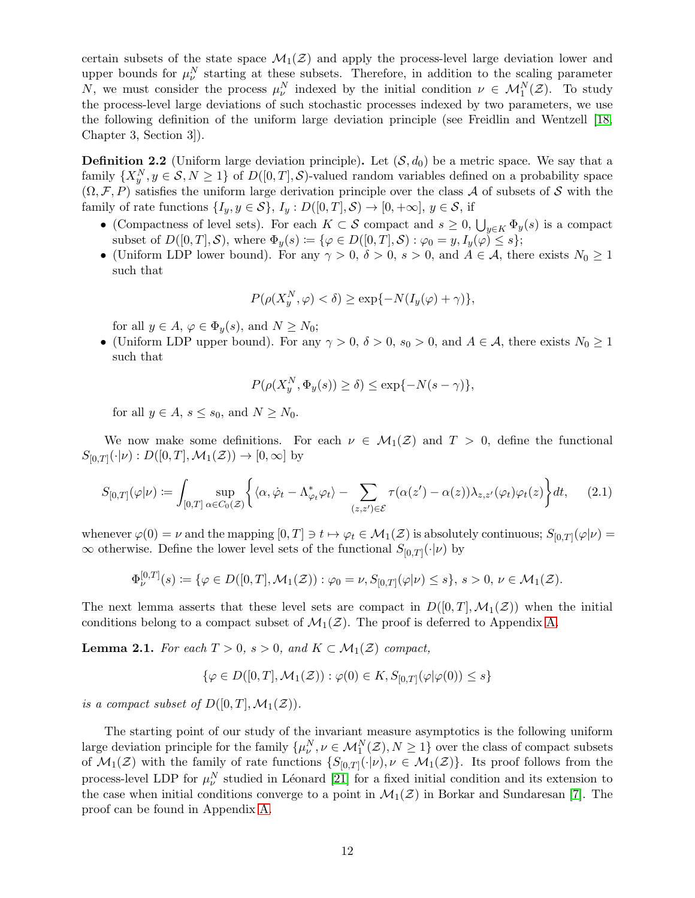certain subsets of the state space $\mathcal{M}_1(\mathcal{Z})$ and apply the process-level large deviation lower and upper bounds for $\mu_\nu^N$ starting at these subsets. Therefore, in addition to the scaling parameter $N$, we must consider the process $\mu_\nu^N$ indexed by the initial condition $\nu \in \mathcal{M}_1^N(\mathcal{Z})$. To study the process-level large deviations of such stochastic processes indexed by two parameters, we use the following definition of the uniform large deviation principle (see Freidlin and Wentzell [18, Chapter 3, Section 3]).

**Definition 2.2** (Uniform large deviation principle)**.** Let $(\mathcal{S}, d_0)$ be a metric space. We say that a family $\{X_y^N, y \in \mathcal{S}, N \geq 1\}$ of $D([0,T],\mathcal{S})$-valued random variables defined on a probability space $(\Omega, \mathcal{F}, P)$ satisfies the uniform large derivation principle over the class $\mathcal{A}$ of subsets of $\mathcal{S}$ with the family of rate functions $\{I_y, y \in \mathcal{S}\}$, $I_y : D([0,T],\mathcal{S}) \to [0,+\infty]$, $y \in \mathcal{S}$, if

- (Compactness of level sets). For each $K \subset \mathcal{S}$ compact and $s \geq 0$, $\bigcup_{y \in K} \Phi_y(s)$ is a compact subset of $D([0,T],\mathcal{S})$, where $\Phi_y(s) \coloneqq \{\varphi \in D([0,T],\mathcal{S}) : \varphi_0 = y, I_y(\varphi) \leq s\}$;
- (Uniform LDP lower bound). For any $\gamma > 0$, $\delta > 0$, $s > 0$, and $A \in \mathcal{A}$, there exists $N_0 \geq 1$ such that
$$P(\rho(X_y^N, \varphi) < \delta) \geq \exp\{-N(I_y(\varphi) + \gamma)\},$$
for all $y \in A$, $\varphi \in \Phi_y(s)$, and $N \geq N_0$;
- (Uniform LDP upper bound). For any $\gamma > 0$, $\delta > 0$, $s_0 > 0$, and $A \in \mathcal{A}$, there exists $N_0 \geq 1$ such that
$$P(\rho(X_y^N, \Phi_y(s)) \geq \delta) \leq \exp\{-N(s - \gamma)\},$$
for all $y \in A$, $s \leq s_0$, and $N \geq N_0$.

We now make some definitions. For each $\nu \in \mathcal{M}_1(\mathcal{Z})$ and $T > 0$, define the functional $S_{[0,T]}(\cdot|\nu) : D([0,T],\mathcal{M}_1(\mathcal{Z})) \to [0,\infty]$ by

$$S_{[0,T]}(\varphi|\nu) \coloneqq \int_{[0,T]} \sup_{\alpha \in C_0(\mathcal{Z})} \left\{ \langle \alpha, \dot{\varphi}_t - \Lambda^*_{\varphi_t}\varphi_t \rangle - \sum_{(z,z') \in \mathcal{E}} \tau(\alpha(z') - \alpha(z))\lambda_{z,z'}(\varphi_t)\varphi_t(z) \right\} dt, \tag{2.1}$$

whenever $\varphi(0) = \nu$ and the mapping $[0,T] \ni t \mapsto \varphi_t \in \mathcal{M}_1(\mathcal{Z})$ is absolutely continuous; $S_{[0,T]}(\varphi|\nu) = \infty$ otherwise. Define the lower level sets of the functional $S_{[0,T]}(\cdot|\nu)$ by

$$\Phi_\nu^{[0,T]}(s) \coloneqq \{\varphi \in D([0,T],\mathcal{M}_1(\mathcal{Z})) : \varphi_0 = \nu, S_{[0,T]}(\varphi|\nu) \leq s\},\ s > 0,\ \nu \in \mathcal{M}_1(\mathcal{Z}).$$

The next lemma asserts that these level sets are compact in $D([0,T],\mathcal{M}_1(\mathcal{Z}))$ when the initial conditions belong to a compact subset of $\mathcal{M}_1(\mathcal{Z})$. The proof is deferred to Appendix A.

**Lemma 2.1.** *For each $T > 0$, $s > 0$, and $K \subset \mathcal{M}_1(\mathcal{Z})$ compact,*

$$\{\varphi \in D([0,T],\mathcal{M}_1(\mathcal{Z})) : \varphi(0) \in K, S_{[0,T]}(\varphi|\varphi(0)) \leq s\}$$

*is a compact subset of $D([0,T],\mathcal{M}_1(\mathcal{Z}))$.*

The starting point of our study of the invariant measure asymptotics is the following uniform large deviation principle for the family $\{\mu_\nu^N, \nu \in \mathcal{M}_1^N(\mathcal{Z}), N \geq 1\}$ over the class of compact subsets of $\mathcal{M}_1(\mathcal{Z})$ with the family of rate functions $\{S_{[0,T]}(\cdot|\nu), \nu \in \mathcal{M}_1(\mathcal{Z})\}$. Its proof follows from the process-level LDP for $\mu_\nu^N$ studied in Léonard [21] for a fixed initial condition and its extension to the case when initial conditions converge to a point in $\mathcal{M}_1(\mathcal{Z})$ in Borkar and Sundaresan [7]. The proof can be found in Appendix A.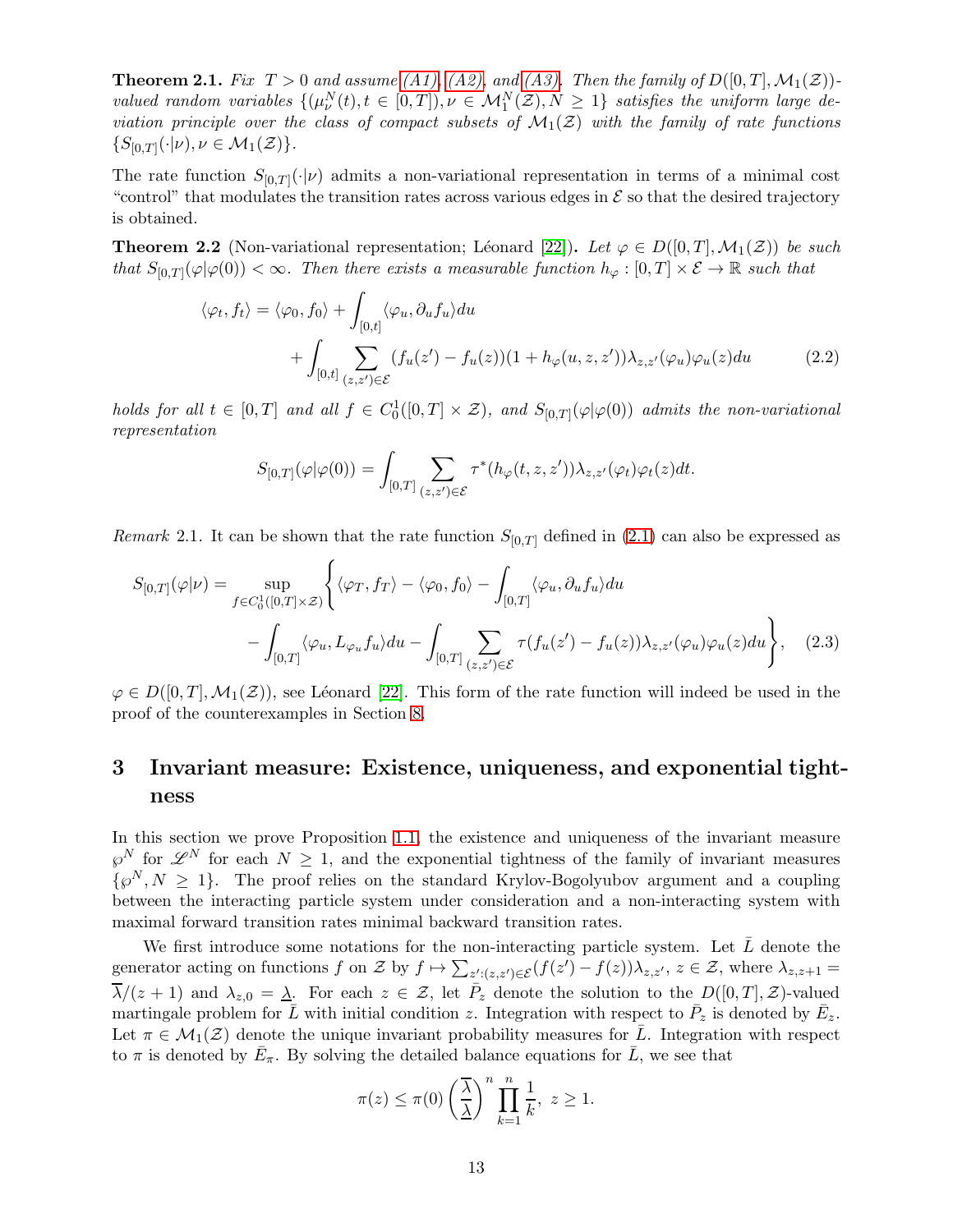**Theorem 2.1.** *Fix $T > 0$ and assume (A1), (A2), and (A3). Then the family of $D([0,T], \mathcal{M}_1(\mathcal{Z}))$-valued random variables $\{(\mu_\nu^N(t), t \in [0,T]), \nu \in \mathcal{M}_1^N(\mathcal{Z}), N \geq 1\}$ satisfies the uniform large deviation principle over the class of compact subsets of $\mathcal{M}_1(\mathcal{Z})$ with the family of rate functions $\{S_{[0,T]}(\cdot|\nu), \nu \in \mathcal{M}_1(\mathcal{Z})\}$.*

The rate function $S_{[0,T]}(\cdot|\nu)$ admits a non-variational representation in terms of a minimal cost "control" that modulates the transition rates across various edges in $\mathcal{E}$ so that the desired trajectory is obtained.

**Theorem 2.2** (Non-variational representation; Léonard [22])**.** *Let $\varphi \in D([0,T], \mathcal{M}_1(\mathcal{Z}))$ be such that $S_{[0,T]}(\varphi|\varphi(0)) < \infty$. Then there exists a measurable function $h_\varphi : [0,T] \times \mathcal{E} \to \mathbb{R}$ such that*

$$\langle \varphi_t, f_t \rangle = \langle \varphi_0, f_0 \rangle + \int_{[0,t]} \langle \varphi_u, \partial_u f_u \rangle du + \int_{[0,t]} \sum_{(z,z') \in \mathcal{E}} (f_u(z') - f_u(z))(1 + h_\varphi(u,z,z'))\lambda_{z,z'}(\varphi_u)\varphi_u(z) du \tag{2.2}$$

*holds for all $t \in [0,T]$ and all $f \in C_0^1([0,T] \times \mathcal{Z})$, and $S_{[0,T]}(\varphi|\varphi(0))$ admits the non-variational representation*

$$S_{[0,T]}(\varphi|\varphi(0)) = \int_{[0,T]} \sum_{(z,z') \in \mathcal{E}} \tau^*(h_\varphi(t,z,z'))\lambda_{z,z'}(\varphi_t)\varphi_t(z) dt.$$

*Remark* 2.1. It can be shown that the rate function $S_{[0,T]}$ defined in (2.1) can also be expressed as

$$S_{[0,T]}(\varphi|\nu) = \sup_{f \in C_0^1([0,T] \times \mathcal{Z})} \Bigg\{ \langle \varphi_T, f_T \rangle - \langle \varphi_0, f_0 \rangle - \int_{[0,T]} \langle \varphi_u, \partial_u f_u \rangle du - \int_{[0,T]} \langle \varphi_u, L_{\varphi_u} f_u \rangle du - \int_{[0,T]} \sum_{(z,z') \in \mathcal{E}} \tau(f_u(z') - f_u(z))\lambda_{z,z'}(\varphi_u)\varphi_u(z) du \Bigg\}, \tag{2.3}$$

$\varphi \in D([0,T], \mathcal{M}_1(\mathcal{Z}))$, see Léonard [22]. This form of the rate function will indeed be used in the proof of the counterexamples in Section 8.

# 3 Invariant measure: Existence, uniqueness, and exponential tightness

In this section we prove Proposition 1.1, the existence and uniqueness of the invariant measure $\wp^N$ for $\mathscr{L}^N$ for each $N \geq 1$, and the exponential tightness of the family of invariant measures $\{\wp^N, N \geq 1\}$. The proof relies on the standard Krylov-Bogolyubov argument and a coupling between the interacting particle system under consideration and a non-interacting system with maximal forward transition rates minimal backward transition rates.

We first introduce some notations for the non-interacting particle system. Let $\bar{L}$ denote the generator acting on functions $f$ on $\mathcal{Z}$ by $f \mapsto \sum_{z':(z,z') \in \mathcal{E}} (f(z') - f(z))\lambda_{z,z'}$, $z \in \mathcal{Z}$, where $\lambda_{z,z+1} = \overline{\lambda}/(z+1)$ and $\lambda_{z,0} = \underline{\lambda}$. For each $z \in \mathcal{Z}$, let $\bar{P}_z$ denote the solution to the $D([0,T], \mathcal{Z})$-valued martingale problem for $\bar{L}$ with initial condition $z$. Integration with respect to $\bar{P}_z$ is denoted by $\bar{E}_z$. Let $\pi \in \mathcal{M}_1(\mathcal{Z})$ denote the unique invariant probability measures for $\bar{L}$. Integration with respect to $\pi$ is denoted by $\bar{E}_\pi$. By solving the detailed balance equations for $\bar{L}$, we see that

$$\pi(z) \leq \pi(0) \left( \frac{\overline{\lambda}}{\underline{\lambda}} \right)^n \prod_{k=1}^{n} \frac{1}{k}, \; z \geq 1.$$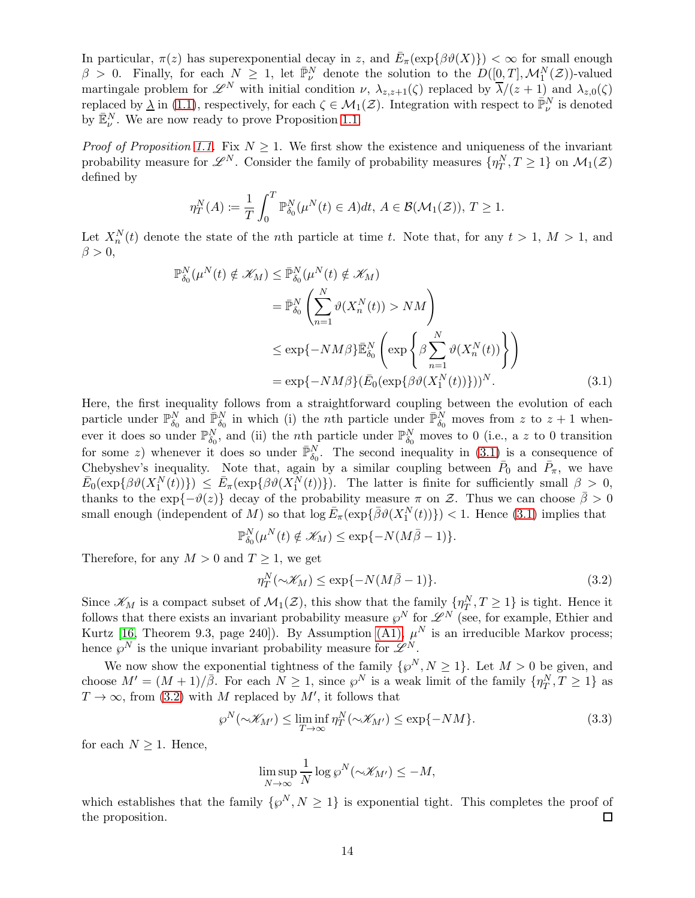In particular, $\pi(z)$ has superexponential decay in $z$, and $\bar{E}_\pi(\exp\{\beta\vartheta(X)\}) < \infty$ for small enough $\beta > 0$. Finally, for each $N \geq 1$, let $\bar{\mathbb{P}}^N_\nu$ denote the solution to the $D([0,T], \mathcal{M}_1^N(\mathcal{Z}))$-valued martingale problem for $\mathscr{L}^N$ with initial condition $\nu$, $\lambda_{z,z+1}(\zeta)$ replaced by $\overline{\lambda}/(z+1)$ and $\lambda_{z,0}(\zeta)$ replaced by $\underline{\lambda}$ in (1.1), respectively, for each $\zeta \in \mathcal{M}_1(\mathcal{Z})$. Integration with respect to $\bar{\mathbb{P}}^N_\nu$ is denoted by $\bar{\mathbb{E}}^N_\nu$. We are now ready to prove Proposition 1.1.

*Proof of Proposition 1.1.* Fix $N \geq 1$. We first show the existence and uniqueness of the invariant probability measure for $\mathscr{L}^N$. Consider the family of probability measures $\{\eta^N_T, T \geq 1\}$ on $\mathcal{M}_1(\mathcal{Z})$ defined by

$$\eta^N_T(A) := \frac{1}{T}\int_0^T \mathbb{P}^N_{\delta_0}(\mu^N(t) \in A)dt,\ A \in \mathcal{B}(\mathcal{M}_1(\mathcal{Z})),\ T \geq 1.$$

Let $X^N_n(t)$ denote the state of the $n$th particle at time $t$. Note that, for any $t > 1$, $M > 1$, and $\beta > 0$,

$$\begin{aligned}
\mathbb{P}^N_{\delta_0}(\mu^N(t) \notin \mathscr{K}_M) &\leq \bar{\mathbb{P}}^N_{\delta_0}(\mu^N(t) \notin \mathscr{K}_M) \\
&= \bar{\mathbb{P}}^N_{\delta_0}\left(\sum_{n=1}^N \vartheta(X^N_n(t)) > NM\right) \\
&\leq \exp\{-NM\beta\}\bar{\mathbb{E}}^N_{\delta_0}\left(\exp\left\{\beta\sum_{n=1}^N \vartheta(X^N_n(t))\right\}\right) \\
&= \exp\{-NM\beta\}(\bar{E}_0(\exp\{\beta\vartheta(X^N_1(t))\}))^N. \qquad (3.1)
\end{aligned}$$

Here, the first inequality follows from a straightforward coupling between the evolution of each particle under $\mathbb{P}^N_{\delta_0}$ and $\bar{\mathbb{P}}^N_{\delta_0}$ in which (i) the $n$th particle under $\bar{\mathbb{P}}^N_{\delta_0}$ moves from $z$ to $z+1$ whenever it does so under $\mathbb{P}^N_{\delta_0}$, and (ii) the $n$th particle under $\mathbb{P}^N_{\delta_0}$ moves to 0 (i.e., a $z$ to 0 transition for some $z$) whenever it does so under $\bar{\mathbb{P}}^N_{\delta_0}$. The second inequality in (3.1) is a consequence of Chebyshev's inequality. Note that, again by a similar coupling between $\bar{P}_0$ and $\bar{P}_\pi$, we have $\bar{E}_0(\exp\{\beta\vartheta(X^N_1(t))\}) \leq \bar{E}_\pi(\exp\{\beta\vartheta(X^N_1(t))\})$. The latter is finite for sufficiently small $\beta > 0$, thanks to the $\exp\{-\vartheta(z)\}$ decay of the probability measure $\pi$ on $\mathcal{Z}$. Thus we can choose $\bar{\beta} > 0$ small enough (independent of $M$) so that $\log \bar{E}_\pi(\exp\{\bar{\beta}\vartheta(X^N_1(t))\}) < 1$. Hence (3.1) implies that

$$\mathbb{P}^N_{\delta_0}(\mu^N(t) \notin \mathscr{K}_M) \leq \exp\{-N(M\bar{\beta} - 1)\}.$$

Therefore, for any $M > 0$ and $T \geq 1$, we get

$$\eta^N_T(\sim\mathscr{K}_M) \leq \exp\{-N(M\bar{\beta} - 1)\}. \qquad (3.2)$$

Since $\mathscr{K}_M$ is a compact subset of $\mathcal{M}_1(\mathcal{Z})$, this show that the family $\{\eta^N_T, T \geq 1\}$ is tight. Hence it follows that there exists an invariant probability measure $\wp^N$ for $\mathscr{L}^N$ (see, for example, Ethier and Kurtz [16, Theorem 9.3, page 240]). By Assumption (A1), $\mu^N$ is an irreducible Markov process; hence $\wp^N$ is the unique invariant probability measure for $\mathscr{L}^N$.

We now show the exponential tightness of the family $\{\wp^N, N \geq 1\}$. Let $M > 0$ be given, and choose $M' = (M+1)/\bar{\beta}$. For each $N \geq 1$, since $\wp^N$ is a weak limit of the family $\{\eta^N_T, T \geq 1\}$ as $T \to \infty$, from (3.2) with $M$ replaced by $M'$, it follows that

$$\wp^N(\sim\mathscr{K}_{M'}) \leq \liminf_{T\to\infty} \eta^N_T(\sim\mathscr{K}_{M'}) \leq \exp\{-NM\}. \qquad (3.3)$$

for each $N \geq 1$. Hence,

$$\limsup_{N\to\infty} \frac{1}{N}\log \wp^N(\sim\mathscr{K}_{M'}) \leq -M,$$

which establishes that the family $\{\wp^N, N \geq 1\}$ is exponential tight. This completes the proof of the proposition. ☐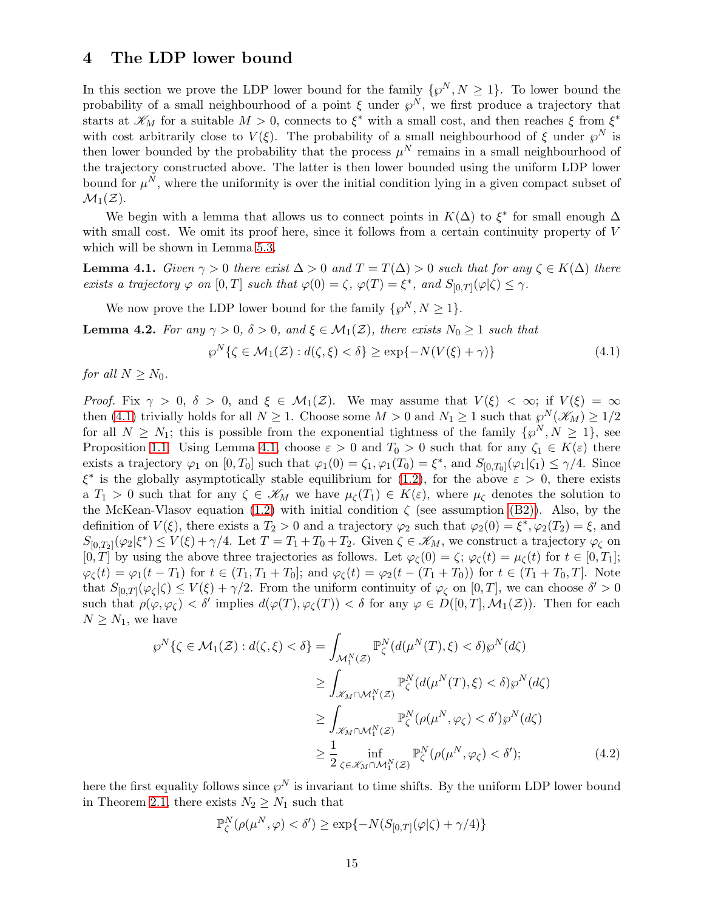# 4 The LDP lower bound

In this section we prove the LDP lower bound for the family $\{\wp^N, N \geq 1\}$. To lower bound the probability of a small neighbourhood of a point $\xi$ under $\wp^N$, we first produce a trajectory that starts at $\mathscr{K}_M$ for a suitable $M > 0$, connects to $\xi^*$ with a small cost, and then reaches $\xi$ from $\xi^*$ with cost arbitrarily close to $V(\xi)$. The probability of a small neighbourhood of $\xi$ under $\wp^N$ is then lower bounded by the probability that the process $\mu^N$ remains in a small neighbourhood of the trajectory constructed above. The latter is then lower bounded using the uniform LDP lower bound for $\mu^N$, where the uniformity is over the initial condition lying in a given compact subset of $\mathcal{M}_1(\mathcal{Z})$.

We begin with a lemma that allows us to connect points in $K(\Delta)$ to $\xi^*$ for small enough $\Delta$ with small cost. We omit its proof here, since it follows from a certain continuity property of $V$ which will be shown in Lemma 5.3.

**Lemma 4.1.** *Given $\gamma > 0$ there exist $\Delta > 0$ and $T = T(\Delta) > 0$ such that for any $\zeta \in K(\Delta)$ there exists a trajectory $\varphi$ on $[0, T]$ such that $\varphi(0) = \zeta$, $\varphi(T) = \xi^*$, and $S_{[0,T]}(\varphi|\zeta) \leq \gamma$.*

We now prove the LDP lower bound for the family $\{\wp^N, N \geq 1\}$.

**Lemma 4.2.** *For any $\gamma > 0$, $\delta > 0$, and $\xi \in \mathcal{M}_1(\mathcal{Z})$, there exists $N_0 \geq 1$ such that*

$$\wp^N\{\zeta \in \mathcal{M}_1(\mathcal{Z}) : d(\zeta, \xi) < \delta\} \geq \exp\{-N(V(\xi) + \gamma)\} \tag{4.1}$$

*for all $N \geq N_0$.*

*Proof.* Fix $\gamma > 0$, $\delta > 0$, and $\xi \in \mathcal{M}_1(\mathcal{Z})$. We may assume that $V(\xi) < \infty$; if $V(\xi) = \infty$ then (4.1) trivially holds for all $N \geq 1$. Choose some $M > 0$ and $N_1 \geq 1$ such that $\wp^N(\mathscr{K}_M) \geq 1/2$ for all $N \geq N_1$; this is possible from the exponential tightness of the family $\{\wp^N, N \geq 1\}$, see Proposition 1.1. Using Lemma 4.1, choose $\varepsilon > 0$ and $T_0 > 0$ such that for any $\zeta_1 \in K(\varepsilon)$ there exists a trajectory $\varphi_1$ on $[0, T_0]$ such that $\varphi_1(0) = \zeta_1, \varphi_1(T_0) = \xi^*$, and $S_{[0,T_0]}(\varphi_1|\zeta_1) \leq \gamma/4$. Since $\xi^*$ is the globally asymptotically stable equilibrium for (1.2), for the above $\varepsilon > 0$, there exists a $T_1 > 0$ such that for any $\zeta \in \mathscr{K}_M$ we have $\mu_\zeta(T_1) \in K(\varepsilon)$, where $\mu_\zeta$ denotes the solution to the McKean-Vlasov equation (1.2) with initial condition $\zeta$ (see assumption (B2)). Also, by the definition of $V(\xi)$, there exists a $T_2 > 0$ and a trajectory $\varphi_2$ such that $\varphi_2(0) = \xi^*, \varphi_2(T_2) = \xi$, and $S_{[0,T_2]}(\varphi_2|\xi^*) \leq V(\xi) + \gamma/4$. Let $T = T_1 + T_0 + T_2$. Given $\zeta \in \mathscr{K}_M$, we construct a trajectory $\varphi_\zeta$ on $[0, T]$ by using the above three trajectories as follows. Let $\varphi_\zeta(0) = \zeta$; $\varphi_\zeta(t) = \mu_\zeta(t)$ for $t \in [0, T_1]$; $\varphi_\zeta(t) = \varphi_1(t - T_1)$ for $t \in (T_1, T_1 + T_0]$; and $\varphi_\zeta(t) = \varphi_2(t - (T_1 + T_0))$ for $t \in (T_1 + T_0, T]$. Note that $S_{[0,T]}(\varphi_\zeta|\zeta) \leq V(\xi) + \gamma/2$. From the uniform continuity of $\varphi_\zeta$ on $[0, T]$, we can choose $\delta' > 0$ such that $\rho(\varphi, \varphi_\zeta) < \delta'$ implies $d(\varphi(T), \varphi_\zeta(T)) < \delta$ for any $\varphi \in D([0, T], \mathcal{M}_1(\mathcal{Z}))$. Then for each $N \geq N_1$, we have

$$\begin{aligned}
\wp^N\{\zeta \in \mathcal{M}_1(\mathcal{Z}) : d(\zeta, \xi) < \delta\} &= \int_{\mathcal{M}_1^N(\mathcal{Z})} \mathbb{P}_\zeta^N(d(\mu^N(T), \xi) < \delta)\wp^N(d\zeta) \\
&\geq \int_{\mathscr{K}_M \cap \mathcal{M}_1^N(\mathcal{Z})} \mathbb{P}_\zeta^N(d(\mu^N(T), \xi) < \delta)\wp^N(d\zeta) \\
&\geq \int_{\mathscr{K}_M \cap \mathcal{M}_1^N(\mathcal{Z})} \mathbb{P}_\zeta^N(\rho(\mu^N, \varphi_\zeta) < \delta')\wp^N(d\zeta) \\
&\geq \frac{1}{2} \inf_{\zeta \in \mathscr{K}_M \cap \mathcal{M}_1^N(\mathcal{Z})} \mathbb{P}_\zeta^N(\rho(\mu^N, \varphi_\zeta) < \delta');
\end{aligned} \tag{4.2}$$

here the first equality follows since $\wp^N$ is invariant to time shifts. By the uniform LDP lower bound in Theorem 2.1, there exists $N_2 \geq N_1$ such that

$$\mathbb{P}_\zeta^N(\rho(\mu^N, \varphi) < \delta') \geq \exp\{-N(S_{[0,T]}(\varphi|\zeta) + \gamma/4)\}$$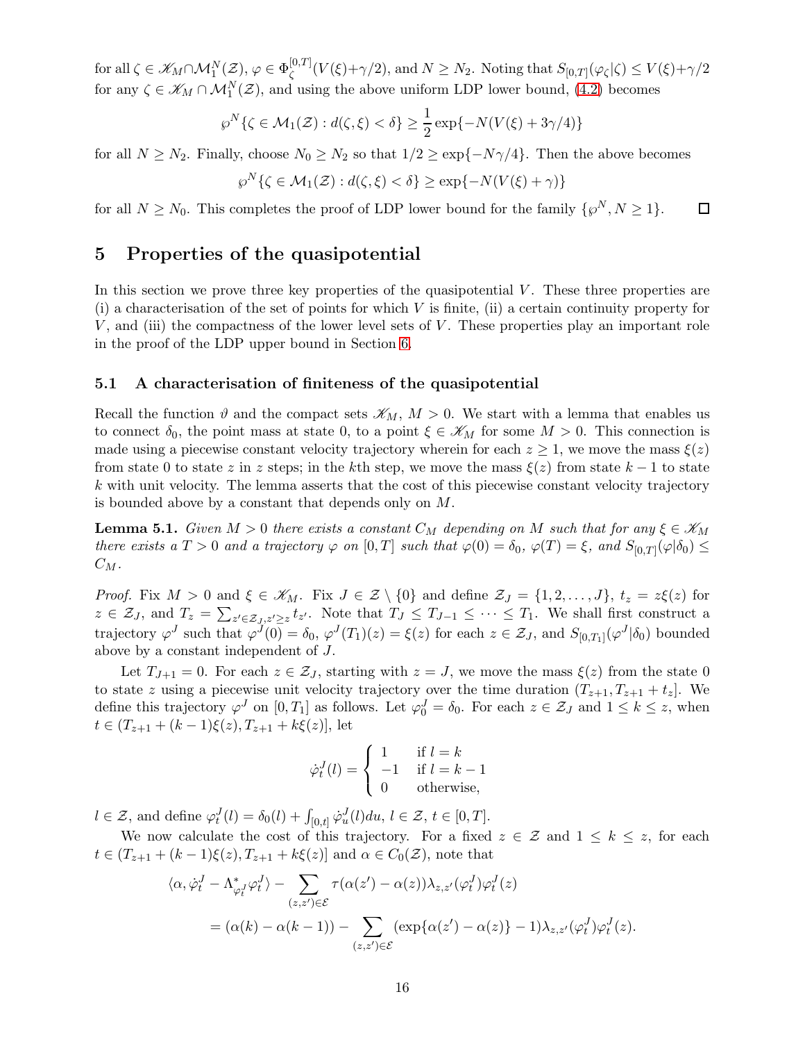for all $\zeta \in \mathscr{K}_M \cap \mathcal{M}_1^N(\mathcal{Z})$, $\varphi \in \Phi_\zeta^{[0,T]}(V(\xi)+\gamma/2)$, and $N \geq N_2$. Noting that $S_{[0,T]}(\varphi_\zeta|\zeta) \leq V(\xi)+\gamma/2$ for any $\zeta \in \mathscr{K}_M \cap \mathcal{M}_1^N(\mathcal{Z})$, and using the above uniform LDP lower bound, (4.2) becomes

$$\wp^N\{\zeta \in \mathcal{M}_1(\mathcal{Z}) : d(\zeta, \xi) < \delta\} \geq \frac{1}{2}\exp\{-N(V(\xi) + 3\gamma/4)\}$$

for all $N \geq N_2$. Finally, choose $N_0 \geq N_2$ so that $1/2 \geq \exp\{-N\gamma/4\}$. Then the above becomes

$$\wp^N\{\zeta \in \mathcal{M}_1(\mathcal{Z}) : d(\zeta, \xi) < \delta\} \geq \exp\{-N(V(\xi) + \gamma)\}$$

for all $N \geq N_0$. This completes the proof of LDP lower bound for the family $\{\wp^N, N \geq 1\}$. $\square$

## 5 Properties of the quasipotential

In this section we prove three key properties of the quasipotential $V$. These three properties are (i) a characterisation of the set of points for which $V$ is finite, (ii) a certain continuity property for $V$, and (iii) the compactness of the lower level sets of $V$. These properties play an important role in the proof of the LDP upper bound in Section 6.

### 5.1 A characterisation of finiteness of the quasipotential

Recall the function $\vartheta$ and the compact sets $\mathscr{K}_M$, $M > 0$. We start with a lemma that enables us to connect $\delta_0$, the point mass at state 0, to a point $\xi \in \mathscr{K}_M$ for some $M > 0$. This connection is made using a piecewise constant velocity trajectory wherein for each $z \geq 1$, we move the mass $\xi(z)$ from state 0 to state $z$ in $z$ steps; in the $k$th step, we move the mass $\xi(z)$ from state $k-1$ to state $k$ with unit velocity. The lemma asserts that the cost of this piecewise constant velocity trajectory is bounded above by a constant that depends only on $M$.

**Lemma 5.1.** *Given $M > 0$ there exists a constant $C_M$ depending on $M$ such that for any $\xi \in \mathscr{K}_M$ there exists a $T > 0$ and a trajectory $\varphi$ on $[0,T]$ such that $\varphi(0) = \delta_0$, $\varphi(T) = \xi$, and $S_{[0,T]}(\varphi|\delta_0) \leq C_M$.*

*Proof.* Fix $M > 0$ and $\xi \in \mathscr{K}_M$. Fix $J \in \mathcal{Z} \setminus \{0\}$ and define $\mathcal{Z}_J = \{1, 2, \ldots, J\}$, $t_z = z\xi(z)$ for $z \in \mathcal{Z}_J$, and $T_z = \sum_{z' \in \mathcal{Z}_J, z' \geq z} t_{z'}$. Note that $T_J \leq T_{J-1} \leq \cdots \leq T_1$. We shall first construct a trajectory $\varphi^J$ such that $\varphi^J(0) = \delta_0$, $\varphi^J(T_1)(z) = \xi(z)$ for each $z \in \mathcal{Z}_J$, and $S_{[0,T_1]}(\varphi^J|\delta_0)$ bounded above by a constant independent of $J$.

Let $T_{J+1} = 0$. For each $z \in \mathcal{Z}_J$, starting with $z = J$, we move the mass $\xi(z)$ from the state 0 to state $z$ using a piecewise unit velocity trajectory over the time duration $(T_{z+1}, T_{z+1} + t_z]$. We define this trajectory $\varphi^J$ on $[0, T_1]$ as follows. Let $\varphi_0^J = \delta_0$. For each $z \in \mathcal{Z}_J$ and $1 \leq k \leq z$, when $t \in (T_{z+1} + (k-1)\xi(z), T_{z+1} + k\xi(z)]$, let

$$\dot{\varphi}_t^J(l) = \begin{cases} 1 & \text{if } l = k \\ -1 & \text{if } l = k-1 \\ 0 & \text{otherwise,} \end{cases}$$

$l \in \mathcal{Z}$, and define $\varphi_t^J(l) = \delta_0(l) + \int_{[0,t]} \dot{\varphi}_u^J(l) du$, $l \in \mathcal{Z}$, $t \in [0,T]$.

We now calculate the cost of this trajectory. For a fixed $z \in \mathcal{Z}$ and $1 \leq k \leq z$, for each $t \in (T_{z+1} + (k-1)\xi(z), T_{z+1} + k\xi(z)]$ and $\alpha \in C_0(\mathcal{Z})$, note that

$$\begin{aligned}
\langle \alpha, \dot{\varphi}_t^J - \Lambda_{\varphi_t^J}^* \varphi_t^J \rangle &- \sum_{(z,z') \in \mathcal{E}} \tau(\alpha(z') - \alpha(z))\lambda_{z,z'}(\varphi_t^J)\varphi_t^J(z) \\
&= (\alpha(k) - \alpha(k-1)) - \sum_{(z,z') \in \mathcal{E}} (\exp\{\alpha(z') - \alpha(z)\} - 1)\lambda_{z,z'}(\varphi_t^J)\varphi_t^J(z).
\end{aligned}$$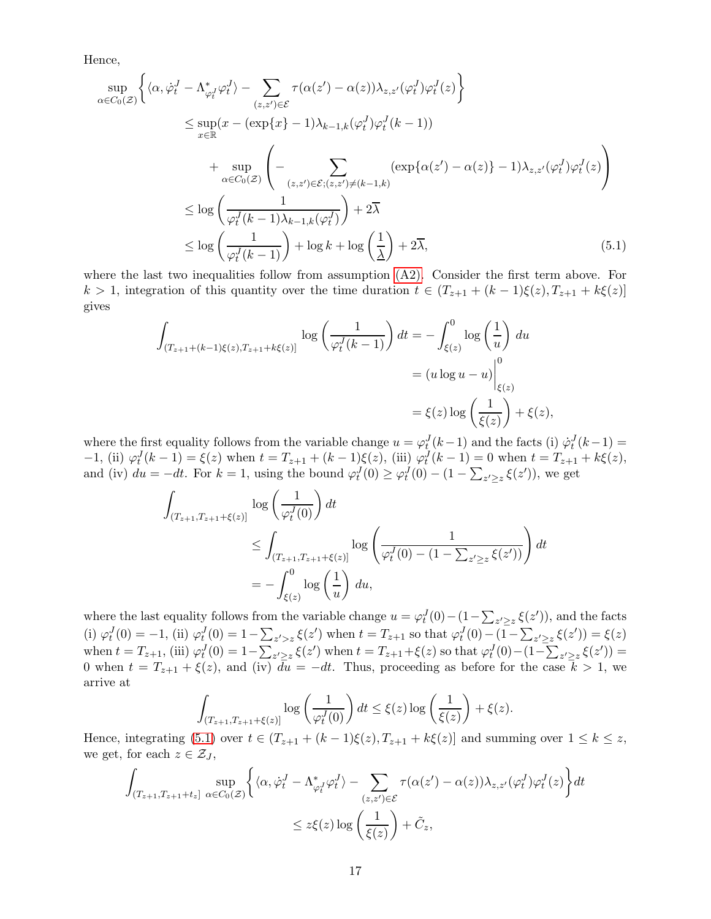Hence,

$$
\begin{aligned}
&\sup_{\alpha \in C_0(\mathcal{Z})} \left\{ \langle \alpha, \dot{\varphi}^J_t - \Lambda^*_{\varphi^J_t} \varphi^J_t \rangle - \sum_{(z,z') \in \mathcal{E}} \tau(\alpha(z') - \alpha(z)) \lambda_{z,z'}(\varphi^J_t) \varphi^J_t(z) \right\} \\
&\qquad \le \sup_{x \in \mathbb{R}} (x - (\exp\{x\} - 1) \lambda_{k-1,k}(\varphi^J_t) \varphi^J_t(k-1)) \\
&\qquad\qquad + \sup_{\alpha \in C_0(\mathcal{Z})} \left( - \sum_{(z,z') \in \mathcal{E}; (z,z') \neq (k-1,k)} (\exp\{\alpha(z') - \alpha(z)\} - 1) \lambda_{z,z'}(\varphi^J_t) \varphi^J_t(z) \right) \\
&\qquad \le \log \left( \frac{1}{\varphi^J_t(k-1) \lambda_{k-1,k}(\varphi^J_t)} \right) + 2\overline{\lambda} \\
&\qquad \le \log \left( \frac{1}{\varphi^J_t(k-1)} \right) + \log k + \log \left( \frac{1}{\underline{\lambda}} \right) + 2\overline{\lambda},
\end{aligned} \tag{5.1}
$$

where the last two inequalities follow from assumption (A2). Consider the first term above. For $k > 1$, integration of this quantity over the time duration $t \in (T_{z+1} + (k-1)\xi(z), T_{z+1} + k\xi(z)]$ gives

$$
\begin{aligned}
\int_{(T_{z+1} + (k-1)\xi(z), T_{z+1} + k\xi(z)]} \log \left( \frac{1}{\varphi^J_t(k-1)} \right) dt &= - \int_{\xi(z)}^0 \log \left( \frac{1}{u} \right) du \\
&= (u \log u - u) \Big|_{\xi(z)}^0 \\
&= \xi(z) \log \left( \frac{1}{\xi(z)} \right) + \xi(z),
\end{aligned}
$$

where the first equality follows from the variable change $u = \varphi^J_t(k-1)$ and the facts (i) $\dot{\varphi}^J_t(k-1) = -1$, (ii) $\varphi^J_t(k-1) = \xi(z)$ when $t = T_{z+1} + (k-1)\xi(z)$, (iii) $\varphi^J_t(k-1) = 0$ when $t = T_{z+1} + k\xi(z)$, and (iv) $du = -dt$. For $k = 1$, using the bound $\varphi^J_t(0) \ge \varphi^J_t(0) - (1 - \sum_{z' \ge z} \xi(z'))$, we get

$$
\begin{aligned}
&\int_{(T_{z+1}, T_{z+1} + \xi(z)]} \log \left( \frac{1}{\varphi^J_t(0)} \right) dt \\
&\qquad \le \int_{(T_{z+1}, T_{z+1} + \xi(z)]} \log \left( \frac{1}{\varphi^J_t(0) - (1 - \sum_{z' \ge z} \xi(z'))} \right) dt \\
&\qquad = - \int_{\xi(z)}^0 \log \left( \frac{1}{u} \right) du,
\end{aligned}
$$

where the last equality follows from the variable change $u = \varphi^J_t(0) - (1 - \sum_{z' \ge z} \xi(z'))$, and the facts (i) $\dot{\varphi}^J_t(0) = -1$, (ii) $\varphi^J_t(0) = 1 - \sum_{z' > z} \xi(z')$ when $t = T_{z+1}$ so that $\varphi^J_t(0) - (1 - \sum_{z' \ge z} \xi(z')) = \xi(z)$ when $t = T_{z+1}$, (iii) $\varphi^J_t(0) = 1 - \sum_{z' \ge z} \xi(z')$ when $t = T_{z+1} + \xi(z)$ so that $\varphi^J_t(0) - (1 - \sum_{z' \ge z} \xi(z')) = 0$ when $t = T_{z+1} + \xi(z)$, and (iv) $du = -dt$. Thus, proceeding as before for the case $k > 1$, we arrive at

$$
\int_{(T_{z+1}, T_{z+1} + \xi(z)]} \log \left( \frac{1}{\varphi^J_t(0)} \right) dt \le \xi(z) \log \left( \frac{1}{\xi(z)} \right) + \xi(z).
$$

Hence, integrating (5.1) over $t \in (T_{z+1} + (k-1)\xi(z), T_{z+1} + k\xi(z)]$ and summing over $1 \le k \le z$, we get, for each $z \in \mathcal{Z}_J$,

$$
\begin{aligned}
\int_{(T_{z+1}, T_{z+1} + t_z]} \sup_{\alpha \in C_0(\mathcal{Z})} &\left\{ \langle \alpha, \dot{\varphi}^J_t - \Lambda^*_{\varphi^J_t} \varphi^J_t \rangle - \sum_{(z,z') \in \mathcal{E}} \tau(\alpha(z') - \alpha(z)) \lambda_{z,z'}(\varphi^J_t) \varphi^J_t(z) \right\} dt \\
&\le z \xi(z) \log \left( \frac{1}{\xi(z)} \right) + \tilde{C}_z,
\end{aligned}
$$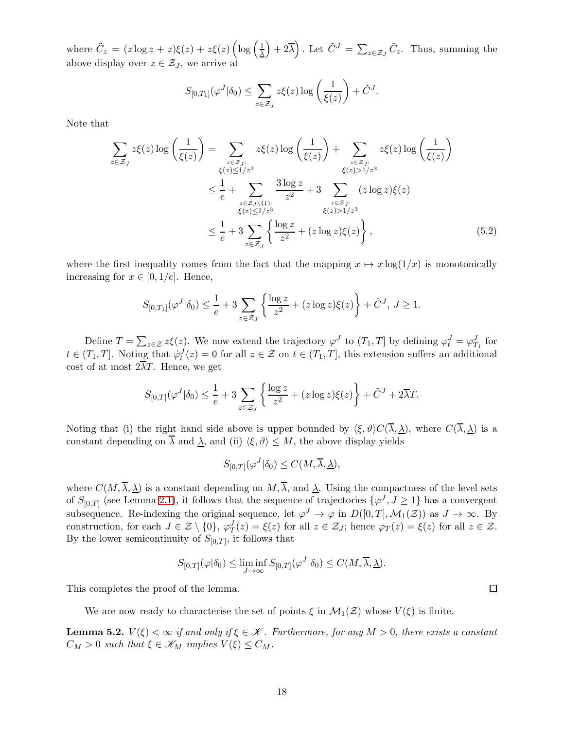where $\tilde{C}_z = (z \log z + z)\xi(z) + z\xi(z)\left(\log\left(\frac{1}{\underline{\lambda}}\right) + 2\overline{\lambda}\right)$. Let $\tilde{C}^J = \sum_{z \in \mathcal{Z}_J} \tilde{C}_z$. Thus, summing the above display over $z \in \mathcal{Z}_J$, we arrive at

$$S_{[0,T_1]}(\varphi^J | \delta_0) \leq \sum_{z \in \mathcal{Z}_J} z\xi(z) \log\left(\frac{1}{\xi(z)}\right) + \tilde{C}^J.$$

Note that

$$\begin{aligned}
\sum_{z \in \mathcal{Z}_J} z\xi(z) \log\left(\frac{1}{\xi(z)}\right) &= \sum_{\substack{z \in \mathcal{Z}_J:\\ \xi(z) \leq 1/z^3}} z\xi(z) \log\left(\frac{1}{\xi(z)}\right) + \sum_{\substack{z \in \mathcal{Z}_J:\\ \xi(z) > 1/z^3}} z\xi(z) \log\left(\frac{1}{\xi(z)}\right) \\
&\leq \frac{1}{e} + \sum_{\substack{z \in \mathcal{Z}_J \setminus \{1\}:\\ \xi(z) \leq 1/z^3}} \frac{3 \log z}{z^2} + 3 \sum_{\substack{z \in \mathcal{Z}_J:\\ \xi(z) > 1/z^3}} (z \log z)\xi(z) \\
&\leq \frac{1}{e} + 3 \sum_{z \in \mathcal{Z}_J} \left\{ \frac{\log z}{z^2} + (z \log z)\xi(z) \right\}, \qquad (5.2)
\end{aligned}$$

where the first inequality comes from the fact that the mapping $x \mapsto x \log(1/x)$ is monotonically increasing for $x \in [0, 1/e]$. Hence,

$$S_{[0,T_1]}(\varphi^J | \delta_0) \leq \frac{1}{e} + 3 \sum_{z \in \mathcal{Z}_J} \left\{ \frac{\log z}{z^2} + (z \log z)\xi(z) \right\} + \tilde{C}^J, \; J \geq 1.$$

Define $T = \sum_{z \in \mathcal{Z}} z\xi(z)$. We now extend the trajectory $\varphi^J$ to $(T_1, T]$ by defining $\varphi^J_t = \varphi^J_{T_1}$ for $t \in (T_1, T]$. Noting that $\dot{\varphi}^J_t(z) = 0$ for all $z \in \mathcal{Z}$ on $t \in (T_1, T]$, this extension suffers an additional cost of at most $2\overline{\lambda}T$. Hence, we get

$$S_{[0,T]}(\varphi^J | \delta_0) \leq \frac{1}{e} + 3 \sum_{z \in \mathcal{Z}_J} \left\{ \frac{\log z}{z^2} + (z \log z)\xi(z) \right\} + \tilde{C}^J + 2\overline{\lambda}T.$$

Noting that (i) the right hand side above is upper bounded by $\langle \xi, \vartheta \rangle C(\overline{\lambda}, \underline{\lambda})$, where $C(\overline{\lambda}, \underline{\lambda})$ is a constant depending on $\overline{\lambda}$ and $\underline{\lambda}$, and (ii) $\langle \xi, \vartheta \rangle \leq M$, the above display yields

$$S_{[0,T]}(\varphi^J | \delta_0) \leq C(M, \overline{\lambda}, \underline{\lambda}),$$

where $C(M, \overline{\lambda}, \underline{\lambda})$ is a constant depending on $M, \overline{\lambda}$, and $\underline{\lambda}$. Using the compactness of the level sets of $S_{[0,T]}$ (see Lemma 2.1), it follows that the sequence of trajectories $\{\varphi^J, J \geq 1\}$ has a convergent subsequence. Re-indexing the original sequence, let $\varphi^J \to \varphi$ in $D([0,T], \mathcal{M}_1(\mathcal{Z}))$ as $J \to \infty$. By construction, for each $J \in \mathcal{Z} \setminus \{0\}$, $\varphi^J_T(z) = \xi(z)$ for all $z \in \mathcal{Z}_J$; hence $\varphi_T(z) = \xi(z)$ for all $z \in \mathcal{Z}$. By the lower semicontinuity of $S_{[0,T]}$, it follows that

$$S_{[0,T]}(\varphi | \delta_0) \leq \liminf_{J \to \infty} S_{[0,T]}(\varphi^J | \delta_0) \leq C(M, \overline{\lambda}, \underline{\lambda}).$$

This completes the proof of the lemma. $\square$

We are now ready to characterise the set of points $\xi$ in $\mathcal{M}_1(\mathcal{Z})$ whose $V(\xi)$ is finite.

**Lemma 5.2.** *$V(\xi) < \infty$ if and only if $\xi \in \mathscr{K}$. Furthermore, for any $M > 0$, there exists a constant $C_M > 0$ such that $\xi \in \mathscr{K}_M$ implies $V(\xi) \leq C_M$.*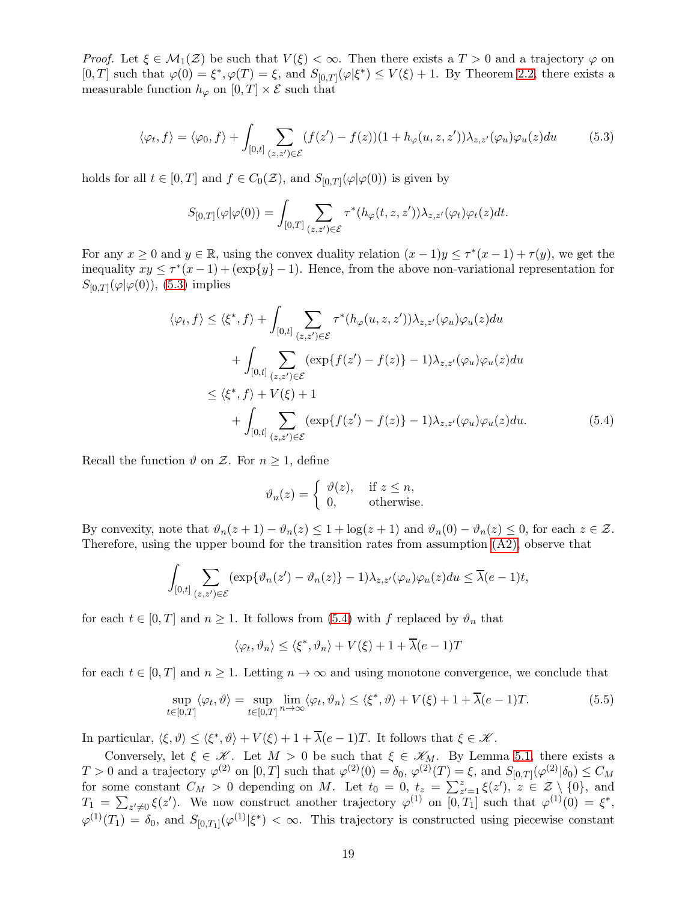*Proof.* Let $\xi \in \mathcal{M}_1(\mathcal{Z})$ be such that $V(\xi) < \infty$. Then there exists a $T > 0$ and a trajectory $\varphi$ on $[0, T]$ such that $\varphi(0) = \xi^*, \varphi(T) = \xi$, and $S_{[0,T]}(\varphi|\xi^*) \leq V(\xi) + 1$. By Theorem 2.2, there exists a measurable function $h_\varphi$ on $[0, T] \times \mathcal{E}$ such that

$$
\langle \varphi_t, f \rangle = \langle \varphi_0, f \rangle + \int_{[0,t]} \sum_{(z,z') \in \mathcal{E}} (f(z') - f(z))(1 + h_\varphi(u, z, z'))\lambda_{z,z'}(\varphi_u)\varphi_u(z)du \tag{5.3}
$$

holds for all $t \in [0, T]$ and $f \in C_0(\mathcal{Z})$, and $S_{[0,T]}(\varphi|\varphi(0))$ is given by

$$
S_{[0,T]}(\varphi|\varphi(0)) = \int_{[0,T]} \sum_{(z,z') \in \mathcal{E}} \tau^*(h_\varphi(t, z, z'))\lambda_{z,z'}(\varphi_t)\varphi_t(z)dt.
$$

For any $x \geq 0$ and $y \in \mathbb{R}$, using the convex duality relation $(x-1)y \leq \tau^*(x-1) + \tau(y)$, we get the inequality $xy \leq \tau^*(x-1) + (\exp\{y\} - 1)$. Hence, from the above non-variational representation for $S_{[0,T]}(\varphi|\varphi(0))$, (5.3) implies

$$
\begin{aligned}
\langle \varphi_t, f \rangle &\leq \langle \xi^*, f \rangle + \int_{[0,t]} \sum_{(z,z') \in \mathcal{E}} \tau^*(h_\varphi(u, z, z'))\lambda_{z,z'}(\varphi_u)\varphi_u(z)du \\
&\quad + \int_{[0,t]} \sum_{(z,z') \in \mathcal{E}} (\exp\{f(z') - f(z)\} - 1)\lambda_{z,z'}(\varphi_u)\varphi_u(z)du \\
&\leq \langle \xi^*, f \rangle + V(\xi) + 1 \\
&\quad + \int_{[0,t]} \sum_{(z,z') \in \mathcal{E}} (\exp\{f(z') - f(z)\} - 1)\lambda_{z,z'}(\varphi_u)\varphi_u(z)du.
\end{aligned} \tag{5.4}
$$

Recall the function $\vartheta$ on $\mathcal{Z}$. For $n \geq 1$, define

$$
\vartheta_n(z) = \begin{cases} \vartheta(z), & \text{if } z \leq n, \\ 0, & \text{otherwise.} \end{cases}
$$

By convexity, note that $\vartheta_n(z+1) - \vartheta_n(z) \leq 1 + \log(z+1)$ and $\vartheta_n(0) - \vartheta_n(z) \leq 0$, for each $z \in \mathcal{Z}$. Therefore, using the upper bound for the transition rates from assumption (A2), observe that

$$
\int_{[0,t]} \sum_{(z,z') \in \mathcal{E}} (\exp\{\vartheta_n(z') - \vartheta_n(z)\} - 1)\lambda_{z,z'}(\varphi_u)\varphi_u(z)du \leq \overline{\lambda}(e-1)t,
$$

for each $t \in [0, T]$ and $n \geq 1$. It follows from (5.4) with $f$ replaced by $\vartheta_n$ that

$$
\langle \varphi_t, \vartheta_n \rangle \leq \langle \xi^*, \vartheta_n \rangle + V(\xi) + 1 + \overline{\lambda}(e-1)T
$$

for each $t \in [0, T]$ and $n \geq 1$. Letting $n \to \infty$ and using monotone convergence, we conclude that

$$
\sup_{t \in [0,T]} \langle \varphi_t, \vartheta \rangle = \sup_{t \in [0,T]} \lim_{n \to \infty} \langle \varphi_t, \vartheta_n \rangle \leq \langle \xi^*, \vartheta \rangle + V(\xi) + 1 + \overline{\lambda}(e-1)T. \tag{5.5}
$$

In particular, $\langle \xi, \vartheta \rangle \leq \langle \xi^*, \vartheta \rangle + V(\xi) + 1 + \overline{\lambda}(e-1)T$. It follows that $\xi \in \mathscr{K}$.

Conversely, let $\xi \in \mathscr{K}$. Let $M > 0$ be such that $\xi \in \mathscr{K}_M$. By Lemma 5.1, there exists a $T > 0$ and a trajectory $\varphi^{(2)}$ on $[0, T]$ such that $\varphi^{(2)}(0) = \delta_0$, $\varphi^{(2)}(T) = \xi$, and $S_{[0,T]}(\varphi^{(2)}|\delta_0) \leq C_M$ for some constant $C_M > 0$ depending on $M$. Let $t_0 = 0$, $t_z = \sum_{z'=1}^{z} \xi(z')$, $z \in \mathcal{Z} \setminus \{0\}$, and $T_1 = \sum_{z' \neq 0} \xi(z')$. We now construct another trajectory $\varphi^{(1)}$ on $[0, T_1]$ such that $\varphi^{(1)}(0) = \xi^*$, $\varphi^{(1)}(T_1) = \delta_0$, and $S_{[0,T_1]}(\varphi^{(1)}|\xi^*) < \infty$. This trajectory is constructed using piecewise constant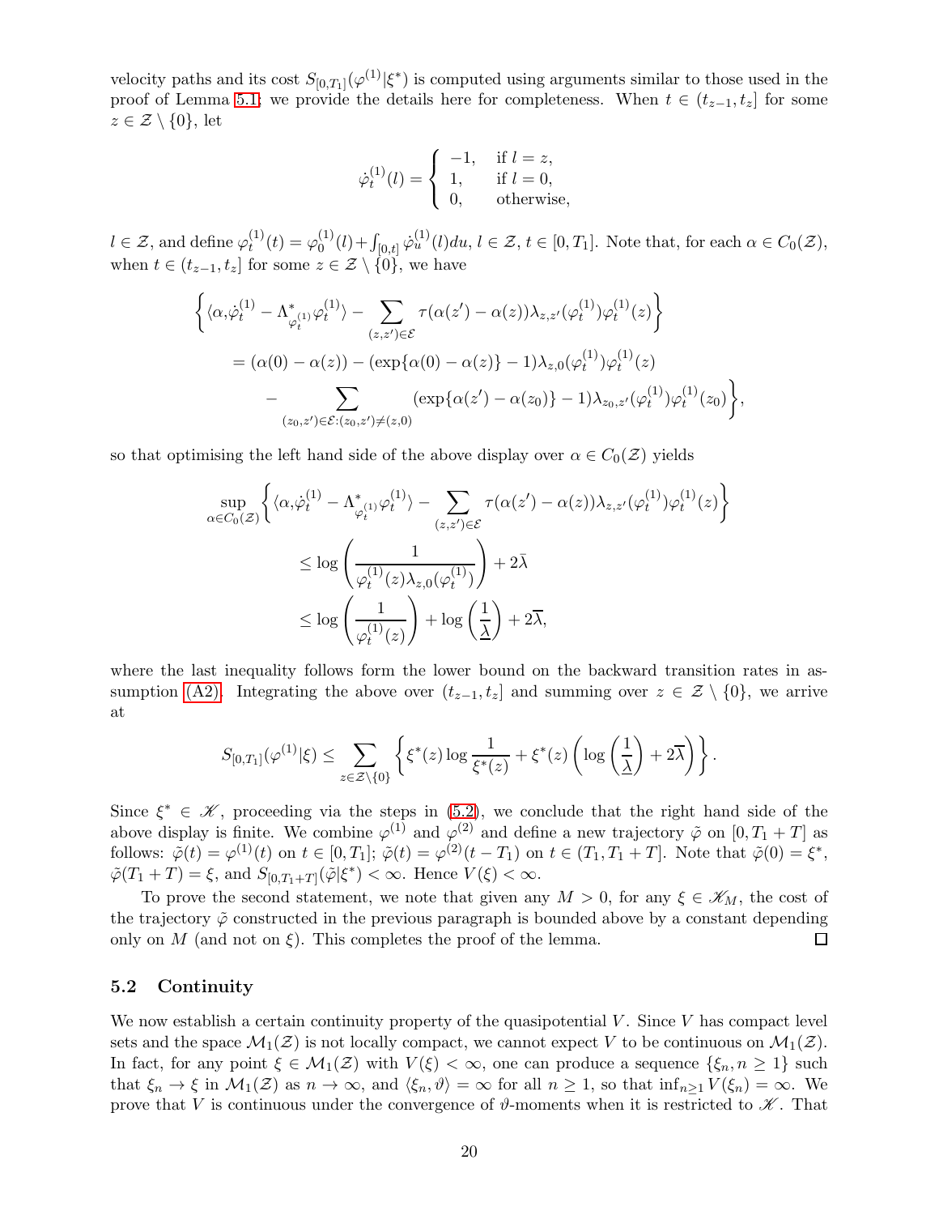velocity paths and its cost $S_{[0,T_1]}(\varphi^{(1)}|\xi^*)$ is computed using arguments similar to those used in the proof of Lemma 5.1; we provide the details here for completeness. When $t \in (t_{z-1}, t_z]$ for some $z \in \mathcal{Z} \setminus \{0\}$, let

$$\dot{\varphi}^{(1)}_t(l) = \begin{cases} -1, & \text{if } l = z, \\ 1, & \text{if } l = 0, \\ 0, & \text{otherwise,} \end{cases}$$

$l \in \mathcal{Z}$, and define $\varphi^{(1)}_t(t) = \varphi^{(1)}_0(l) + \int_{[0,t]} \dot{\varphi}^{(1)}_u(l) du$, $l \in \mathcal{Z}$, $t \in [0, T_1]$. Note that, for each $\alpha \in C_0(\mathcal{Z})$, when $t \in (t_{z-1}, t_z]$ for some $z \in \mathcal{Z} \setminus \{0\}$, we have

$$\begin{aligned}
&\left\{ \langle \alpha, \dot{\varphi}^{(1)}_t - \Lambda^*_{\varphi^{(1)}_t} \varphi^{(1)}_t \rangle - \sum_{(z,z') \in \mathcal{E}} \tau(\alpha(z') - \alpha(z)) \lambda_{z,z'}(\varphi^{(1)}_t) \varphi^{(1)}_t(z) \right\} \\
&\quad = (\alpha(0) - \alpha(z)) - (\exp\{\alpha(0) - \alpha(z)\} - 1) \lambda_{z,0}(\varphi^{(1)}_t) \varphi^{(1)}_t(z) \\
&\quad\quad - \sum_{(z_0,z') \in \mathcal{E} : (z_0,z') \neq (z,0)} (\exp\{\alpha(z') - \alpha(z_0)\} - 1) \lambda_{z_0,z'}(\varphi^{(1)}_t) \varphi^{(1)}_t(z_0) \bigg\},
\end{aligned}$$

so that optimising the left hand side of the above display over $\alpha \in C_0(\mathcal{Z})$ yields

$$\begin{aligned}
\sup_{\alpha \in C_0(\mathcal{Z})} &\left\{ \langle \alpha, \dot{\varphi}^{(1)}_t - \Lambda^*_{\varphi^{(1)}_t} \varphi^{(1)}_t \rangle - \sum_{(z,z') \in \mathcal{E}} \tau(\alpha(z') - \alpha(z)) \lambda_{z,z'}(\varphi^{(1)}_t) \varphi^{(1)}_t(z) \right\} \\
&\leq \log\left( \frac{1}{\varphi^{(1)}_t(z) \lambda_{z,0}(\varphi^{(1)}_t)} \right) + 2\bar{\lambda} \\
&\leq \log\left( \frac{1}{\varphi^{(1)}_t(z)} \right) + \log\left( \frac{1}{\underline{\lambda}} \right) + 2\overline{\lambda},
\end{aligned}$$

where the last inequality follows form the lower bound on the backward transition rates in assumption (A2). Integrating the above over $(t_{z-1}, t_z]$ and summing over $z \in \mathcal{Z} \setminus \{0\}$, we arrive at

$$S_{[0,T_1]}(\varphi^{(1)}|\xi) \leq \sum_{z \in \mathcal{Z} \setminus \{0\}} \left\{ \xi^*(z) \log \frac{1}{\xi^*(z)} + \xi^*(z) \left( \log\left( \frac{1}{\underline{\lambda}} \right) + 2\overline{\lambda} \right) \right\}.$$

Since $\xi^* \in \mathscr{K}$, proceeding via the steps in (5.2), we conclude that the right hand side of the above display is finite. We combine $\varphi^{(1)}$ and $\varphi^{(2)}$ and define a new trajectory $\tilde{\varphi}$ on $[0, T_1 + T]$ as follows: $\tilde{\varphi}(t) = \varphi^{(1)}(t)$ on $t \in [0, T_1]$; $\tilde{\varphi}(t) = \varphi^{(2)}(t - T_1)$ on $t \in (T_1, T_1 + T]$. Note that $\tilde{\varphi}(0) = \xi^*$, $\tilde{\varphi}(T_1 + T) = \xi$, and $S_{[0,T_1+T]}(\tilde{\varphi}|\xi^*) < \infty$. Hence $V(\xi) < \infty$.

To prove the second statement, we note that given any $M > 0$, for any $\xi \in \mathscr{K}_M$, the cost of the trajectory $\tilde{\varphi}$ constructed in the previous paragraph is bounded above by a constant depending only on $M$ (and not on $\xi$). This completes the proof of the lemma. □

### 5.2 Continuity

We now establish a certain continuity property of the quasipotential $V$. Since $V$ has compact level sets and the space $\mathcal{M}_1(\mathcal{Z})$ is not locally compact, we cannot expect $V$ to be continuous on $\mathcal{M}_1(\mathcal{Z})$. In fact, for any point $\xi \in \mathcal{M}_1(\mathcal{Z})$ with $V(\xi) < \infty$, one can produce a sequence $\{\xi_n, n \geq 1\}$ such that $\xi_n \to \xi$ in $\mathcal{M}_1(\mathcal{Z})$ as $n \to \infty$, and $\langle \xi_n, \vartheta \rangle = \infty$ for all $n \geq 1$, so that $\inf_{n \geq 1} V(\xi_n) = \infty$. We prove that $V$ is continuous under the convergence of $\vartheta$-moments when it is restricted to $\mathscr{K}$. That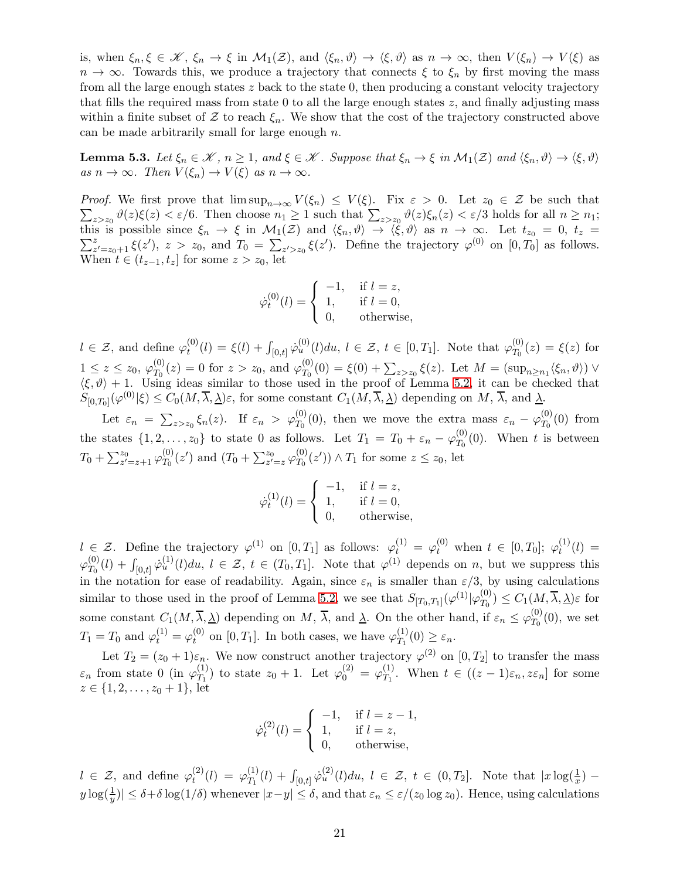is, when $\xi_n, \xi \in \mathscr{K}$, $\xi_n \to \xi$ in $\mathcal{M}_1(\mathcal{Z})$, and $\langle \xi_n, \vartheta \rangle \to \langle \xi, \vartheta \rangle$ as $n \to \infty$, then $V(\xi_n) \to V(\xi)$ as $n \to \infty$. Towards this, we produce a trajectory that connects $\xi$ to $\xi_n$ by first moving the mass from all the large enough states $z$ back to the state 0, then producing a constant velocity trajectory that fills the required mass from state 0 to all the large enough states $z$, and finally adjusting mass within a finite subset of $\mathcal{Z}$ to reach $\xi_n$. We show that the cost of the trajectory constructed above can be made arbitrarily small for large enough $n$.

**Lemma 5.3.** *Let $\xi_n \in \mathscr{K}$, $n \geq 1$, and $\xi \in \mathscr{K}$. Suppose that $\xi_n \to \xi$ in $\mathcal{M}_1(\mathcal{Z})$ and $\langle \xi_n, \vartheta \rangle \to \langle \xi, \vartheta \rangle$ as $n \to \infty$. Then $V(\xi_n) \to V(\xi)$ as $n \to \infty$.*

*Proof.* We first prove that $\limsup_{n\to\infty} V(\xi_n) \leq V(\xi)$. Fix $\varepsilon > 0$. Let $z_0 \in \mathcal{Z}$ be such that $\sum_{z>z_0} \vartheta(z)\xi(z) < \varepsilon/6$. Then choose $n_1 \geq 1$ such that $\sum_{z>z_0} \vartheta(z)\xi_n(z) < \varepsilon/3$ holds for all $n \geq n_1$; this is possible since $\xi_n \to \xi$ in $\mathcal{M}_1(\mathcal{Z})$ and $\langle \xi_n, \vartheta \rangle \to \langle \xi, \vartheta \rangle$ as $n \to \infty$. Let $t_{z_0} = 0$, $t_z = \sum_{z'=z_0+1}^{z} \xi(z')$, $z > z_0$, and $T_0 = \sum_{z'>z_0} \xi(z')$. Define the trajectory $\varphi^{(0)}$ on $[0, T_0]$ as follows. When $t \in (t_{z-1}, t_z]$ for some $z > z_0$, let

$$\dot{\varphi}_t^{(0)}(l) = \begin{cases} -1, & \text{if } l = z, \\ 1, & \text{if } l = 0, \\ 0, & \text{otherwise,} \end{cases}$$

$l \in \mathcal{Z}$, and define $\varphi_t^{(0)}(l) = \xi(l) + \int_{[0,t]} \dot{\varphi}_u^{(0)}(l)du$, $l \in \mathcal{Z}$, $t \in [0, T_1]$. Note that $\varphi_{T_0}^{(0)}(z) = \xi(z)$ for $1 \leq z \leq z_0$, $\varphi_{T_0}^{(0)}(z) = 0$ for $z > z_0$, and $\varphi_{T_0}^{(0)}(0) = \xi(0) + \sum_{z>z_0} \xi(z)$. Let $M = (\sup_{n\geq n_1} \langle \xi_n, \vartheta \rangle) \vee \langle \xi, \vartheta \rangle + 1$. Using ideas similar to those used in the proof of Lemma 5.2, it can be checked that $S_{[0,T_0]}(\varphi^{(0)}|\xi) \leq C_0(M, \overline{\lambda}, \underline{\lambda})\varepsilon$, for some constant $C_1(M, \overline{\lambda}, \underline{\lambda})$ depending on $M$, $\overline{\lambda}$, and $\underline{\lambda}$.

Let $\varepsilon_n = \sum_{z>z_0} \xi_n(z)$. If $\varepsilon_n > \varphi_{T_0}^{(0)}(0)$, then we move the extra mass $\varepsilon_n - \varphi_{T_0}^{(0)}(0)$ from the states $\{1, 2, \ldots, z_0\}$ to state 0 as follows. Let $T_1 = T_0 + \varepsilon_n - \varphi_{T_0}^{(0)}(0)$. When $t$ is between $T_0 + \sum_{z'=z+1}^{z_0} \varphi_{T_0}^{(0)}(z')$ and $(T_0 + \sum_{z'=z}^{z_0} \varphi_{T_0}^{(0)}(z')) \wedge T_1$ for some $z \leq z_0$, let

$$\dot{\varphi}_t^{(1)}(l) = \begin{cases} -1, & \text{if } l = z, \\ 1, & \text{if } l = 0, \\ 0, & \text{otherwise,} \end{cases}$$

$l \in \mathcal{Z}$. Define the trajectory $\varphi^{(1)}$ on $[0, T_1]$ as follows: $\varphi_t^{(1)} = \varphi_t^{(0)}$ when $t \in [0, T_0]$; $\varphi_t^{(1)}(l) = \varphi_{T_0}^{(0)}(l) + \int_{[0,t]} \dot{\varphi}_u^{(1)}(l)du$, $l \in \mathcal{Z}$, $t \in (T_0, T_1]$. Note that $\varphi^{(1)}$ depends on $n$, but we suppress this in the notation for ease of readability. Again, since $\varepsilon_n$ is smaller than $\varepsilon/3$, by using calculations similar to those used in the proof of Lemma 5.2, we see that $S_{[T_0,T_1]}(\varphi^{(1)}|\varphi_{T_0}^{(0)}) \leq C_1(M, \overline{\lambda}, \underline{\lambda})\varepsilon$ for some constant $C_1(M, \overline{\lambda}, \underline{\lambda})$ depending on $M$, $\overline{\lambda}$, and $\underline{\lambda}$. On the other hand, if $\varepsilon_n \leq \varphi_{T_0}^{(0)}(0)$, we set $T_1 = T_0$ and $\varphi_t^{(1)} = \varphi_t^{(0)}$ on $[0, T_1]$. In both cases, we have $\varphi_{T_1}^{(1)}(0) \geq \varepsilon_n$.

Let $T_2 = (z_0 + 1)\varepsilon_n$. We now construct another trajectory $\varphi^{(2)}$ on $[0, T_2]$ to transfer the mass $\varepsilon_n$ from state 0 (in $\varphi_{T_1}^{(1)}$) to state $z_0 + 1$. Let $\varphi_0^{(2)} = \varphi_{T_1}^{(1)}$. When $t \in ((z-1)\varepsilon_n, z\varepsilon_n]$ for some $z \in \{1, 2, \ldots, z_0 + 1\}$, let

$$\dot{\varphi}_t^{(2)}(l) = \begin{cases} -1, & \text{if } l = z - 1, \\ 1, & \text{if } l = z, \\ 0, & \text{otherwise,} \end{cases}$$

$l \in \mathcal{Z}$, and define $\varphi_t^{(2)}(l) = \varphi_{T_1}^{(1)}(l) + \int_{[0,t]} \dot{\varphi}_u^{(2)}(l)du$, $l \in \mathcal{Z}$, $t \in (0, T_2]$. Note that $|x \log(\frac{1}{x}) - y \log(\frac{1}{y})| \leq \delta + \delta \log(1/\delta)$ whenever $|x - y| \leq \delta$, and that $\varepsilon_n \leq \varepsilon/(z_0 \log z_0)$. Hence, using calculations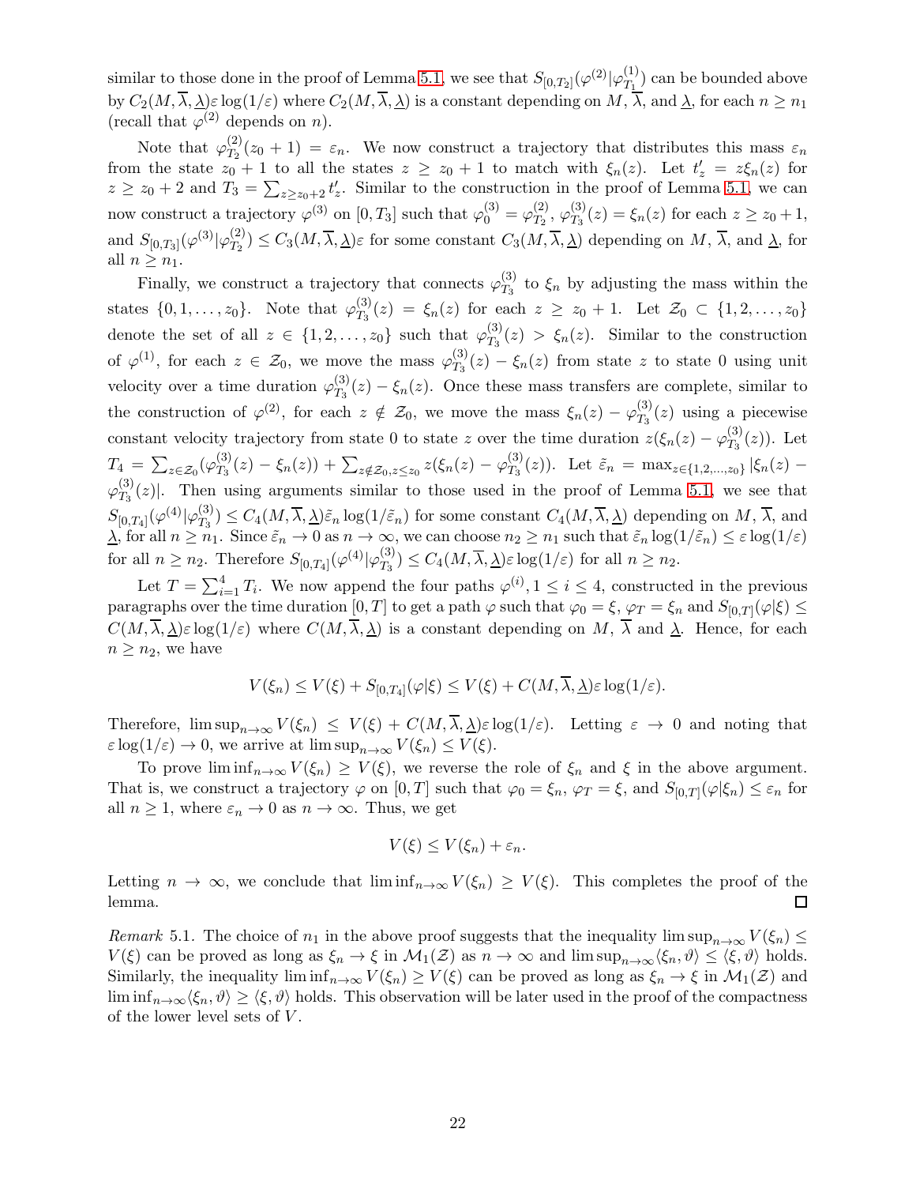similar to those done in the proof of Lemma 5.1, we see that $S_{[0,T_2]}(\varphi^{(2)}|\varphi^{(1)}_{T_1})$ can be bounded above by $C_2(M,\overline{\lambda},\underline{\lambda})\varepsilon\log(1/\varepsilon)$ where $C_2(M,\overline{\lambda},\underline{\lambda})$ is a constant depending on $M$, $\overline{\lambda}$, and $\underline{\lambda}$, for each $n \geq n_1$ (recall that $\varphi^{(2)}$ depends on $n$).

Note that $\varphi^{(2)}_{T_2}(z_0+1) = \varepsilon_n$. We now construct a trajectory that distributes this mass $\varepsilon_n$ from the state $z_0+1$ to all the states $z \geq z_0+1$ to match with $\xi_n(z)$. Let $t'_z = z\xi_n(z)$ for $z \geq z_0+2$ and $T_3 = \sum_{z\geq z_0+2} t'_z$. Similar to the construction in the proof of Lemma 5.1, we can now construct a trajectory $\varphi^{(3)}$ on $[0,T_3]$ such that $\varphi^{(3)}_0 = \varphi^{(2)}_{T_2}$, $\varphi^{(3)}_{T_3}(z) = \xi_n(z)$ for each $z \geq z_0+1$, and $S_{[0,T_3]}(\varphi^{(3)}|\varphi^{(2)}_{T_2}) \leq C_3(M,\overline{\lambda},\underline{\lambda})\varepsilon$ for some constant $C_3(M,\overline{\lambda},\underline{\lambda})$ depending on $M$, $\overline{\lambda}$, and $\underline{\lambda}$, for all $n \geq n_1$.

Finally, we construct a trajectory that connects $\varphi^{(3)}_{T_3}$ to $\xi_n$ by adjusting the mass within the states $\{0,1,\ldots,z_0\}$. Note that $\varphi^{(3)}_{T_3}(z) = \xi_n(z)$ for each $z \geq z_0+1$. Let $\mathcal{Z}_0 \subset \{1,2,\ldots,z_0\}$ denote the set of all $z \in \{1,2,\ldots,z_0\}$ such that $\varphi^{(3)}_{T_3}(z) > \xi_n(z)$. Similar to the construction of $\varphi^{(1)}$, for each $z \in \mathcal{Z}_0$, we move the mass $\varphi^{(3)}_{T_3}(z) - \xi_n(z)$ from state $z$ to state 0 using unit velocity over a time duration $\varphi^{(3)}_{T_3}(z) - \xi_n(z)$. Once these mass transfers are complete, similar to the construction of $\varphi^{(2)}$, for each $z \notin \mathcal{Z}_0$, we move the mass $\xi_n(z) - \varphi^{(3)}_{T_3}(z)$ using a piecewise constant velocity trajectory from state 0 to state $z$ over the time duration $z(\xi_n(z) - \varphi^{(3)}_{T_3}(z))$. Let $T_4 = \sum_{z\in\mathcal{Z}_0}(\varphi^{(3)}_{T_3}(z) - \xi_n(z)) + \sum_{z\notin\mathcal{Z}_0, z\leq z_0} z(\xi_n(z) - \varphi^{(3)}_{T_3}(z))$. Let $\tilde{\varepsilon}_n = \max_{z\in\{1,2,\ldots,z_0\}} |\xi_n(z) - \varphi^{(3)}_{T_3}(z)|$. Then using arguments similar to those used in the proof of Lemma 5.1, we see that $S_{[0,T_4]}(\varphi^{(4)}|\varphi^{(3)}_{T_3}) \leq C_4(M,\overline{\lambda},\underline{\lambda})\tilde{\varepsilon}_n\log(1/\tilde{\varepsilon}_n)$ for some constant $C_4(M,\overline{\lambda},\underline{\lambda})$ depending on $M$, $\overline{\lambda}$, and $\underline{\lambda}$, for all $n \geq n_1$. Since $\tilde{\varepsilon}_n \to 0$ as $n \to \infty$, we can choose $n_2 \geq n_1$ such that $\tilde{\varepsilon}_n\log(1/\tilde{\varepsilon}_n) \leq \varepsilon\log(1/\varepsilon)$ for all $n \geq n_2$. Therefore $S_{[0,T_4]}(\varphi^{(4)}|\varphi^{(3)}_{T_3}) \leq C_4(M,\overline{\lambda},\underline{\lambda})\varepsilon\log(1/\varepsilon)$ for all $n \geq n_2$.

Let $T = \sum_{i=1}^4 T_i$. We now append the four paths $\varphi^{(i)}, 1 \leq i \leq 4$, constructed in the previous paragraphs over the time duration $[0,T]$ to get a path $\varphi$ such that $\varphi_0 = \xi$, $\varphi_T = \xi_n$ and $S_{[0,T]}(\varphi|\xi) \leq C(M,\overline{\lambda},\underline{\lambda})\varepsilon\log(1/\varepsilon)$ where $C(M,\overline{\lambda},\underline{\lambda})$ is a constant depending on $M$, $\overline{\lambda}$ and $\underline{\lambda}$. Hence, for each $n \geq n_2$, we have

$$V(\xi_n) \leq V(\xi) + S_{[0,T_4]}(\varphi|\xi) \leq V(\xi) + C(M,\overline{\lambda},\underline{\lambda})\varepsilon\log(1/\varepsilon).$$

Therefore, $\limsup_{n\to\infty} V(\xi_n) \leq V(\xi) + C(M,\overline{\lambda},\underline{\lambda})\varepsilon\log(1/\varepsilon)$. Letting $\varepsilon \to 0$ and noting that $\varepsilon\log(1/\varepsilon) \to 0$, we arrive at $\limsup_{n\to\infty} V(\xi_n) \leq V(\xi)$.

To prove $\liminf_{n\to\infty} V(\xi_n) \geq V(\xi)$, we reverse the role of $\xi_n$ and $\xi$ in the above argument. That is, we construct a trajectory $\varphi$ on $[0,T]$ such that $\varphi_0 = \xi_n$, $\varphi_T = \xi$, and $S_{[0,T]}(\varphi|\xi_n) \leq \varepsilon_n$ for all $n \geq 1$, where $\varepsilon_n \to 0$ as $n \to \infty$. Thus, we get

$$V(\xi) \leq V(\xi_n) + \varepsilon_n.$$

Letting $n \to \infty$, we conclude that $\liminf_{n\to\infty} V(\xi_n) \geq V(\xi)$. This completes the proof of the lemma. □

*Remark* 5.1. The choice of $n_1$ in the above proof suggests that the inequality $\limsup_{n\to\infty} V(\xi_n) \leq V(\xi)$ can be proved as long as $\xi_n \to \xi$ in $\mathcal{M}_1(\mathcal{Z})$ as $n \to \infty$ and $\limsup_{n\to\infty}\langle \xi_n, \vartheta\rangle \leq \langle \xi, \vartheta\rangle$ holds. Similarly, the inequality $\liminf_{n\to\infty} V(\xi_n) \geq V(\xi)$ can be proved as long as $\xi_n \to \xi$ in $\mathcal{M}_1(\mathcal{Z})$ and $\liminf_{n\to\infty}\langle \xi_n, \vartheta\rangle \geq \langle \xi, \vartheta\rangle$ holds. This observation will be later used in the proof of the compactness of the lower level sets of $V$.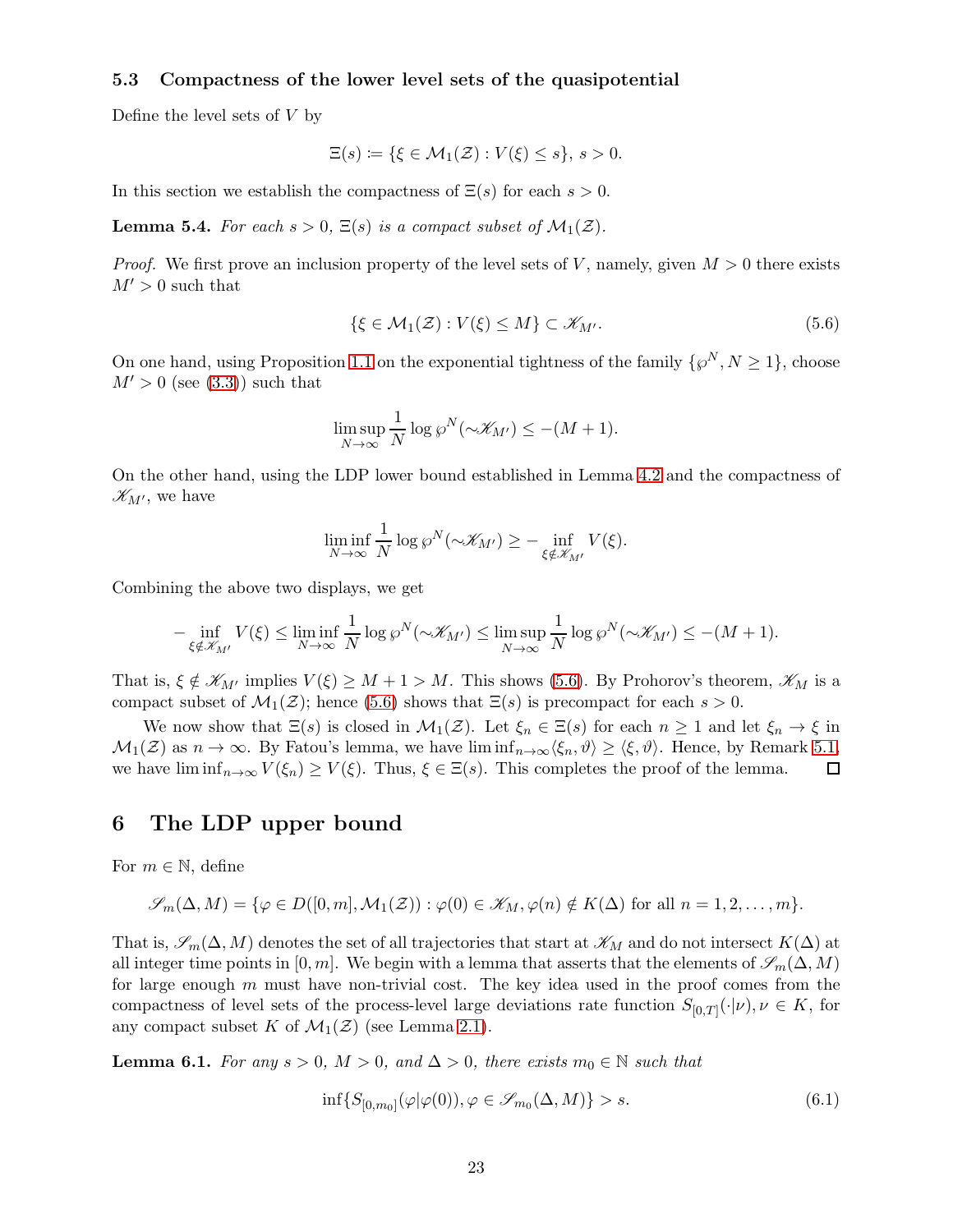### 5.3 Compactness of the lower level sets of the quasipotential

Define the level sets of $V$ by

$$\Xi(s) \coloneqq \{\xi \in \mathcal{M}_1(\mathcal{Z}) : V(\xi) \leq s\},\ s > 0.$$

In this section we establish the compactness of $\Xi(s)$ for each $s > 0$.

**Lemma 5.4.** *For each $s > 0$, $\Xi(s)$ is a compact subset of $\mathcal{M}_1(\mathcal{Z})$.*

*Proof.* We first prove an inclusion property of the level sets of $V$, namely, given $M > 0$ there exists $M' > 0$ such that

$$\{\xi \in \mathcal{M}_1(\mathcal{Z}) : V(\xi) \leq M\} \subset \mathscr{K}_{M'}. \tag{5.6}$$

On one hand, using Proposition 1.1 on the exponential tightness of the family $\{\wp^N, N \geq 1\}$, choose $M' > 0$ (see (3.3)) such that

$$\limsup_{N\to\infty} \frac{1}{N} \log \wp^N(\sim\mathscr{K}_{M'}) \leq -(M+1).$$

On the other hand, using the LDP lower bound established in Lemma 4.2 and the compactness of $\mathscr{K}_{M'}$, we have

$$\liminf_{N\to\infty} \frac{1}{N} \log \wp^N(\sim\mathscr{K}_{M'}) \geq -\inf_{\xi\notin\mathscr{K}_{M'}} V(\xi).$$

Combining the above two displays, we get

$$-\inf_{\xi\notin\mathscr{K}_{M'}} V(\xi) \leq \liminf_{N\to\infty} \frac{1}{N} \log \wp^N(\sim\mathscr{K}_{M'}) \leq \limsup_{N\to\infty} \frac{1}{N} \log \wp^N(\sim\mathscr{K}_{M'}) \leq -(M+1).$$

That is, $\xi \notin \mathscr{K}_{M'}$ implies $V(\xi) \geq M + 1 > M$. This shows (5.6). By Prohorov's theorem, $\mathscr{K}_M$ is a compact subset of $\mathcal{M}_1(\mathcal{Z})$; hence (5.6) shows that $\Xi(s)$ is precompact for each $s > 0$.

We now show that $\Xi(s)$ is closed in $\mathcal{M}_1(\mathcal{Z})$. Let $\xi_n \in \Xi(s)$ for each $n \geq 1$ and let $\xi_n \to \xi$ in $\mathcal{M}_1(\mathcal{Z})$ as $n \to \infty$. By Fatou's lemma, we have $\liminf_{n\to\infty}\langle \xi_n, \vartheta\rangle \geq \langle \xi, \vartheta\rangle$. Hence, by Remark 5.1, we have $\liminf_{n\to\infty} V(\xi_n) \geq V(\xi)$. Thus, $\xi \in \Xi(s)$. This completes the proof of the lemma. $\square$

## 6 The LDP upper bound

For $m \in \mathbb{N}$, define

$$\mathscr{S}_m(\Delta, M) = \{\varphi \in D([0,m], \mathcal{M}_1(\mathcal{Z})) : \varphi(0) \in \mathscr{K}_M, \varphi(n) \notin K(\Delta) \text{ for all } n = 1, 2, \ldots, m\}.$$

That is, $\mathscr{S}_m(\Delta, M)$ denotes the set of all trajectories that start at $\mathscr{K}_M$ and do not intersect $K(\Delta)$ at all integer time points in $[0, m]$. We begin with a lemma that asserts that the elements of $\mathscr{S}_m(\Delta, M)$ for large enough $m$ must have non-trivial cost. The key idea used in the proof comes from the compactness of level sets of the process-level large deviations rate function $S_{[0,T]}(\cdot|\nu), \nu \in K$, for any compact subset $K$ of $\mathcal{M}_1(\mathcal{Z})$ (see Lemma 2.1).

**Lemma 6.1.** *For any $s > 0$, $M > 0$, and $\Delta > 0$, there exists $m_0 \in \mathbb{N}$ such that*

$$\inf\{S_{[0,m_0]}(\varphi|\varphi(0)), \varphi \in \mathscr{S}_{m_0}(\Delta, M)\} > s. \tag{6.1}$$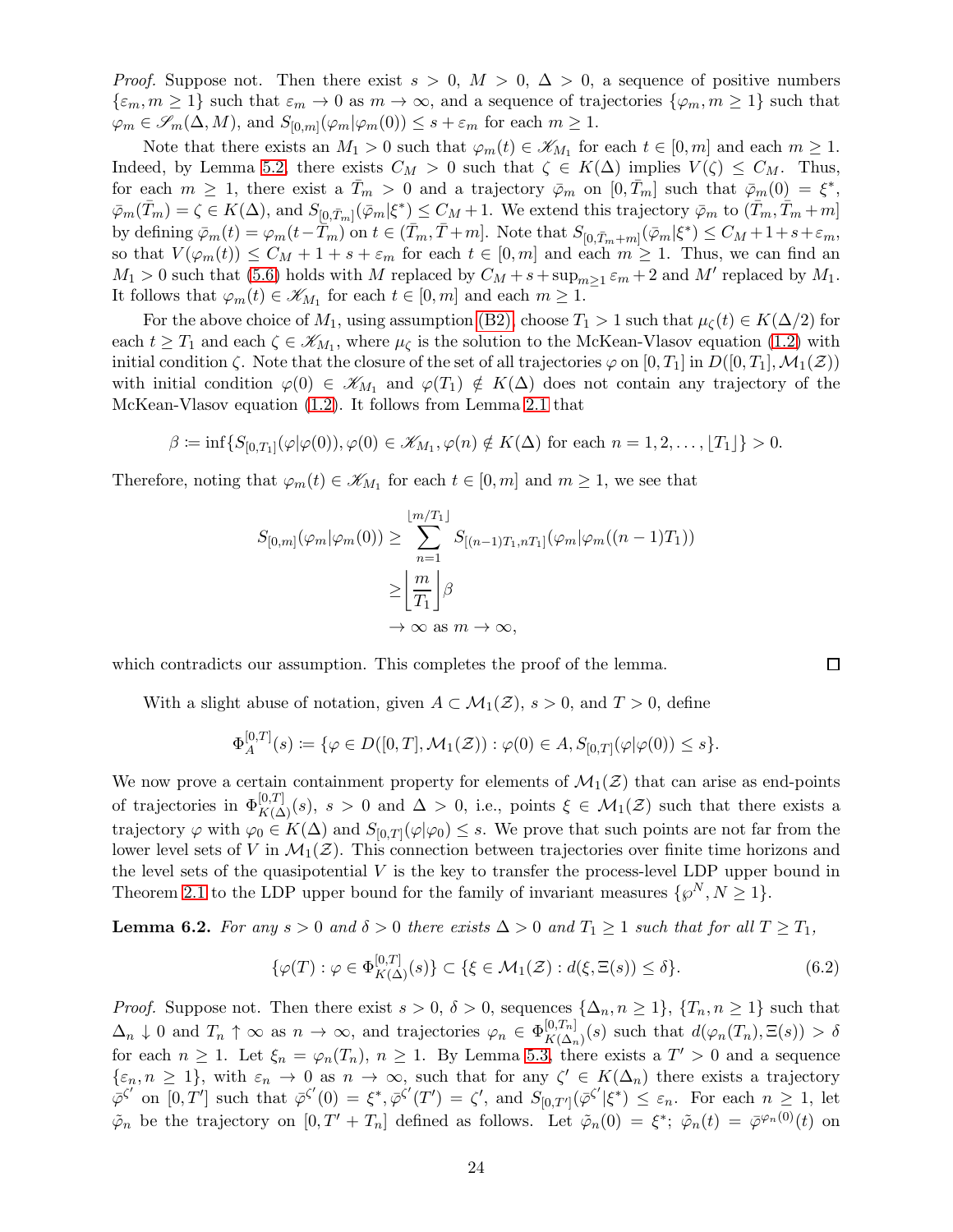*Proof.* Suppose not. Then there exist $s > 0$, $M > 0$, $\Delta > 0$, a sequence of positive numbers $\{\varepsilon_m, m \geq 1\}$ such that $\varepsilon_m \to 0$ as $m \to \infty$, and a sequence of trajectories $\{\varphi_m, m \geq 1\}$ such that $\varphi_m \in \mathscr{S}_m(\Delta, M)$, and $S_{[0,m]}(\varphi_m|\varphi_m(0)) \leq s + \varepsilon_m$ for each $m \geq 1$.

Note that there exists an $M_1 > 0$ such that $\varphi_m(t) \in \mathscr{K}_{M_1}$ for each $t \in [0, m]$ and each $m \geq 1$. Indeed, by Lemma 5.2, there exists $C_M > 0$ such that $\zeta \in K(\Delta)$ implies $V(\zeta) \leq C_M$. Thus, for each $m \geq 1$, there exist a $\bar{T}_m > 0$ and a trajectory $\bar{\varphi}_m$ on $[0, \bar{T}_m]$ such that $\bar{\varphi}_m(0) = \xi^*$, $\bar{\varphi}_m(\bar{T}_m) = \zeta \in K(\Delta)$, and $S_{[0,\bar{T}_m]}(\bar{\varphi}_m|\xi^*) \leq C_M + 1$. We extend this trajectory $\bar{\varphi}_m$ to $(\bar{T}_m, \bar{T}_m + m]$ by defining $\bar{\varphi}_m(t) = \varphi_m(t - \bar{T}_m)$ on $t \in (\bar{T}_m, \bar{T} + m]$. Note that $S_{[0,\bar{T}_m+m]}(\bar{\varphi}_m|\xi^*) \leq C_M + 1 + s + \varepsilon_m$, so that $V(\varphi_m(t)) \leq C_M + 1 + s + \varepsilon_m$ for each $t \in [0, m]$ and each $m \geq 1$. Thus, we can find an $M_1 > 0$ such that (5.6) holds with $M$ replaced by $C_M + s + \sup_{m \geq 1} \varepsilon_m + 2$ and $M'$ replaced by $M_1$. It follows that $\varphi_m(t) \in \mathscr{K}_{M_1}$ for each $t \in [0, m]$ and each $m \geq 1$.

For the above choice of $M_1$, using assumption (B2), choose $T_1 > 1$ such that $\mu_\zeta(t) \in K(\Delta/2)$ for each $t \geq T_1$ and each $\zeta \in \mathscr{K}_{M_1}$, where $\mu_\zeta$ is the solution to the McKean-Vlasov equation (1.2) with initial condition $\zeta$. Note that the closure of the set of all trajectories $\varphi$ on $[0, T_1]$ in $D([0, T_1], \mathcal{M}_1(\mathcal{Z}))$ with initial condition $\varphi(0) \in \mathscr{K}_{M_1}$ and $\varphi(T_1) \notin K(\Delta)$ does not contain any trajectory of the McKean-Vlasov equation (1.2). It follows from Lemma 2.1 that

$$\beta := \inf\{S_{[0,T_1]}(\varphi|\varphi(0)), \varphi(0) \in \mathscr{K}_{M_1}, \varphi(n) \notin K(\Delta) \text{ for each } n = 1, 2, \ldots, \lfloor T_1 \rfloor\} > 0.$$

Therefore, noting that $\varphi_m(t) \in \mathscr{K}_{M_1}$ for each $t \in [0, m]$ and $m \geq 1$, we see that

$$\begin{aligned} S_{[0,m]}(\varphi_m|\varphi_m(0)) &\geq \sum_{n=1}^{\lfloor m/T_1 \rfloor} S_{[(n-1)T_1, nT_1]}(\varphi_m|\varphi_m((n-1)T_1)) \\ &\geq \left\lfloor \frac{m}{T_1} \right\rfloor \beta \\ &\to \infty \text{ as } m \to \infty, \end{aligned}$$

which contradicts our assumption. This completes the proof of the lemma. $\square$

With a slight abuse of notation, given $A \subset \mathcal{M}_1(\mathcal{Z})$, $s > 0$, and $T > 0$, define

$$\Phi_A^{[0,T]}(s) := \{\varphi \in D([0, T], \mathcal{M}_1(\mathcal{Z})) : \varphi(0) \in A, S_{[0,T]}(\varphi|\varphi(0)) \leq s\}.$$

We now prove a certain containment property for elements of $\mathcal{M}_1(\mathcal{Z})$ that can arise as end-points of trajectories in $\Phi_{K(\Delta)}^{[0,T]}(s)$, $s > 0$ and $\Delta > 0$, i.e., points $\xi \in \mathcal{M}_1(\mathcal{Z})$ such that there exists a trajectory $\varphi$ with $\varphi_0 \in K(\Delta)$ and $S_{[0,T]}(\varphi|\varphi_0) \leq s$. We prove that such points are not far from the lower level sets of $V$ in $\mathcal{M}_1(\mathcal{Z})$. This connection between trajectories over finite time horizons and the level sets of the quasipotential $V$ is the key to transfer the process-level LDP upper bound in Theorem 2.1 to the LDP upper bound for the family of invariant measures $\{\wp^N, N \geq 1\}$.

**Lemma 6.2.** *For any $s > 0$ and $\delta > 0$ there exists $\Delta > 0$ and $T_1 \geq 1$ such that for all $T \geq T_1$,*

$$\{\varphi(T) : \varphi \in \Phi_{K(\Delta)}^{[0,T]}(s)\} \subset \{\xi \in \mathcal{M}_1(\mathcal{Z}) : d(\xi, \Xi(s)) \leq \delta\}. \tag{6.2}$$

*Proof.* Suppose not. Then there exist $s > 0$, $\delta > 0$, sequences $\{\Delta_n, n \geq 1\}$, $\{T_n, n \geq 1\}$ such that $\Delta_n \downarrow 0$ and $T_n \uparrow \infty$ as $n \to \infty$, and trajectories $\varphi_n \in \Phi_{K(\Delta_n)}^{[0,T_n]}(s)$ such that $d(\varphi_n(T_n), \Xi(s)) > \delta$ for each $n \geq 1$. Let $\xi_n = \varphi_n(T_n)$, $n \geq 1$. By Lemma 5.3, there exists a $T' > 0$ and a sequence $\{\varepsilon_n, n \geq 1\}$, with $\varepsilon_n \to 0$ as $n \to \infty$, such that for any $\zeta' \in K(\Delta_n)$ there exists a trajectory $\bar{\varphi}^{\zeta'}$ on $[0, T']$ such that $\bar{\varphi}^{\zeta'}(0) = \xi^*, \bar{\varphi}^{\zeta'}(T') = \zeta'$, and $S_{[0,T']}(\bar{\varphi}^{\zeta'}|\xi^*) \leq \varepsilon_n$. For each $n \geq 1$, let $\tilde{\varphi}_n$ be the trajectory on $[0, T' + T_n]$ defined as follows. Let $\tilde{\varphi}_n(0) = \xi^*$; $\tilde{\varphi}_n(t) = \bar{\varphi}^{\varphi_n(0)}(t)$ on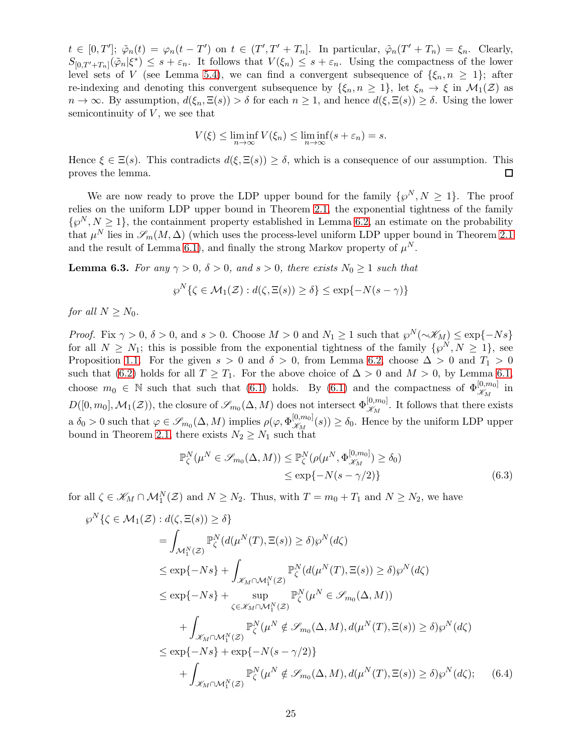$t \in [0,T']$; $\tilde{\varphi}_n(t) = \varphi_n(t - T')$ on $t \in (T', T' + T_n]$. In particular, $\tilde{\varphi}_n(T' + T_n) = \xi_n$. Clearly, $S_{[0,T'+T_n]}(\tilde{\varphi}_n|\xi^*) \le s + \varepsilon_n$. It follows that $V(\xi_n) \le s + \varepsilon_n$. Using the compactness of the lower level sets of $V$ (see Lemma 5.4), we can find a convergent subsequence of $\{\xi_n, n \ge 1\}$; after re-indexing and denoting this convergent subsequence by $\{\xi_n, n \ge 1\}$, let $\xi_n \to \xi$ in $\mathcal{M}_1(\mathcal{Z})$ as $n \to \infty$. By assumption, $d(\xi_n, \Xi(s)) > \delta$ for each $n \ge 1$, and hence $d(\xi, \Xi(s)) \ge \delta$. Using the lower semicontinuity of $V$, we see that

$$V(\xi) \le \liminf_{n\to\infty} V(\xi_n) \le \liminf_{n\to\infty}(s + \varepsilon_n) = s.$$

Hence $\xi \in \Xi(s)$. This contradicts $d(\xi, \Xi(s)) \ge \delta$, which is a consequence of our assumption. This proves the lemma. $\square$

We are now ready to prove the LDP upper bound for the family $\{\wp^N, N \ge 1\}$. The proof relies on the uniform LDP upper bound in Theorem 2.1, the exponential tightness of the family $\{\wp^N, N \ge 1\}$, the containment property established in Lemma 6.2, an estimate on the probability that $\mu^N$ lies in $\mathscr{S}_m(M, \Delta)$ (which uses the process-level uniform LDP upper bound in Theorem 2.1 and the result of Lemma 6.1), and finally the strong Markov property of $\mu^N$.

**Lemma 6.3.** *For any $\gamma > 0$, $\delta > 0$, and $s > 0$, there exists $N_0 \ge 1$ such that*

$$\wp^N\{\zeta \in \mathcal{M}_1(\mathcal{Z}) : d(\zeta, \Xi(s)) \ge \delta\} \le \exp\{-N(s - \gamma)\}$$

*for all $N \ge N_0$.*

*Proof.* Fix $\gamma > 0$, $\delta > 0$, and $s > 0$. Choose $M > 0$ and $N_1 \ge 1$ such that $\wp^N(\sim\mathscr{K}_M) \le \exp\{-Ns\}$ for all $N \ge N_1$; this is possible from the exponential tightness of the family $\{\wp^N, N \ge 1\}$, see Proposition 1.1. For the given $s > 0$ and $\delta > 0$, from Lemma 6.2, choose $\Delta > 0$ and $T_1 > 0$ such that (6.2) holds for all $T \ge T_1$. For the above choice of $\Delta > 0$ and $M > 0$, by Lemma 6.1, choose $m_0 \in \mathbb{N}$ such that such that (6.1) holds. By (6.1) and the compactness of $\Phi^{[0,m_0]}_{\mathscr{K}_M}$ in $D([0, m_0], \mathcal{M}_1(\mathcal{Z}))$, the closure of $\mathscr{S}_{m_0}(\Delta, M)$ does not intersect $\Phi^{[0,m_0]}_{\mathscr{K}_M}$. It follows that there exists a $\delta_0 > 0$ such that $\varphi \in \mathscr{S}_{m_0}(\Delta, M)$ implies $\rho(\varphi, \Phi^{[0,m_0]}_{\mathscr{K}_M}(s)) \ge \delta_0$. Hence by the uniform LDP upper bound in Theorem 2.1, there exists $N_2 \ge N_1$ such that

$$\begin{aligned}\mathbb{P}^N_\zeta(\mu^N \in \mathscr{S}_{m_0}(\Delta, M)) &\le \mathbb{P}^N_\zeta(\rho(\mu^N, \Phi^{[0,m_0]}_{\mathscr{K}_M}) \ge \delta_0)\\ &\le \exp\{-N(s - \gamma/2)\}\end{aligned} \tag{6.3}$$

for all $\zeta \in \mathscr{K}_M \cap \mathcal{M}_1^N(\mathcal{Z})$ and $N \ge N_2$. Thus, with $T = m_0 + T_1$ and $N \ge N_2$, we have

$$\begin{aligned}
&\wp^N\{\zeta \in \mathcal{M}_1(\mathcal{Z}) : d(\zeta, \Xi(s)) \ge \delta\}\\
&\quad= \int_{\mathcal{M}_1^N(\mathcal{Z})} \mathbb{P}^N_\zeta(d(\mu^N(T), \Xi(s)) \ge \delta)\wp^N(d\zeta)\\
&\quad\le \exp\{-Ns\} + \int_{\mathscr{K}_M \cap \mathcal{M}_1^N(\mathcal{Z})} \mathbb{P}^N_\zeta(d(\mu^N(T), \Xi(s)) \ge \delta)\wp^N(d\zeta)\\
&\quad\le \exp\{-Ns\} + \sup_{\zeta \in \mathscr{K}_M \cap \mathcal{M}_1^N(\mathcal{Z})} \mathbb{P}^N_\zeta(\mu^N \in \mathscr{S}_{m_0}(\Delta, M))\\
&\qquad\quad + \int_{\mathscr{K}_M \cap \mathcal{M}_1^N(\mathcal{Z})} \mathbb{P}^N_\zeta(\mu^N \notin \mathscr{S}_{m_0}(\Delta, M), d(\mu^N(T), \Xi(s)) \ge \delta)\wp^N(d\zeta)\\
&\quad\le \exp\{-Ns\} + \exp\{-N(s - \gamma/2)\}\\
&\qquad\quad + \int_{\mathscr{K}_M \cap \mathcal{M}_1^N(\mathcal{Z})} \mathbb{P}^N_\zeta(\mu^N \notin \mathscr{S}_{m_0}(\Delta, M), d(\mu^N(T), \Xi(s)) \ge \delta)\wp^N(d\zeta);
\end{aligned} \tag{6.4}$$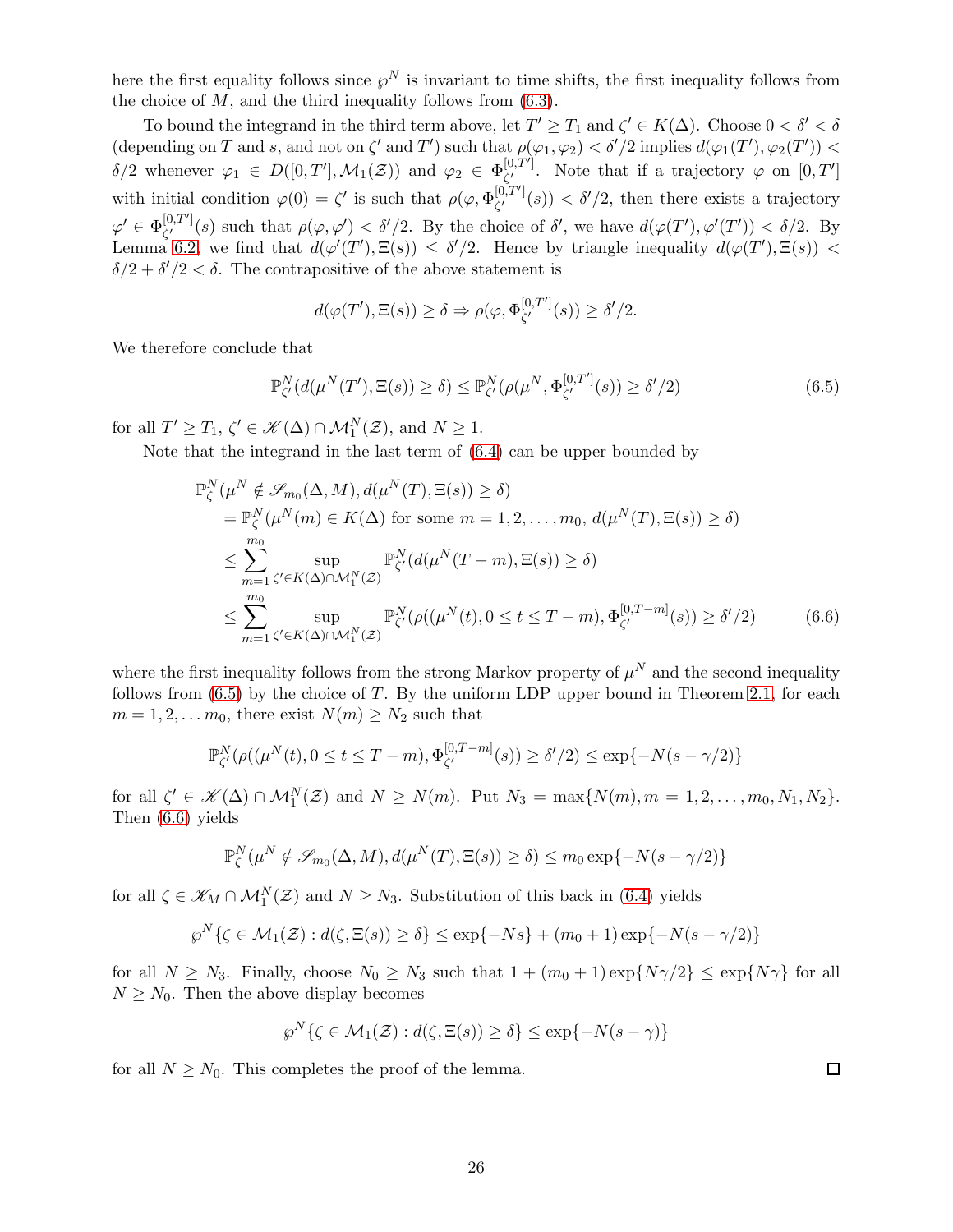here the first equality follows since $\wp^N$ is invariant to time shifts, the first inequality follows from the choice of $M$, and the third inequality follows from (6.3).

To bound the integrand in the third term above, let $T' \geq T_1$ and $\zeta' \in K(\Delta)$. Choose $0 < \delta' < \delta$ (depending on $T$ and $s$, and not on $\zeta'$ and $T'$) such that $\rho(\varphi_1, \varphi_2) < \delta'/2$ implies $d(\varphi_1(T'), \varphi_2(T')) < \delta/2$ whenever $\varphi_1 \in D([0,T'], \mathcal{M}_1(\mathcal{Z}))$ and $\varphi_2 \in \Phi_{\zeta'}^{[0,T']}$. Note that if a trajectory $\varphi$ on $[0,T']$ with initial condition $\varphi(0) = \zeta'$ is such that $\rho(\varphi, \Phi_{\zeta'}^{[0,T']}(s)) < \delta'/2$, then there exists a trajectory $\varphi' \in \Phi_{\zeta'}^{[0,T']}(s)$ such that $\rho(\varphi, \varphi') < \delta'/2$. By the choice of $\delta'$, we have $d(\varphi(T'), \varphi'(T')) < \delta/2$. By Lemma 6.2, we find that $d(\varphi'(T'), \Xi(s)) \leq \delta'/2$. Hence by triangle inequality $d(\varphi(T'), \Xi(s)) < \delta/2 + \delta'/2 < \delta$. The contrapositive of the above statement is

$$d(\varphi(T'), \Xi(s)) \geq \delta \Rightarrow \rho(\varphi, \Phi_{\zeta'}^{[0,T']}(s)) \geq \delta'/2.$$

We therefore conclude that

$$\mathbb{P}_{\zeta'}^N(d(\mu^N(T'), \Xi(s)) \geq \delta) \leq \mathbb{P}_{\zeta'}^N(\rho(\mu^N, \Phi_{\zeta'}^{[0,T']}(s)) \geq \delta'/2) \tag{6.5}$$

for all $T' \geq T_1$, $\zeta' \in \mathscr{K}(\Delta) \cap \mathcal{M}_1^N(\mathcal{Z})$, and $N \geq 1$.

Note that the integrand in the last term of (6.4) can be upper bounded by

$$\begin{aligned}
&\mathbb{P}_\zeta^N(\mu^N \notin \mathscr{S}_{m_0}(\Delta, M), d(\mu^N(T), \Xi(s)) \geq \delta) \\
&\quad = \mathbb{P}_\zeta^N(\mu^N(m) \in K(\Delta) \text{ for some } m = 1, 2, \ldots, m_0,\ d(\mu^N(T), \Xi(s)) \geq \delta) \\
&\quad \leq \sum_{m=1}^{m_0} \sup_{\zeta' \in K(\Delta) \cap \mathcal{M}_1^N(\mathcal{Z})} \mathbb{P}_{\zeta'}^N(d(\mu^N(T-m), \Xi(s)) \geq \delta) \\
&\quad \leq \sum_{m=1}^{m_0} \sup_{\zeta' \in K(\Delta) \cap \mathcal{M}_1^N(\mathcal{Z})} \mathbb{P}_{\zeta'}^N(\rho((\mu^N(t), 0 \leq t \leq T-m), \Phi_{\zeta'}^{[0,T-m]}(s)) \geq \delta'/2)
\end{aligned} \tag{6.6}$$

where the first inequality follows from the strong Markov property of $\mu^N$ and the second inequality follows from (6.5) by the choice of $T$. By the uniform LDP upper bound in Theorem 2.1, for each $m = 1, 2, \ldots m_0$, there exist $N(m) \geq N_2$ such that

$$\mathbb{P}_{\zeta'}^N(\rho((\mu^N(t), 0 \leq t \leq T-m), \Phi_{\zeta'}^{[0,T-m]}(s)) \geq \delta'/2) \leq \exp\{-N(s - \gamma/2)\}$$

for all $\zeta' \in \mathscr{K}(\Delta) \cap \mathcal{M}_1^N(\mathcal{Z})$ and $N \geq N(m)$. Put $N_3 = \max\{N(m), m = 1, 2, \ldots, m_0, N_1, N_2\}$. Then (6.6) yields

$$\mathbb{P}_\zeta^N(\mu^N \notin \mathscr{S}_{m_0}(\Delta, M), d(\mu^N(T), \Xi(s)) \geq \delta) \leq m_0 \exp\{-N(s - \gamma/2)\}$$

for all $\zeta \in \mathscr{K}_M \cap \mathcal{M}_1^N(\mathcal{Z})$ and $N \geq N_3$. Substitution of this back in (6.4) yields

$$\wp^N\{\zeta \in \mathcal{M}_1(\mathcal{Z}) : d(\zeta, \Xi(s)) \geq \delta\} \leq \exp\{-Ns\} + (m_0 + 1)\exp\{-N(s - \gamma/2)\}$$

for all $N \geq N_3$. Finally, choose $N_0 \geq N_3$ such that $1 + (m_0 + 1)\exp\{N\gamma/2\} \leq \exp\{N\gamma\}$ for all $N \geq N_0$. Then the above display becomes

$$\wp^N\{\zeta \in \mathcal{M}_1(\mathcal{Z}) : d(\zeta, \Xi(s)) \geq \delta\} \leq \exp\{-N(s - \gamma)\}$$

for all $N \geq N_0$. This completes the proof of the lemma. ☐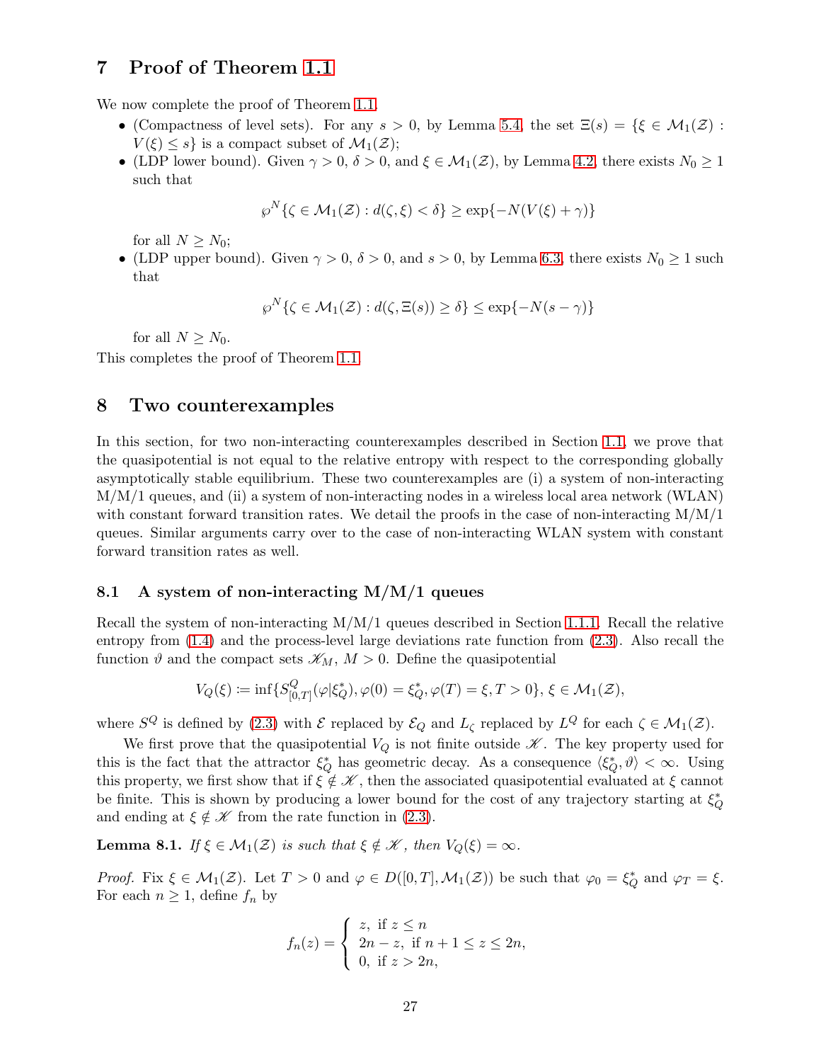## 7 Proof of Theorem 1.1

We now complete the proof of Theorem 1.1.

- (Compactness of level sets). For any $s > 0$, by Lemma 5.4, the set $\Xi(s) = \{\xi \in \mathcal{M}_1(\mathcal{Z}) : V(\xi) \le s\}$ is a compact subset of $\mathcal{M}_1(\mathcal{Z})$;
- (LDP lower bound). Given $\gamma > 0$, $\delta > 0$, and $\xi \in \mathcal{M}_1(\mathcal{Z})$, by Lemma 4.2, there exists $N_0 \ge 1$ such that

$$\wp^N\{\zeta \in \mathcal{M}_1(\mathcal{Z}) : d(\zeta, \xi) < \delta\} \ge \exp\{-N(V(\xi) + \gamma)\}$$

for all $N \ge N_0$;
- (LDP upper bound). Given $\gamma > 0$, $\delta > 0$, and $s > 0$, by Lemma 6.3, there exists $N_0 \ge 1$ such that

$$\wp^N\{\zeta \in \mathcal{M}_1(\mathcal{Z}) : d(\zeta, \Xi(s)) \ge \delta\} \le \exp\{-N(s - \gamma)\}$$

for all $N \ge N_0$.

This completes the proof of Theorem 1.1.

## 8 Two counterexamples

In this section, for two non-interacting counterexamples described in Section 1.1, we prove that the quasipotential is not equal to the relative entropy with respect to the corresponding globally asymptotically stable equilibrium. These two counterexamples are (i) a system of non-interacting M/M/1 queues, and (ii) a system of non-interacting nodes in a wireless local area network (WLAN) with constant forward transition rates. We detail the proofs in the case of non-interacting M/M/1 queues. Similar arguments carry over to the case of non-interacting WLAN system with constant forward transition rates as well.

### 8.1 A system of non-interacting M/M/1 queues

Recall the system of non-interacting M/M/1 queues described in Section 1.1.1. Recall the relative entropy from (1.4) and the process-level large deviations rate function from (2.3). Also recall the function $\vartheta$ and the compact sets $\mathscr{K}_M$, $M > 0$. Define the quasipotential

$$V_Q(\xi) \coloneqq \inf\{S^Q_{[0,T]}(\varphi|\xi^*_Q), \varphi(0) = \xi^*_Q, \varphi(T) = \xi, T > 0\}, \ \xi \in \mathcal{M}_1(\mathcal{Z}),$$

where $S^Q$ is defined by (2.3) with $\mathcal{E}$ replaced by $\mathcal{E}_Q$ and $L_\zeta$ replaced by $L^Q$ for each $\zeta \in \mathcal{M}_1(\mathcal{Z})$.

We first prove that the quasipotential $V_Q$ is not finite outside $\mathscr{K}$. The key property used for this is the fact that the attractor $\xi^*_Q$ has geometric decay. As a consequence $\langle \xi^*_Q, \vartheta \rangle < \infty$. Using this property, we first show that if $\xi \notin \mathscr{K}$, then the associated quasipotential evaluated at $\xi$ cannot be finite. This is shown by producing a lower bound for the cost of any trajectory starting at $\xi^*_Q$ and ending at $\xi \notin \mathscr{K}$ from the rate function in (2.3).

**Lemma 8.1.** *If $\xi \in \mathcal{M}_1(\mathcal{Z})$ is such that $\xi \notin \mathscr{K}$, then $V_Q(\xi) = \infty$.*

*Proof.* Fix $\xi \in \mathcal{M}_1(\mathcal{Z})$. Let $T > 0$ and $\varphi \in D([0,T], \mathcal{M}_1(\mathcal{Z}))$ be such that $\varphi_0 = \xi^*_Q$ and $\varphi_T = \xi$. For each $n \ge 1$, define $f_n$ by

$$f_n(z) = \begin{cases} z, \text{ if } z \le n \\ 2n - z, \text{ if } n + 1 \le z \le 2n, \\ 0, \text{ if } z > 2n, \end{cases}$$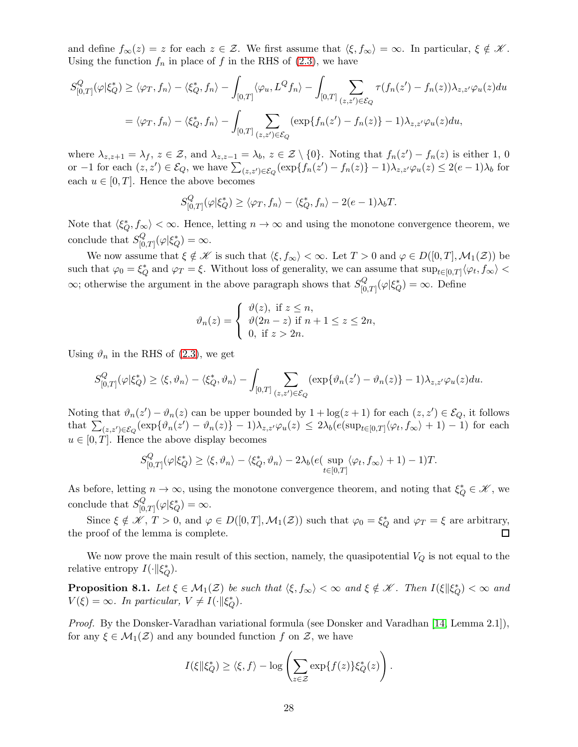and define $f_\infty(z) = z$ for each $z \in \mathcal{Z}$. We first assume that $\langle \xi, f_\infty \rangle = \infty$. In particular, $\xi \notin \mathscr{K}$. Using the function $f_n$ in place of $f$ in the RHS of (2.3), we have

$$
\begin{aligned}
S^Q_{[0,T]}(\varphi|\xi^*_Q) &\geq \langle \varphi_T, f_n \rangle - \langle \xi^*_Q, f_n \rangle - \int_{[0,T]} \langle \varphi_u, L^Q f_n \rangle - \int_{[0,T]} \sum_{(z,z') \in \mathcal{E}_Q} \tau(f_n(z') - f_n(z)) \lambda_{z,z'} \varphi_u(z) du \\
&= \langle \varphi_T, f_n \rangle - \langle \xi^*_Q, f_n \rangle - \int_{[0,T]} \sum_{(z,z') \in \mathcal{E}_Q} (\exp\{f_n(z') - f_n(z)\} - 1) \lambda_{z,z'} \varphi_u(z) du,
\end{aligned}
$$

where $\lambda_{z,z+1} = \lambda_f$, $z \in \mathcal{Z}$, and $\lambda_{z,z-1} = \lambda_b$, $z \in \mathcal{Z} \setminus \{0\}$. Noting that $f_n(z') - f_n(z)$ is either 1, 0 or $-1$ for each $(z,z') \in \mathcal{E}_Q$, we have $\sum_{(z,z') \in \mathcal{E}_Q} (\exp\{f_n(z') - f_n(z)\} - 1) \lambda_{z,z'} \varphi_u(z) \leq 2(e-1)\lambda_b$ for each $u \in [0,T]$. Hence the above becomes

$$
S^Q_{[0,T]}(\varphi|\xi^*_Q) \geq \langle \varphi_T, f_n \rangle - \langle \xi^*_Q, f_n \rangle - 2(e-1)\lambda_b T.
$$

Note that $\langle \xi^*_Q, f_\infty \rangle < \infty$. Hence, letting $n \to \infty$ and using the monotone convergence theorem, we conclude that $S^Q_{[0,T]}(\varphi|\xi^*_Q) = \infty$.

We now assume that $\xi \notin \mathscr{K}$ is such that $\langle \xi, f_\infty \rangle < \infty$. Let $T > 0$ and $\varphi \in D([0,T], \mathcal{M}_1(\mathcal{Z}))$ be such that $\varphi_0 = \xi^*_Q$ and $\varphi_T = \xi$. Without loss of generality, we can assume that $\sup_{t \in [0,T]} \langle \varphi_t, f_\infty \rangle < \infty$; otherwise the argument in the above paragraph shows that $S^Q_{[0,T]}(\varphi|\xi^*_Q) = \infty$. Define

$$
\vartheta_n(z) = \begin{cases} \vartheta(z), \text{ if } z \leq n, \\ \vartheta(2n - z) \text{ if } n+1 \leq z \leq 2n, \\ 0, \text{ if } z > 2n. \end{cases}
$$

Using $\vartheta_n$ in the RHS of (2.3), we get

$$
S^Q_{[0,T]}(\varphi|\xi^*_Q) \geq \langle \xi, \vartheta_n \rangle - \langle \xi^*_Q, \vartheta_n \rangle - \int_{[0,T]} \sum_{(z,z') \in \mathcal{E}_Q} (\exp\{\vartheta_n(z') - \vartheta_n(z)\} - 1) \lambda_{z,z'} \varphi_u(z) du.
$$

Noting that $\vartheta_n(z') - \vartheta_n(z)$ can be upper bounded by $1 + \log(z+1)$ for each $(z,z') \in \mathcal{E}_Q$, it follows that $\sum_{(z,z') \in \mathcal{E}_Q} (\exp\{\vartheta_n(z') - \vartheta_n(z)\} - 1) \lambda_{z,z'} \varphi_u(z) \leq 2\lambda_b (e(\sup_{t \in [0,T]} \langle \varphi_t, f_\infty \rangle + 1) - 1)$ for each $u \in [0,T]$. Hence the above display becomes

$$
S^Q_{[0,T]}(\varphi|\xi^*_Q) \geq \langle \xi, \vartheta_n \rangle - \langle \xi^*_Q, \vartheta_n \rangle - 2\lambda_b (e(\sup_{t \in [0,T]} \langle \varphi_t, f_\infty \rangle + 1) - 1)T.
$$

As before, letting $n \to \infty$, using the monotone convergence theorem, and noting that $\xi^*_Q \in \mathscr{K}$, we conclude that $S^Q_{[0,T]}(\varphi|\xi^*_Q) = \infty$.

Since $\xi \notin \mathscr{K}$, $T > 0$, and $\varphi \in D([0,T], \mathcal{M}_1(\mathcal{Z}))$ such that $\varphi_0 = \xi^*_Q$ and $\varphi_T = \xi$ are arbitrary, the proof of the lemma is complete. ∎

We now prove the main result of this section, namely, the quasipotential $V_Q$ is not equal to the relative entropy $I(\cdot \| \xi^*_Q)$.

**Proposition 8.1.** *Let $\xi \in \mathcal{M}_1(\mathcal{Z})$ be such that $\langle \xi, f_\infty \rangle < \infty$ and $\xi \notin \mathscr{K}$. Then $I(\xi \| \xi^*_Q) < \infty$ and $V(\xi) = \infty$. In particular, $V \neq I(\cdot \| \xi^*_Q)$.*

*Proof.* By the Donsker-Varadhan variational formula (see Donsker and Varadhan [14, Lemma 2.1]), for any $\xi \in \mathcal{M}_1(\mathcal{Z})$ and any bounded function $f$ on $\mathcal{Z}$, we have

$$
I(\xi \| \xi^*_Q) \geq \langle \xi, f \rangle - \log \left( \sum_{z \in \mathcal{Z}} \exp\{f(z)\} \xi^*_Q(z) \right).
$$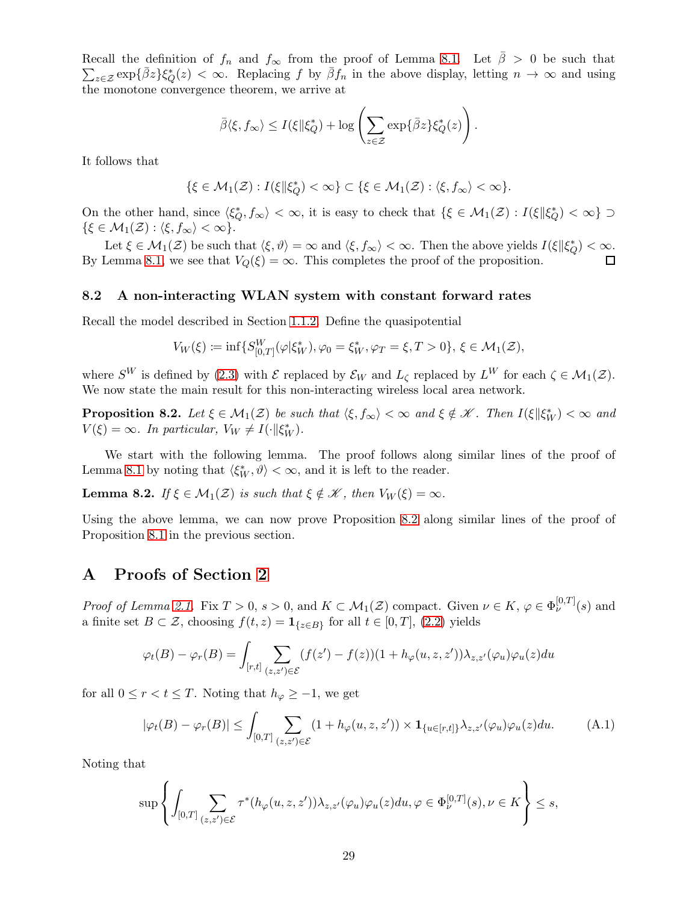Recall the definition of $f_n$ and $f_\infty$ from the proof of Lemma 8.1. Let $\bar{\beta} > 0$ be such that $\sum_{z\in\mathcal{Z}} \exp\{\bar{\beta} z\}\xi^*_Q(z) < \infty$. Replacing $f$ by $\bar{\beta} f_n$ in the above display, letting $n \to \infty$ and using the monotone convergence theorem, we arrive at

$$\bar{\beta}\langle \xi, f_\infty\rangle \le I(\xi\|\xi^*_Q) + \log\left(\sum_{z\in\mathcal{Z}} \exp\{\bar{\beta} z\}\xi^*_Q(z)\right).$$

It follows that

$$\{\xi \in \mathcal{M}_1(\mathcal{Z}) : I(\xi\|\xi^*_Q) < \infty\} \subset \{\xi \in \mathcal{M}_1(\mathcal{Z}) : \langle \xi, f_\infty\rangle < \infty\}.$$

On the other hand, since $\langle \xi^*_Q, f_\infty\rangle < \infty$, it is easy to check that $\{\xi \in \mathcal{M}_1(\mathcal{Z}) : I(\xi\|\xi^*_Q) < \infty\} \supset \{\xi \in \mathcal{M}_1(\mathcal{Z}) : \langle \xi, f_\infty\rangle < \infty\}$.

Let $\xi \in \mathcal{M}_1(\mathcal{Z})$ be such that $\langle \xi, \vartheta\rangle = \infty$ and $\langle \xi, f_\infty\rangle < \infty$. Then the above yields $I(\xi\|\xi^*_Q) < \infty$. By Lemma 8.1, we see that $V_Q(\xi) = \infty$. This completes the proof of the proposition. □

### 8.2 A non-interacting WLAN system with constant forward rates

Recall the model described in Section 1.1.2. Define the quasipotential

$$V_W(\xi) \coloneqq \inf\{S^W_{[0,T]}(\varphi|\xi^*_W), \varphi_0 = \xi^*_W, \varphi_T = \xi, T > 0\}, \xi \in \mathcal{M}_1(\mathcal{Z}),$$

where $S^W$ is defined by (2.3) with $\mathcal{E}$ replaced by $\mathcal{E}_W$ and $L_\zeta$ replaced by $L^W$ for each $\zeta \in \mathcal{M}_1(\mathcal{Z})$. We now state the main result for this non-interacting wireless local area network.

**Proposition 8.2.** *Let $\xi \in \mathcal{M}_1(\mathcal{Z})$ be such that $\langle \xi, f_\infty\rangle < \infty$ and $\xi \notin \mathscr{K}$. Then $I(\xi\|\xi^*_W) < \infty$ and $V(\xi) = \infty$. In particular, $V_W \neq I(\cdot\|\xi^*_W)$.*

We start with the following lemma. The proof follows along similar lines of the proof of Lemma 8.1 by noting that $\langle \xi^*_W, \vartheta\rangle < \infty$, and it is left to the reader.

**Lemma 8.2.** *If $\xi \in \mathcal{M}_1(\mathcal{Z})$ is such that $\xi \notin \mathscr{K}$, then $V_W(\xi) = \infty$.*

Using the above lemma, we can now prove Proposition 8.2 along similar lines of the proof of Proposition 8.1 in the previous section.

# A Proofs of Section 2

*Proof of Lemma 2.1.* Fix $T > 0$, $s > 0$, and $K \subset \mathcal{M}_1(\mathcal{Z})$ compact. Given $\nu \in K$, $\varphi \in \Phi^{[0,T]}_\nu(s)$ and a finite set $B \subset \mathcal{Z}$, choosing $f(t, z) = \mathbf{1}_{\{z\in B\}}$ for all $t \in [0, T]$, (2.2) yields

$$\varphi_t(B) - \varphi_r(B) = \int_{[r,t]} \sum_{(z,z')\in\mathcal{E}} (f(z') - f(z))(1 + h_\varphi(u, z, z'))\lambda_{z,z'}(\varphi_u)\varphi_u(z)du$$

for all $0 \le r < t \le T$. Noting that $h_\varphi \ge -1$, we get

$$|\varphi_t(B) - \varphi_r(B)| \le \int_{[0,T]} \sum_{(z,z')\in\mathcal{E}} (1 + h_\varphi(u, z, z')) \times \mathbf{1}_{\{u\in[r,t]\}}\lambda_{z,z'}(\varphi_u)\varphi_u(z)du. \tag{A.1}$$

Noting that

$$\sup\left\{\int_{[0,T]} \sum_{(z,z')\in\mathcal{E}} \tau^*(h_\varphi(u, z, z'))\lambda_{z,z'}(\varphi_u)\varphi_u(z)du, \varphi \in \Phi^{[0,T]}_\nu(s), \nu \in K\right\} \le s,$$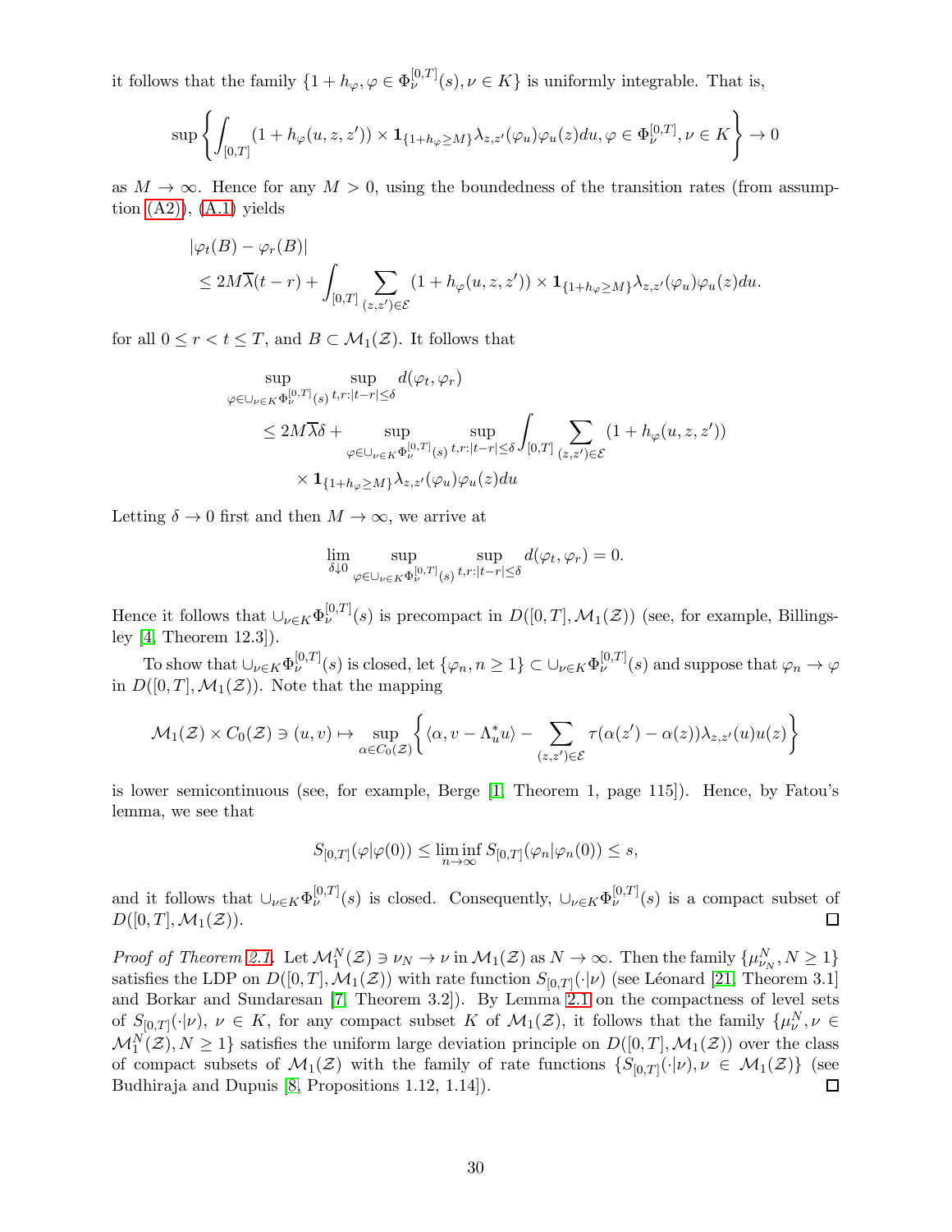it follows that the family $\{1 + h_\varphi, \varphi \in \Phi_\nu^{[0,T]}(s), \nu \in K\}$ is uniformly integrable. That is,

$$\sup \left\{ \int_{[0,T]} (1 + h_\varphi(u, z, z')) \times \mathbf{1}_{\{1+h_\varphi \geq M\}} \lambda_{z,z'}(\varphi_u)\varphi_u(z) du, \varphi \in \Phi_\nu^{[0,T]}, \nu \in K \right\} \to 0$$

as $M \to \infty$. Hence for any $M > 0$, using the boundedness of the transition rates (from assumption (A2)), (A.1) yields

$$\begin{aligned}
&|\varphi_t(B) - \varphi_r(B)| \\
&\leq 2M\overline{\lambda}(t - r) + \int_{[0,T]} \sum_{(z,z') \in \mathcal{E}} (1 + h_\varphi(u, z, z')) \times \mathbf{1}_{\{1+h_\varphi \geq M\}} \lambda_{z,z'}(\varphi_u)\varphi_u(z) du.
\end{aligned}$$

for all $0 \leq r < t \leq T$, and $B \subset \mathcal{M}_1(\mathcal{Z})$. It follows that

$$\begin{aligned}
&\sup_{\varphi \in \cup_{\nu \in K} \Phi_\nu^{[0,T]}(s)} \sup_{t,r:|t-r| \leq \delta} d(\varphi_t, \varphi_r) \\
&\leq 2M\overline{\lambda}\delta + \sup_{\varphi \in \cup_{\nu \in K} \Phi_\nu^{[0,T]}(s)} \sup_{t,r:|t-r| \leq \delta} \int_{[0,T]} \sum_{(z,z') \in \mathcal{E}} (1 + h_\varphi(u, z, z')) \\
&\qquad \times \mathbf{1}_{\{1+h_\varphi \geq M\}} \lambda_{z,z'}(\varphi_u)\varphi_u(z) du
\end{aligned}$$

Letting $\delta \to 0$ first and then $M \to \infty$, we arrive at

$$\lim_{\delta \downarrow 0} \sup_{\varphi \in \cup_{\nu \in K} \Phi_\nu^{[0,T]}(s)} \sup_{t,r:|t-r| \leq \delta} d(\varphi_t, \varphi_r) = 0.$$

Hence it follows that $\cup_{\nu \in K} \Phi_\nu^{[0,T]}(s)$ is precompact in $D([0, T], \mathcal{M}_1(\mathcal{Z}))$ (see, for example, Billingsley [4, Theorem 12.3]).

To show that $\cup_{\nu \in K} \Phi_\nu^{[0,T]}(s)$ is closed, let $\{\varphi_n, n \geq 1\} \subset \cup_{\nu \in K} \Phi_\nu^{[0,T]}(s)$ and suppose that $\varphi_n \to \varphi$ in $D([0, T], \mathcal{M}_1(\mathcal{Z}))$. Note that the mapping

$$\mathcal{M}_1(\mathcal{Z}) \times C_0(\mathcal{Z}) \ni (u, v) \mapsto \sup_{\alpha \in C_0(\mathcal{Z})} \left\{ \langle \alpha, v - \Lambda_u^* u \rangle - \sum_{(z,z') \in \mathcal{E}} \tau(\alpha(z') - \alpha(z))\lambda_{z,z'}(u)u(z) \right\}$$

is lower semicontinuous (see, for example, Berge [1, Theorem 1, page 115]). Hence, by Fatou's lemma, we see that

$$S_{[0,T]}(\varphi|\varphi(0)) \leq \liminf_{n \to \infty} S_{[0,T]}(\varphi_n|\varphi_n(0)) \leq s,$$

and it follows that $\cup_{\nu \in K} \Phi_\nu^{[0,T]}(s)$ is closed. Consequently, $\cup_{\nu \in K} \Phi_\nu^{[0,T]}(s)$ is a compact subset of $D([0, T], \mathcal{M}_1(\mathcal{Z}))$. □

*Proof of Theorem 2.1.* Let $\mathcal{M}_1^N(\mathcal{Z}) \ni \nu_N \to \nu$ in $\mathcal{M}_1(\mathcal{Z})$ as $N \to \infty$. Then the family $\{\mu_{\nu_N}^N, N \geq 1\}$ satisfies the LDP on $D([0, T], \mathcal{M}_1(\mathcal{Z}))$ with rate function $S_{[0,T]}(\cdot|\nu)$ (see Léonard [21, Theorem 3.1] and Borkar and Sundaresan [7, Theorem 3.2]). By Lemma 2.1 on the compactness of level sets of $S_{[0,T]}(\cdot|\nu)$, $\nu \in K$, for any compact subset $K$ of $\mathcal{M}_1(\mathcal{Z})$, it follows that the family $\{\mu_\nu^N, \nu \in \mathcal{M}_1^N(\mathcal{Z}), N \geq 1\}$ satisfies the uniform large deviation principle on $D([0, T], \mathcal{M}_1(\mathcal{Z}))$ over the class of compact subsets of $\mathcal{M}_1(\mathcal{Z})$ with the family of rate functions $\{S_{[0,T]}(\cdot|\nu), \nu \in \mathcal{M}_1(\mathcal{Z})\}$ (see Budhiraja and Dupuis [8, Propositions 1.12, 1.14]). □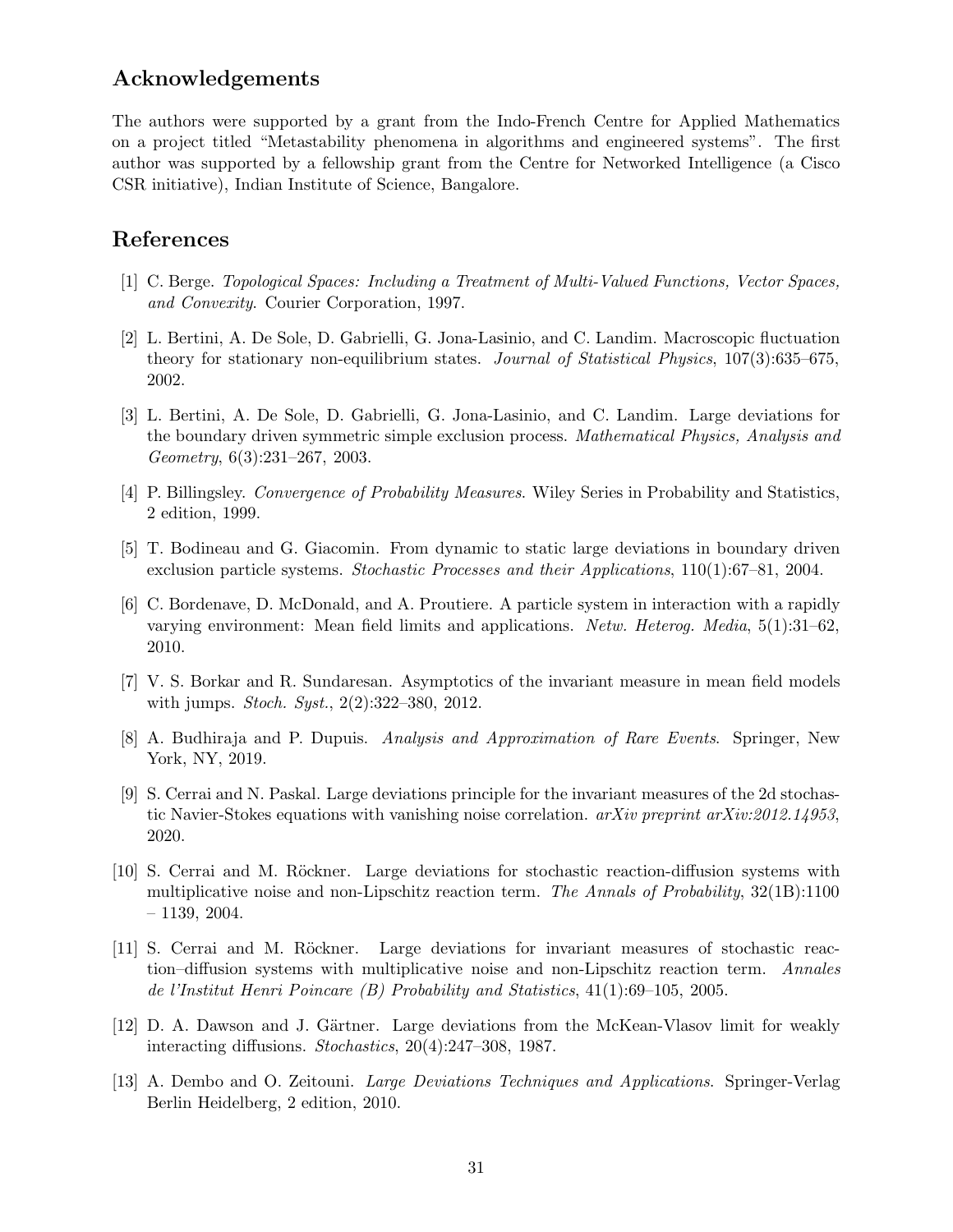## Acknowledgements

The authors were supported by a grant from the Indo-French Centre for Applied Mathematics on a project titled "Metastability phenomena in algorithms and engineered systems". The first author was supported by a fellowship grant from the Centre for Networked Intelligence (a Cisco CSR initiative), Indian Institute of Science, Bangalore.

## References

[1] C. Berge. *Topological Spaces: Including a Treatment of Multi-Valued Functions, Vector Spaces, and Convexity*. Courier Corporation, 1997.

[2] L. Bertini, A. De Sole, D. Gabrielli, G. Jona-Lasinio, and C. Landim. Macroscopic fluctuation theory for stationary non-equilibrium states. *Journal of Statistical Physics*, 107(3):635–675, 2002.

[3] L. Bertini, A. De Sole, D. Gabrielli, G. Jona-Lasinio, and C. Landim. Large deviations for the boundary driven symmetric simple exclusion process. *Mathematical Physics, Analysis and Geometry*, 6(3):231–267, 2003.

[4] P. Billingsley. *Convergence of Probability Measures*. Wiley Series in Probability and Statistics, 2 edition, 1999.

[5] T. Bodineau and G. Giacomin. From dynamic to static large deviations in boundary driven exclusion particle systems. *Stochastic Processes and their Applications*, 110(1):67–81, 2004.

[6] C. Bordenave, D. McDonald, and A. Proutiere. A particle system in interaction with a rapidly varying environment: Mean field limits and applications. *Netw. Heterog. Media*, 5(1):31–62, 2010.

[7] V. S. Borkar and R. Sundaresan. Asymptotics of the invariant measure in mean field models with jumps. *Stoch. Syst.*, 2(2):322–380, 2012.

[8] A. Budhiraja and P. Dupuis. *Analysis and Approximation of Rare Events*. Springer, New York, NY, 2019.

[9] S. Cerrai and N. Paskal. Large deviations principle for the invariant measures of the 2d stochastic Navier-Stokes equations with vanishing noise correlation. *arXiv preprint arXiv:2012.14953*, 2020.

[10] S. Cerrai and M. Röckner. Large deviations for stochastic reaction-diffusion systems with multiplicative noise and non-Lipschitz reaction term. *The Annals of Probability*, 32(1B):1100 – 1139, 2004.

[11] S. Cerrai and M. Röckner. Large deviations for invariant measures of stochastic reaction–diffusion systems with multiplicative noise and non-Lipschitz reaction term. *Annales de l'Institut Henri Poincare (B) Probability and Statistics*, 41(1):69–105, 2005.

[12] D. A. Dawson and J. Gärtner. Large deviations from the McKean-Vlasov limit for weakly interacting diffusions. *Stochastics*, 20(4):247–308, 1987.

[13] A. Dembo and O. Zeitouni. *Large Deviations Techniques and Applications*. Springer-Verlag Berlin Heidelberg, 2 edition, 2010.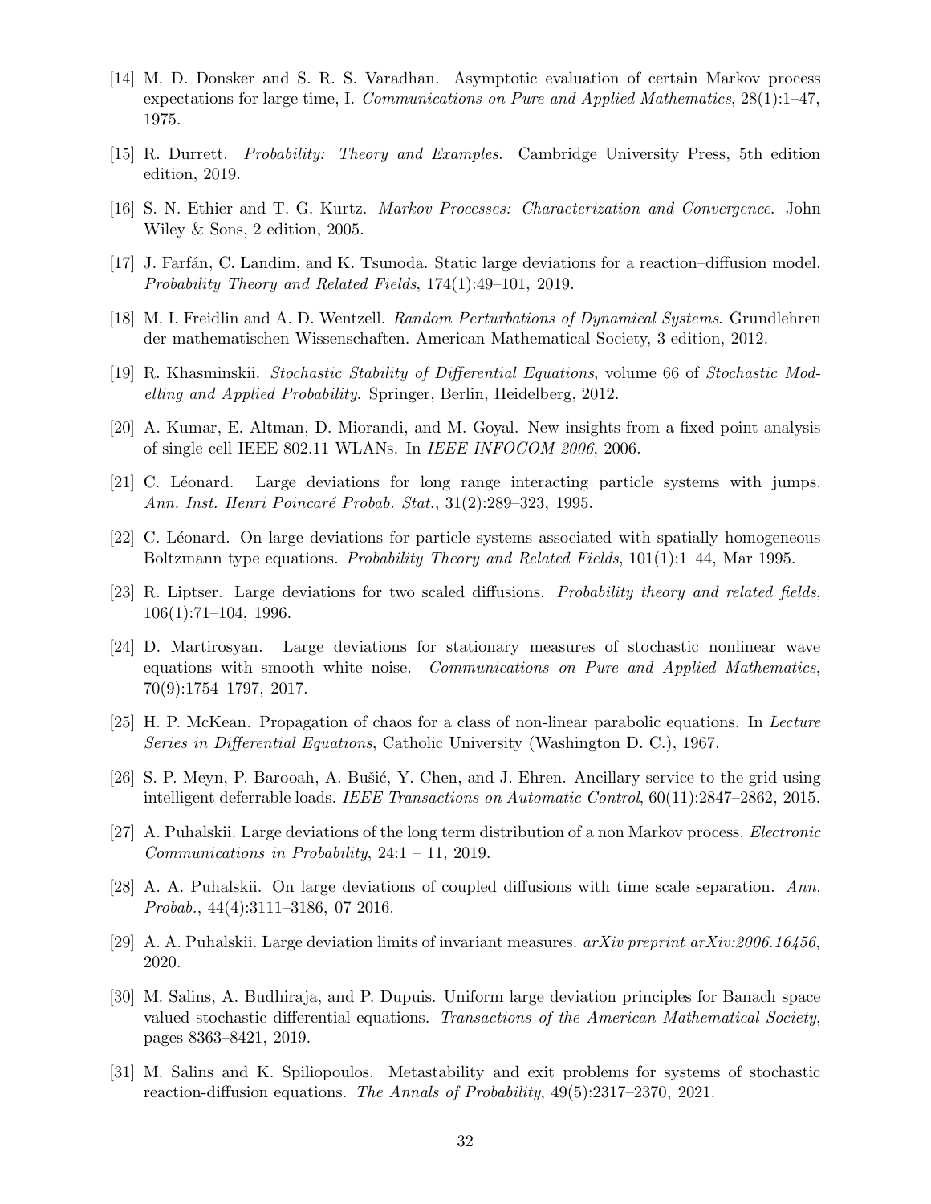[14] M. D. Donsker and S. R. S. Varadhan. Asymptotic evaluation of certain Markov process expectations for large time, I. *Communications on Pure and Applied Mathematics*, 28(1):1–47, 1975.

[15] R. Durrett. *Probability: Theory and Examples*. Cambridge University Press, 5th edition edition, 2019.

[16] S. N. Ethier and T. G. Kurtz. *Markov Processes: Characterization and Convergence*. John Wiley & Sons, 2 edition, 2005.

[17] J. Farfán, C. Landim, and K. Tsunoda. Static large deviations for a reaction–diffusion model. *Probability Theory and Related Fields*, 174(1):49–101, 2019.

[18] M. I. Freidlin and A. D. Wentzell. *Random Perturbations of Dynamical Systems*. Grundlehren der mathematischen Wissenschaften. American Mathematical Society, 3 edition, 2012.

[19] R. Khasminskii. *Stochastic Stability of Differential Equations*, volume 66 of *Stochastic Modelling and Applied Probability*. Springer, Berlin, Heidelberg, 2012.

[20] A. Kumar, E. Altman, D. Miorandi, and M. Goyal. New insights from a fixed point analysis of single cell IEEE 802.11 WLANs. In *IEEE INFOCOM 2006*, 2006.

[21] C. Léonard. Large deviations for long range interacting particle systems with jumps. *Ann. Inst. Henri Poincaré Probab. Stat.*, 31(2):289–323, 1995.

[22] C. Léonard. On large deviations for particle systems associated with spatially homogeneous Boltzmann type equations. *Probability Theory and Related Fields*, 101(1):1–44, Mar 1995.

[23] R. Liptser. Large deviations for two scaled diffusions. *Probability theory and related fields*, 106(1):71–104, 1996.

[24] D. Martirosyan. Large deviations for stationary measures of stochastic nonlinear wave equations with smooth white noise. *Communications on Pure and Applied Mathematics*, 70(9):1754–1797, 2017.

[25] H. P. McKean. Propagation of chaos for a class of non-linear parabolic equations. In *Lecture Series in Differential Equations*, Catholic University (Washington D. C.), 1967.

[26] S. P. Meyn, P. Barooah, A. Bušić, Y. Chen, and J. Ehren. Ancillary service to the grid using intelligent deferrable loads. *IEEE Transactions on Automatic Control*, 60(11):2847–2862, 2015.

[27] A. Puhalskii. Large deviations of the long term distribution of a non Markov process. *Electronic Communications in Probability*, 24:1 – 11, 2019.

[28] A. A. Puhalskii. On large deviations of coupled diffusions with time scale separation. *Ann. Probab.*, 44(4):3111–3186, 07 2016.

[29] A. A. Puhalskii. Large deviation limits of invariant measures. *arXiv preprint arXiv:2006.16456*, 2020.

[30] M. Salins, A. Budhiraja, and P. Dupuis. Uniform large deviation principles for Banach space valued stochastic differential equations. *Transactions of the American Mathematical Society*, pages 8363–8421, 2019.

[31] M. Salins and K. Spiliopoulos. Metastability and exit problems for systems of stochastic reaction-diffusion equations. *The Annals of Probability*, 49(5):2317–2370, 2021.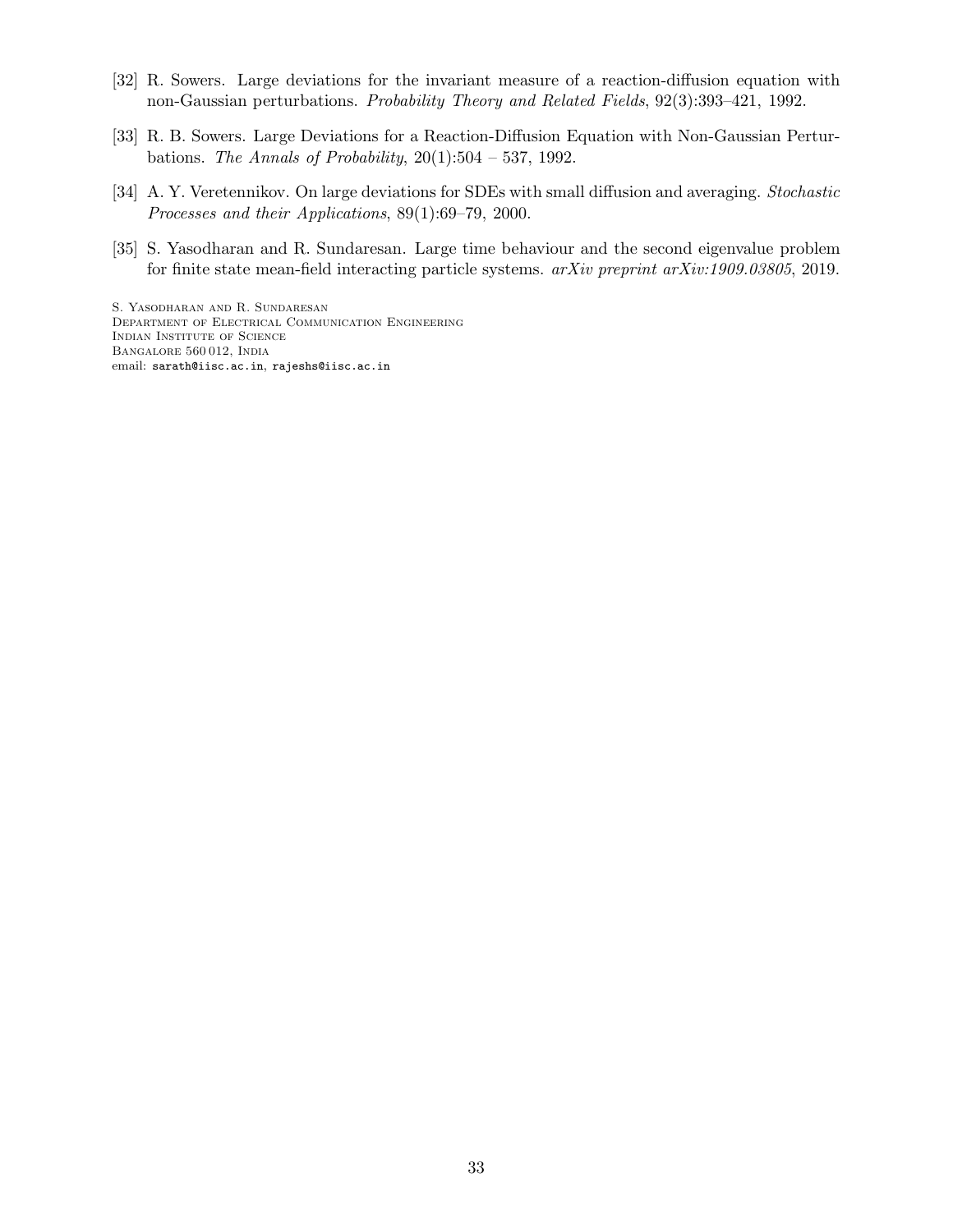[32] R. Sowers. Large deviations for the invariant measure of a reaction-diffusion equation with non-Gaussian perturbations. *Probability Theory and Related Fields*, 92(3):393–421, 1992.

[33] R. B. Sowers. Large Deviations for a Reaction-Diffusion Equation with Non-Gaussian Perturbations. *The Annals of Probability*, 20(1):504 – 537, 1992.

[34] A. Y. Veretennikov. On large deviations for SDEs with small diffusion and averaging. *Stochastic Processes and their Applications*, 89(1):69–79, 2000.

[35] S. Yasodharan and R. Sundaresan. Large time behaviour and the second eigenvalue problem for finite state mean-field interacting particle systems. *arXiv preprint arXiv:1909.03805*, 2019.

S. Yasodharan and R. Sundaresan
Department of Electrical Communication Engineering
Indian Institute of Science
Bangalore 560 012, India
email: `sarath@iisc.ac.in`, `rajeshs@iisc.ac.in`